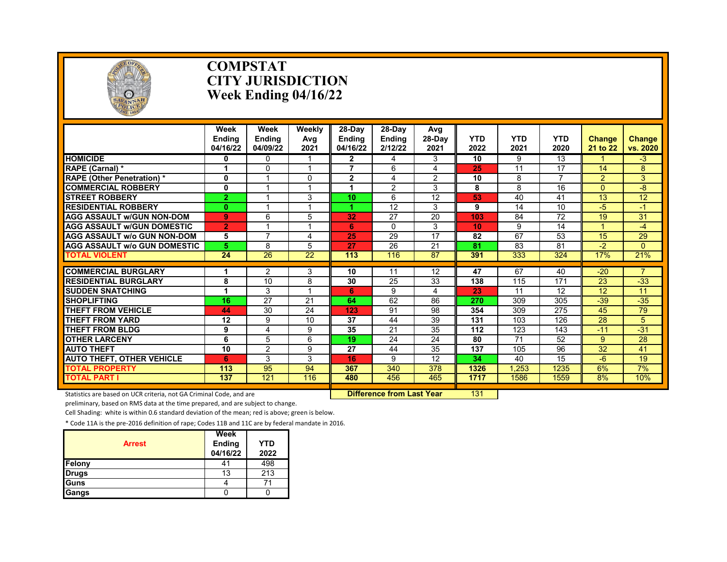# COMPSTAT
# CITY JURISDICTION
# Week Ending 04/16/22

| | Week Ending 04/16/22 | Week Ending 04/09/22 | Weekly Avg 2021 | 28-Day Ending 04/16/22 | 28-Day Ending 2/12/22 | Avg 28-Day 2021 | YTD 2022 | YTD 2021 | YTD 2020 | Change 21 to 22 | Change vs. 2020 |
|---|---|---|---|---|---|---|---|---|---|---|---|
| **HOMICIDE** | **0** | 0 | 1 | **2** | 4 | 3 | **10** | 9 | 13 | 1 | -3 |
| **RAPE (Carnal) *** | **1** | 0 | 1 | **7** | 6 | 4 | **25** | 11 | 17 | 14 | 8 |
| **RAPE (Other Penetration) *** | **0** | 1 | 0 | **2** | 4 | 2 | **10** | 8 | 7 | 2 | 3 |
| **COMMERCIAL ROBBERY** | **0** | 1 | 1 | **1** | 2 | 3 | **8** | 8 | 16 | 0 | -8 |
| **STREET ROBBERY** | **2** | 1 | 3 | **10** | 6 | 12 | **53** | 40 | 41 | 13 | 12 |
| **RESIDENTIAL ROBBERY** | **0** | 1 | 1 | **1** | 12 | 3 | **9** | 14 | 10 | -5 | -1 |
| **AGG ASSAULT w/GUN NON-DOM** | **9** | 6 | 5 | **32** | 27 | 20 | **103** | 84 | 72 | 19 | 31 |
| **AGG ASSAULT w/GUN DOMESTIC** | **2** | 1 | 1 | **6** | 0 | 3 | **10** | 9 | 14 | 1 | -4 |
| **AGG ASSAULT w/o GUN NON-DOM** | **5** | 7 | 4 | **25** | 29 | 17 | **82** | 67 | 53 | 15 | 29 |
| **AGG ASSAULT w/o GUN DOMESTIC** | **5** | 8 | 5 | **27** | 26 | 21 | **81** | 83 | 81 | -2 | 0 |
| **TOTAL VIOLENT** | **24** | 26 | 22 | **113** | 116 | 87 | **391** | 333 | 324 | 17% | 21% |
| **COMMERCIAL BURGLARY** | **1** | 2 | 3 | **10** | 11 | 12 | **47** | 67 | 40 | -20 | 7 |
| **RESIDENTIAL BURGLARY** | **8** | 10 | 8 | **30** | 25 | 33 | **138** | 115 | 171 | 23 | -33 |
| **SUDDEN SNATCHING** | **1** | 3 | 1 | **6** | 9 | 4 | **23** | 11 | 12 | 12 | 11 |
| **SHOPLIFTING** | **16** | 27 | 21 | **64** | 62 | 86 | **270** | 309 | 305 | -39 | -35 |
| **THEFT FROM VEHICLE** | **44** | 30 | 24 | **123** | 91 | 98 | **354** | 309 | 275 | 45 | 79 |
| **THEFT FROM YARD** | **12** | 9 | 10 | **37** | 44 | 39 | **131** | 103 | 126 | 28 | 5 |
| **THEFT FROM BLDG** | **9** | 4 | 9 | **35** | 21 | 35 | **112** | 123 | 143 | -11 | -31 |
| **OTHER LARCENY** | **6** | 5 | 6 | **19** | 24 | 24 | **80** | 71 | 52 | 9 | 28 |
| **AUTO THEFT** | **10** | 2 | 9 | **27** | 44 | 35 | **137** | 105 | 96 | 32 | 41 |
| **AUTO THEFT, OTHER VEHICLE** | **6** | 3 | 3 | **16** | 9 | 12 | **34** | 40 | 15 | -6 | 19 |
| **TOTAL PROPERTY** | **113** | 95 | 94 | **367** | 340 | 378 | **1326** | 1,253 | 1235 | 6% | 7% |
| **TOTAL PART I** | **137** | 121 | 116 | **480** | 456 | 465 | **1717** | 1586 | 1559 | 8% | 10% |

**Difference from Last Year** 131

Statistics are based on UCR criteria, not GA Criminal Code, and are preliminary, based on RMS data at the time prepared, and are subject to change.

Cell Shading: white is within 0.6 standard deviation of the mean; red is above; green is below.

* Code 11A is the pre-2016 definition of rape; Codes 11B and 11C are by federal mandate in 2016.

| Arrest | Week Ending 04/16/22 | YTD 2022 |
|---|---|---|
| Felony | 41 | 498 |
| Drugs | 13 | 213 |
| Guns | 4 | 71 |
| Gangs | 0 | 0 |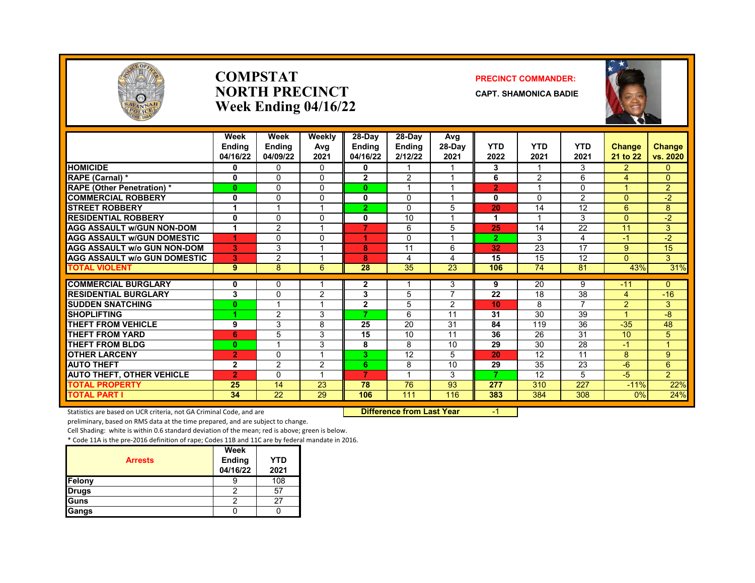# COMPSTAT
# NORTH PRECINCT
# Week Ending 04/16/22

**PRECINCT COMMANDER:**

**CAPT. SHAMONICA BADIE**

| | Week Ending 04/16/22 | Week Ending 04/09/22 | Weekly Avg 2021 | 28-Day Ending 04/16/22 | 28-Day Ending 2/12/22 | Avg 28-Day 2021 | YTD 2022 | YTD 2021 | YTD 2021 | Change 21 to 22 | Change vs. 2020 |
|---|---|---|---|---|---|---|---|---|---|---|---|
| HOMICIDE | 0 | 0 | 0 | 0 | 1 | 1 | 3 | 1 | 3 | 2 | 0 |
| RAPE (Carnal) * | 0 | 0 | 0 | 2 | 2 | 1 | 6 | 2 | 6 | 4 | 0 |
| RAPE (Other Penetration) * | 0 | 0 | 0 | 0 | 1 | 1 | 2 | 1 | 0 | 1 | 2 |
| COMMERCIAL ROBBERY | 0 | 0 | 0 | 0 | 0 | 1 | 0 | 0 | 2 | 0 | -2 |
| STREET ROBBERY | 1 | 1 | 1 | 2 | 0 | 5 | 20 | 14 | 12 | 6 | 8 |
| RESIDENTIAL ROBBERY | 0 | 0 | 0 | 0 | 10 | 1 | 1 | 1 | 3 | 0 | -2 |
| AGG ASSAULT w/GUN NON-DOM | 1 | 2 | 1 | 7 | 6 | 5 | 25 | 14 | 22 | 11 | 3 |
| AGG ASSAULT w/GUN DOMESTIC | 1 | 0 | 0 | 1 | 0 | 1 | 2 | 3 | 4 | -1 | -2 |
| AGG ASSAULT w/o GUN NON-DOM | 3 | 3 | 1 | 8 | 11 | 6 | 32 | 23 | 17 | 9 | 15 |
| AGG ASSAULT w/o GUN DOMESTIC | 3 | 2 | 1 | 8 | 4 | 4 | 15 | 15 | 12 | 0 | 3 |
| TOTAL VIOLENT | 9 | 8 | 6 | 28 | 35 | 23 | 106 | 74 | 81 | 43% | 31% |
| COMMERCIAL BURGLARY | 0 | 0 | 1 | 2 | 1 | 3 | 9 | 20 | 9 | -11 | 0 |
| RESIDENTIAL BURGLARY | 3 | 0 | 2 | 3 | 5 | 7 | 22 | 18 | 38 | 4 | -16 |
| SUDDEN SNATCHING | 0 | 1 | 1 | 2 | 5 | 2 | 10 | 8 | 7 | 2 | 3 |
| SHOPLIFTING | 1 | 2 | 3 | 7 | 6 | 11 | 31 | 30 | 39 | 1 | -8 |
| THEFT FROM VEHICLE | 9 | 3 | 8 | 25 | 20 | 31 | 84 | 119 | 36 | -35 | 48 |
| THEFT FROM YARD | 6 | 5 | 3 | 15 | 10 | 11 | 36 | 26 | 31 | 10 | 5 |
| THEFT FROM BLDG | 0 | 1 | 3 | 8 | 8 | 10 | 29 | 30 | 28 | -1 | 1 |
| OTHER LARCENY | 2 | 0 | 1 | 3 | 12 | 5 | 20 | 12 | 11 | 8 | 9 |
| AUTO THEFT | 2 | 2 | 2 | 6 | 8 | 10 | 29 | 35 | 23 | -6 | 6 |
| AUTO THEFT, OTHER VEHICLE | 2 | 0 | 1 | 7 | 1 | 3 | 7 | 12 | 5 | -5 | 2 |
| TOTAL PROPERTY | 25 | 14 | 23 | 78 | 76 | 93 | 277 | 310 | 227 | -11% | 22% |
| TOTAL PART I | 34 | 22 | 29 | 106 | 111 | 116 | 383 | 384 | 308 | 0% | 24% |

Statistics are based on UCR criteria, not GA Criminal Code, and are preliminary, based on RMS data at the time prepared, and are subject to change.

**Difference from Last Year** -1

Cell Shading: white is within 0.6 standard deviation of the mean; red is above; green is below.

* Code 11A is the pre-2016 definition of rape; Codes 11B and 11C are by federal mandate in 2016.

| Arrests | Week Ending 04/16/22 | YTD 2021 |
|---|---|---|
| Felony | 9 | 108 |
| Drugs | 2 | 57 |
| Guns | 2 | 27 |
| Gangs | 0 | 0 |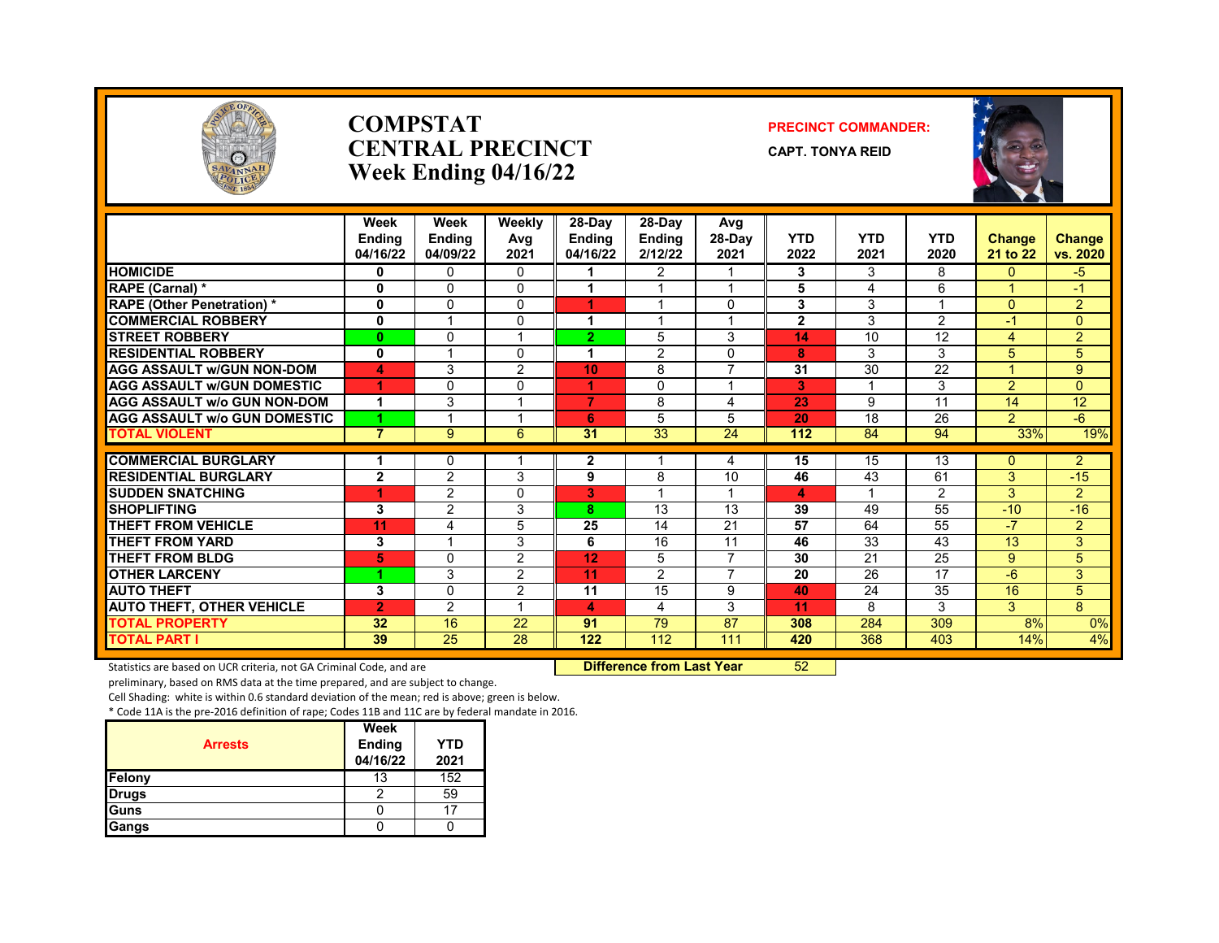# COMPSTAT
# CENTRAL PRECINCT
# Week Ending 04/16/22

**PRECINCT COMMANDER:**

**CAPT. TONYA REID**

| | Week Ending 04/16/22 | Week Ending 04/09/22 | Weekly Avg 2021 | 28-Day Ending 04/16/22 | 28-Day Ending 2/12/22 | Avg 28-Day 2021 | YTD 2022 | YTD 2021 | YTD 2020 | Change 21 to 22 | Change vs. 2020 |
|---|---|---|---|---|---|---|---|---|---|---|---|
| HOMICIDE | 0 | 0 | 0 | 1 | 2 | 1 | 3 | 3 | 8 | 0 | -5 |
| RAPE (Carnal) * | 0 | 0 | 0 | 1 | 1 | 1 | 5 | 4 | 6 | 1 | -1 |
| RAPE (Other Penetration) * | 0 | 0 | 0 | 1 | 1 | 0 | 3 | 3 | 1 | 0 | 2 |
| COMMERCIAL ROBBERY | 0 | 1 | 0 | 1 | 1 | 1 | 2 | 3 | 2 | -1 | 0 |
| STREET ROBBERY | 0 | 0 | 1 | 2 | 5 | 3 | 14 | 10 | 12 | 4 | 2 |
| RESIDENTIAL ROBBERY | 0 | 1 | 0 | 1 | 2 | 0 | 8 | 3 | 3 | 5 | 5 |
| AGG ASSAULT w/GUN NON-DOM | 4 | 3 | 2 | 10 | 8 | 7 | 31 | 30 | 22 | 1 | 9 |
| AGG ASSAULT w/GUN DOMESTIC | 1 | 0 | 0 | 1 | 0 | 1 | 3 | 1 | 3 | 2 | 0 |
| AGG ASSAULT w/o GUN NON-DOM | 1 | 3 | 1 | 7 | 8 | 4 | 23 | 9 | 11 | 14 | 12 |
| AGG ASSAULT w/o GUN DOMESTIC | 1 | 1 | 1 | 6 | 5 | 5 | 20 | 18 | 26 | 2 | -6 |
| TOTAL VIOLENT | 7 | 9 | 6 | 31 | 33 | 24 | 112 | 84 | 94 | 33% | 19% |
| COMMERCIAL BURGLARY | 1 | 0 | 1 | 2 | 1 | 4 | 15 | 15 | 13 | 0 | 2 |
| RESIDENTIAL BURGLARY | 2 | 2 | 3 | 9 | 8 | 10 | 46 | 43 | 61 | 3 | -15 |
| SUDDEN SNATCHING | 1 | 2 | 0 | 3 | 1 | 1 | 4 | 1 | 2 | 3 | 2 |
| SHOPLIFTING | 3 | 2 | 3 | 8 | 13 | 13 | 39 | 49 | 55 | -10 | -16 |
| THEFT FROM VEHICLE | 11 | 4 | 5 | 25 | 14 | 21 | 57 | 64 | 55 | -7 | 2 |
| THEFT FROM YARD | 3 | 1 | 3 | 6 | 16 | 11 | 46 | 33 | 43 | 13 | 3 |
| THEFT FROM BLDG | 5 | 0 | 2 | 12 | 5 | 7 | 30 | 21 | 25 | 9 | 5 |
| OTHER LARCENY | 1 | 3 | 2 | 11 | 2 | 7 | 20 | 26 | 17 | -6 | 3 |
| AUTO THEFT | 3 | 0 | 2 | 11 | 15 | 9 | 40 | 24 | 35 | 16 | 5 |
| AUTO THEFT, OTHER VEHICLE | 2 | 2 | 1 | 4 | 4 | 3 | 11 | 8 | 3 | 3 | 8 |
| TOTAL PROPERTY | 32 | 16 | 22 | 91 | 79 | 87 | 308 | 284 | 309 | 8% | 0% |
| TOTAL PART I | 39 | 25 | 28 | 122 | 112 | 111 | 420 | 368 | 403 | 14% | 4% |

**Difference from Last Year** 52

Statistics are based on UCR criteria, not GA Criminal Code, and are preliminary, based on RMS data at the time prepared, and are subject to change.

Cell Shading: white is within 0.6 standard deviation of the mean; red is above; green is below.

* Code 11A is the pre-2016 definition of rape; Codes 11B and 11C are by federal mandate in 2016.

| Arrests | Week Ending 04/16/22 | YTD 2021 |
|---|---|---|
| Felony | 13 | 152 |
| Drugs | 2 | 59 |
| Guns | 0 | 17 |
| Gangs | 0 | 0 |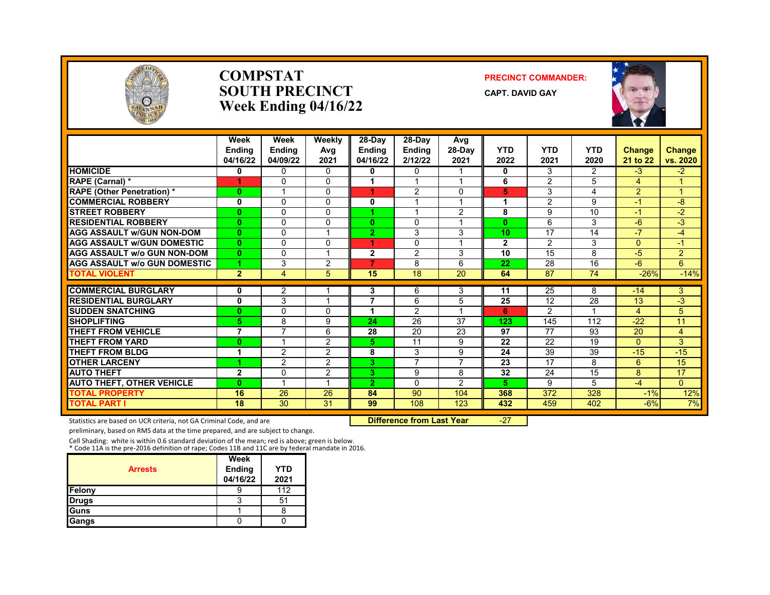# COMPSTAT
# SOUTH PRECINCT
# Week Ending 04/16/22

**PRECINCT COMMANDER:**

**CAPT. DAVID GAY**

| | Week Ending 04/16/22 | Week Ending 04/09/22 | Weekly Avg 2021 | 28-Day Ending 04/16/22 | 28-Day Ending 2/12/22 | Avg 28-Day 2021 | YTD 2022 | YTD 2021 | YTD 2020 | Change 21 to 22 | Change vs. 2020 |
|---|---|---|---|---|---|---|---|---|---|---|---|
| HOMICIDE | 0 | 0 | 0 | 0 | 0 | 1 | 0 | 3 | 2 | -3 | -2 |
| RAPE (Carnal) * | 1 | 0 | 0 | 1 | 1 | 1 | 6 | 2 | 5 | 4 | 1 |
| RAPE (Other Penetration) * | 0 | 1 | 0 | 1 | 2 | 0 | 5 | 3 | 4 | 2 | 1 |
| COMMERCIAL ROBBERY | 0 | 0 | 0 | 0 | 1 | 1 | 1 | 2 | 9 | -1 | -8 |
| STREET ROBBERY | 0 | 0 | 0 | 1 | 1 | 2 | 8 | 9 | 10 | -1 | -2 |
| RESIDENTIAL ROBBERY | 0 | 0 | 0 | 0 | 0 | 1 | 0 | 6 | 3 | -6 | -3 |
| AGG ASSAULT w/GUN NON-DOM | 0 | 0 | 1 | 2 | 3 | 3 | 10 | 17 | 14 | -7 | -4 |
| AGG ASSAULT w/GUN DOMESTIC | 0 | 0 | 0 | 1 | 0 | 1 | 2 | 2 | 3 | 0 | -1 |
| AGG ASSAULT w/o GUN NON-DOM | 0 | 0 | 1 | 2 | 2 | 3 | 10 | 15 | 8 | -5 | 2 |
| AGG ASSAULT w/o GUN DOMESTIC | 1 | 3 | 2 | 7 | 8 | 6 | 22 | 28 | 16 | -6 | 6 |
| TOTAL VIOLENT | 2 | 4 | 5 | 15 | 18 | 20 | 64 | 87 | 74 | -26% | -14% |
| COMMERCIAL BURGLARY | 0 | 2 | 1 | 3 | 6 | 3 | 11 | 25 | 8 | -14 | 3 |
| RESIDENTIAL BURGLARY | 0 | 3 | 1 | 7 | 6 | 5 | 25 | 12 | 28 | 13 | -3 |
| SUDDEN SNATCHING | 0 | 0 | 0 | 1 | 2 | 1 | 6 | 2 | 1 | 4 | 5 |
| SHOPLIFTING | 5 | 8 | 9 | 24 | 26 | 37 | 123 | 145 | 112 | -22 | 11 |
| THEFT FROM VEHICLE | 7 | 7 | 6 | 28 | 20 | 23 | 97 | 77 | 93 | 20 | 4 |
| THEFT FROM YARD | 0 | 1 | 2 | 5 | 11 | 9 | 22 | 22 | 19 | 0 | 3 |
| THEFT FROM BLDG | 1 | 2 | 2 | 8 | 3 | 9 | 24 | 39 | 39 | -15 | -15 |
| OTHER LARCENY | 1 | 2 | 2 | 3 | 7 | 7 | 23 | 17 | 8 | 6 | 15 |
| AUTO THEFT | 2 | 0 | 2 | 3 | 9 | 8 | 32 | 24 | 15 | 8 | 17 |
| AUTO THEFT, OTHER VEHICLE | 0 | 1 | 1 | 2 | 0 | 2 | 5 | 9 | 5 | -4 | 0 |
| TOTAL PROPERTY | 16 | 26 | 26 | 84 | 90 | 104 | 368 | 372 | 328 | -1% | 12% |
| TOTAL PART I | 18 | 30 | 31 | 99 | 108 | 123 | 432 | 459 | 402 | -6% | 7% |

Statistics are based on UCR criteria, not GA Criminal Code, and are preliminary, based on RMS data at the time prepared, and are subject to change.

**Difference from Last Year** -27

Cell Shading: white is within 0.6 standard deviation of the mean; red is above; green is below.
* Code 11A is the pre-2016 definition of rape; Codes 11B and 11C are by federal mandate in 2016.

| Arrests | Week Ending 04/16/22 | YTD 2021 |
|---|---|---|
| Felony | 9 | 112 |
| Drugs | 3 | 51 |
| Guns | 1 | 8 |
| Gangs | 0 | 0 |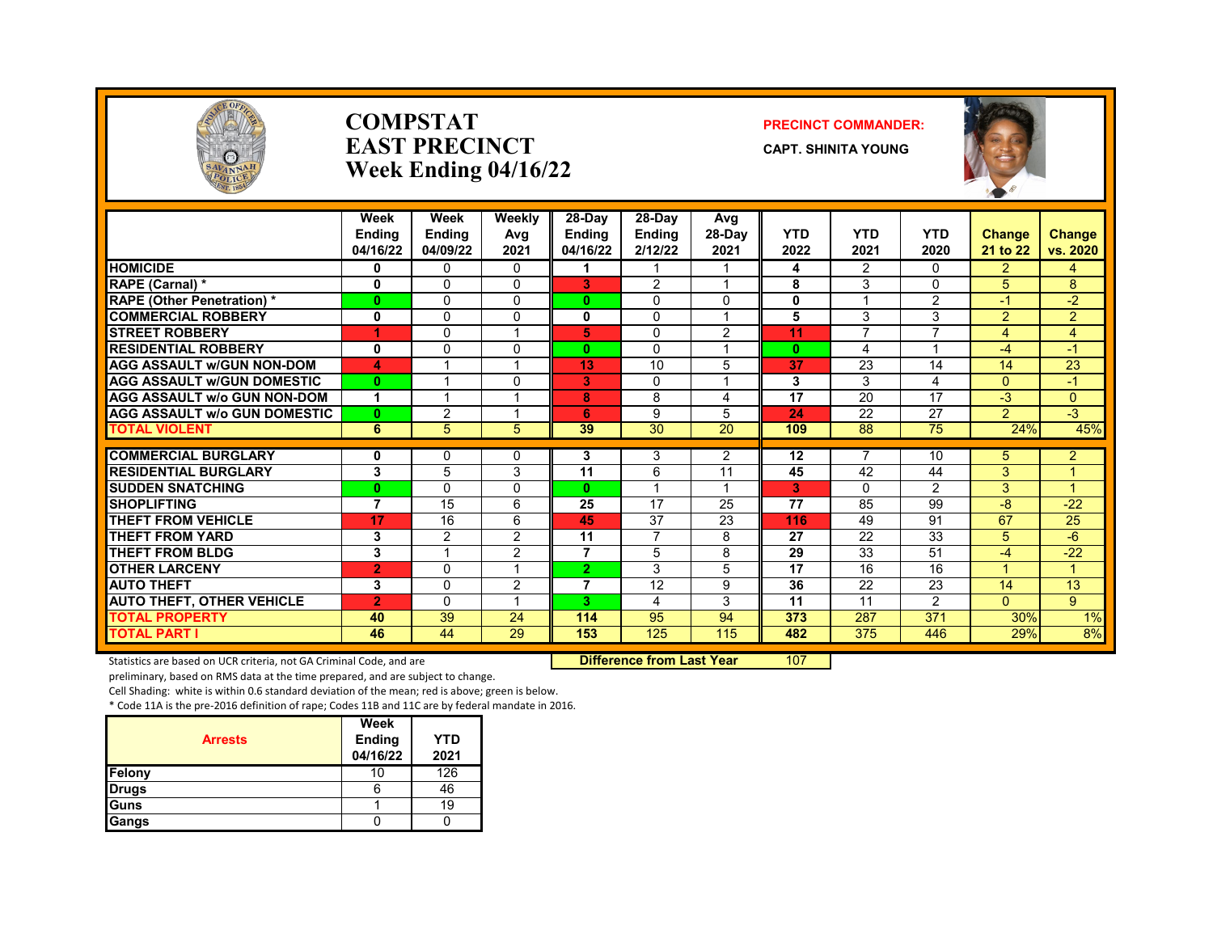# COMPSTAT
# EAST PRECINCT
# Week Ending 04/16/22

**PRECINCT COMMANDER:**

**CAPT. SHINITA YOUNG**

| | Week Ending 04/16/22 | Week Ending 04/09/22 | Weekly Avg 2021 | 28-Day Ending 04/16/22 | 28-Day Ending 2/12/22 | Avg 28-Day 2021 | YTD 2022 | YTD 2021 | YTD 2020 | Change 21 to 22 | Change vs. 2020 |
|---|---|---|---|---|---|---|---|---|---|---|---|
| HOMICIDE | 0 | 0 | 0 | 1 | 1 | 1 | 4 | 2 | 0 | 2 | 4 |
| RAPE (Carnal) * | 0 | 0 | 0 | 3 | 2 | 1 | 8 | 3 | 0 | 5 | 8 |
| RAPE (Other Penetration) * | 0 | 0 | 0 | 0 | 0 | 0 | 0 | 1 | 2 | -1 | -2 |
| COMMERCIAL ROBBERY | 0 | 0 | 0 | 0 | 0 | 1 | 5 | 3 | 3 | 2 | 2 |
| STREET ROBBERY | 1 | 0 | 1 | 5 | 0 | 2 | 11 | 7 | 7 | 4 | 4 |
| RESIDENTIAL ROBBERY | 0 | 0 | 0 | 0 | 0 | 1 | 0 | 4 | 1 | -4 | -1 |
| AGG ASSAULT w/GUN NON-DOM | 4 | 1 | 1 | 13 | 10 | 5 | 37 | 23 | 14 | 14 | 23 |
| AGG ASSAULT w/GUN DOMESTIC | 0 | 1 | 0 | 3 | 0 | 1 | 3 | 3 | 4 | 0 | -1 |
| AGG ASSAULT w/o GUN NON-DOM | 1 | 1 | 1 | 8 | 8 | 4 | 17 | 20 | 17 | -3 | 0 |
| AGG ASSAULT w/o GUN DOMESTIC | 0 | 2 | 1 | 6 | 9 | 5 | 24 | 22 | 27 | 2 | -3 |
| TOTAL VIOLENT | 6 | 5 | 5 | 39 | 30 | 20 | 109 | 88 | 75 | 24% | 45% |
| COMMERCIAL BURGLARY | 0 | 0 | 0 | 3 | 3 | 2 | 12 | 7 | 10 | 5 | 2 |
| RESIDENTIAL BURGLARY | 3 | 5 | 3 | 11 | 6 | 11 | 45 | 42 | 44 | 3 | 1 |
| SUDDEN SNATCHING | 0 | 0 | 0 | 0 | 1 | 1 | 3 | 0 | 2 | 3 | 1 |
| SHOPLIFTING | 7 | 15 | 6 | 25 | 17 | 25 | 77 | 85 | 99 | -8 | -22 |
| THEFT FROM VEHICLE | 17 | 16 | 6 | 45 | 37 | 23 | 116 | 49 | 91 | 67 | 25 |
| THEFT FROM YARD | 3 | 2 | 2 | 11 | 7 | 8 | 27 | 22 | 33 | 5 | -6 |
| THEFT FROM BLDG | 3 | 1 | 2 | 7 | 5 | 8 | 29 | 33 | 51 | -4 | -22 |
| OTHER LARCENY | 2 | 0 | 1 | 2 | 3 | 5 | 17 | 16 | 16 | 1 | 1 |
| AUTO THEFT | 3 | 0 | 2 | 7 | 12 | 9 | 36 | 22 | 23 | 14 | 13 |
| AUTO THEFT, OTHER VEHICLE | 2 | 0 | 1 | 3 | 4 | 3 | 11 | 11 | 2 | 0 | 9 |
| TOTAL PROPERTY | 40 | 39 | 24 | 114 | 95 | 94 | 373 | 287 | 371 | 30% | 1% |
| TOTAL PART I | 46 | 44 | 29 | 153 | 125 | 115 | 482 | 375 | 446 | 29% | 8% |

**Difference from Last Year** 107

Statistics are based on UCR criteria, not GA Criminal Code, and are preliminary, based on RMS data at the time prepared, and are subject to change.

Cell Shading: white is within 0.6 standard deviation of the mean; red is above; green is below.

* Code 11A is the pre-2016 definition of rape; Codes 11B and 11C are by federal mandate in 2016.

| Arrests | Week Ending 04/16/22 | YTD 2021 |
|---|---|---|
| Felony | 10 | 126 |
| Drugs | 6 | 46 |
| Guns | 1 | 19 |
| Gangs | 0 | 0 |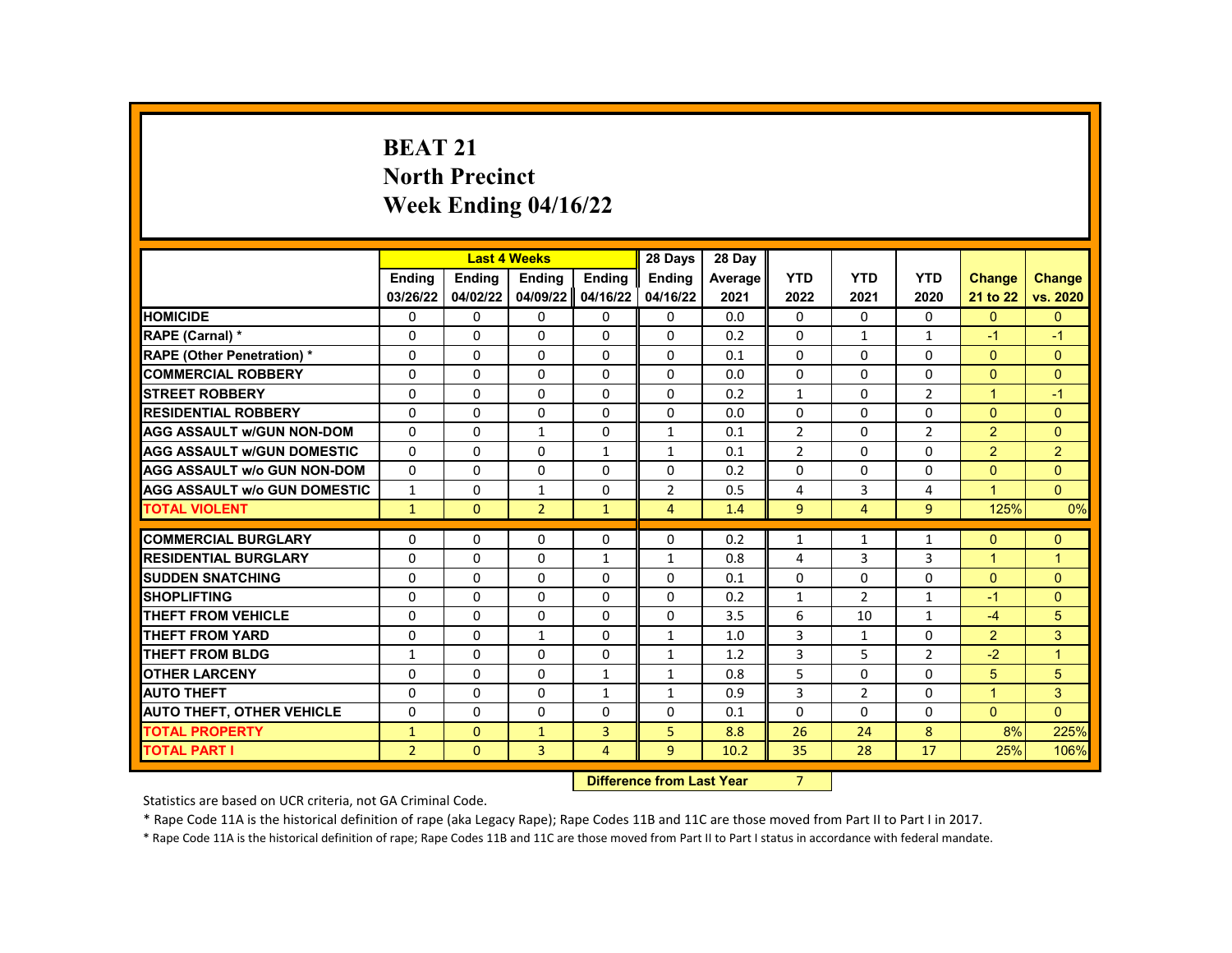# BEAT 21
## North Precinct
## Week Ending 04/16/22

| | Last 4 Weeks | | | | 28 Days | 28 Day | | | | | |
|---|---|---|---|---|---|---|---|---|---|---|---|
| | Ending 03/26/22 | Ending 04/02/22 | Ending 04/09/22 | Ending 04/16/22 | Ending 04/16/22 | Average 2021 | YTD 2022 | YTD 2021 | YTD 2020 | Change 21 to 22 | Change vs. 2020 |
| HOMICIDE | 0 | 0 | 0 | 0 | 0 | 0.0 | 0 | 0 | 0 | 0 | 0 |
| RAPE (Carnal) * | 0 | 0 | 0 | 0 | 0 | 0.2 | 0 | 1 | 1 | -1 | -1 |
| RAPE (Other Penetration) * | 0 | 0 | 0 | 0 | 0 | 0.1 | 0 | 0 | 0 | 0 | 0 |
| COMMERCIAL ROBBERY | 0 | 0 | 0 | 0 | 0 | 0.0 | 0 | 0 | 0 | 0 | 0 |
| STREET ROBBERY | 0 | 0 | 0 | 0 | 0 | 0.2 | 1 | 0 | 2 | 1 | -1 |
| RESIDENTIAL ROBBERY | 0 | 0 | 0 | 0 | 0 | 0.0 | 0 | 0 | 0 | 0 | 0 |
| AGG ASSAULT w/GUN NON-DOM | 0 | 0 | 1 | 0 | 1 | 0.1 | 2 | 0 | 2 | 2 | 0 |
| AGG ASSAULT w/GUN DOMESTIC | 0 | 0 | 0 | 1 | 1 | 0.1 | 2 | 0 | 0 | 2 | 2 |
| AGG ASSAULT w/o GUN NON-DOM | 0 | 0 | 0 | 0 | 0 | 0.2 | 0 | 0 | 0 | 0 | 0 |
| AGG ASSAULT w/o GUN DOMESTIC | 1 | 0 | 1 | 0 | 2 | 0.5 | 4 | 3 | 4 | 1 | 0 |
| TOTAL VIOLENT | 1 | 0 | 2 | 1 | 4 | 1.4 | 9 | 4 | 9 | 125% | 0% |
| COMMERCIAL BURGLARY | 0 | 0 | 0 | 0 | 0 | 0.2 | 1 | 1 | 1 | 0 | 0 |
| RESIDENTIAL BURGLARY | 0 | 0 | 0 | 1 | 1 | 0.8 | 4 | 3 | 3 | 1 | 1 |
| SUDDEN SNATCHING | 0 | 0 | 0 | 0 | 0 | 0.1 | 0 | 0 | 0 | 0 | 0 |
| SHOPLIFTING | 0 | 0 | 0 | 0 | 0 | 0.2 | 1 | 2 | 1 | -1 | 0 |
| THEFT FROM VEHICLE | 0 | 0 | 0 | 0 | 0 | 3.5 | 6 | 10 | 1 | -4 | 5 |
| THEFT FROM YARD | 0 | 0 | 1 | 0 | 1 | 1.0 | 3 | 1 | 0 | 2 | 3 |
| THEFT FROM BLDG | 1 | 0 | 0 | 0 | 1 | 1.2 | 3 | 5 | 2 | -2 | 1 |
| OTHER LARCENY | 0 | 0 | 0 | 1 | 1 | 0.8 | 5 | 0 | 0 | 5 | 5 |
| AUTO THEFT | 0 | 0 | 0 | 1 | 1 | 0.9 | 3 | 2 | 0 | 1 | 3 |
| AUTO THEFT, OTHER VEHICLE | 0 | 0 | 0 | 0 | 0 | 0.1 | 0 | 0 | 0 | 0 | 0 |
| TOTAL PROPERTY | 1 | 0 | 1 | 3 | 5 | 8.8 | 26 | 24 | 8 | 8% | 225% |
| TOTAL PART I | 2 | 0 | 3 | 4 | 9 | 10.2 | 35 | 28 | 17 | 25% | 106% |

**Difference from Last Year** 7

Statistics are based on UCR criteria, not GA Criminal Code.

* Rape Code 11A is the historical definition of rape (aka Legacy Rape); Rape Codes 11B and 11C are those moved from Part II to Part I in 2017.

* Rape Code 11A is the historical definition of rape; Rape Codes 11B and 11C are those moved from Part II to Part I status in accordance with federal mandate.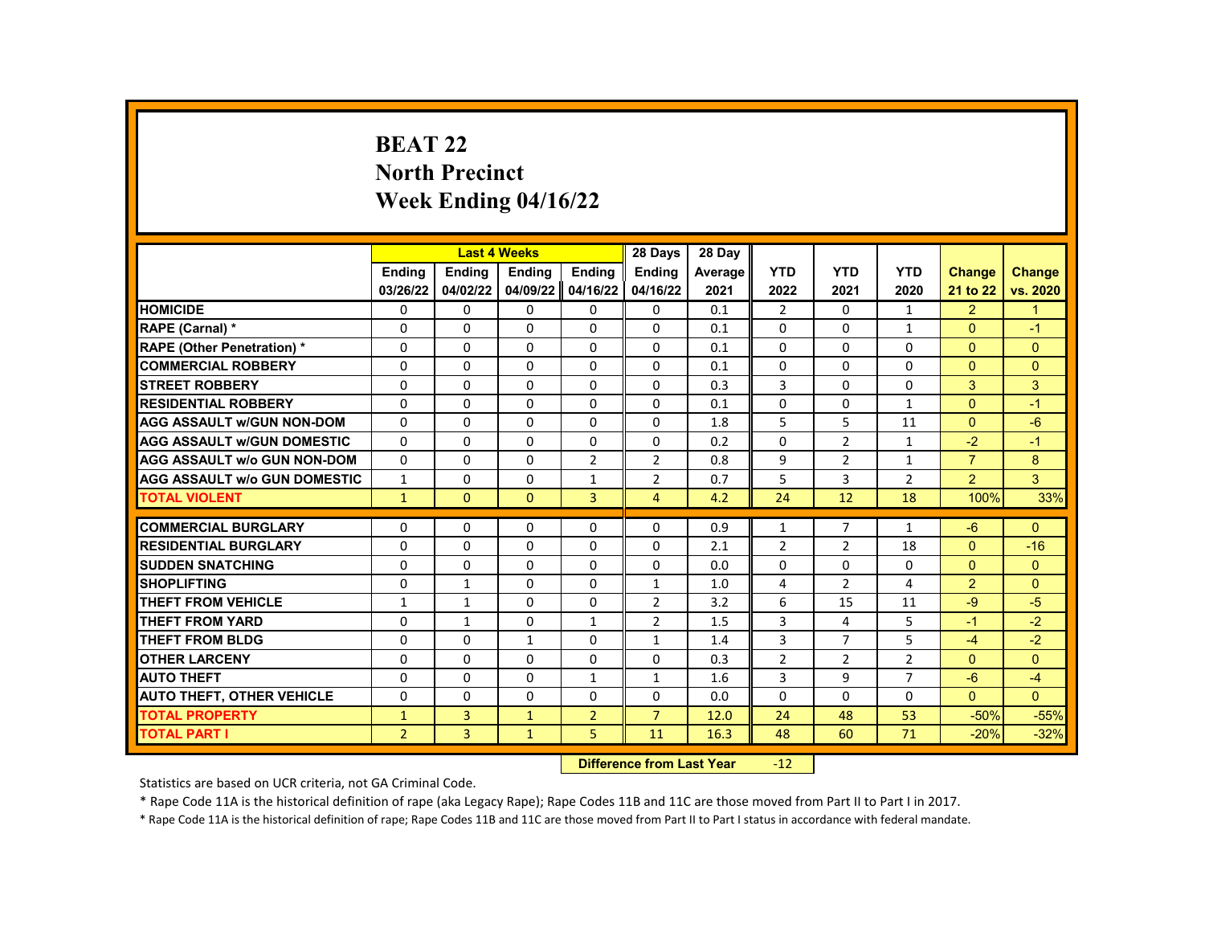# BEAT 22
## North Precinct
## Week Ending 04/16/22

| | Last 4 Weeks | | | | 28 Days | 28 Day | | | | | |
|---|---|---|---|---|---|---|---|---|---|---|---|
| | Ending 03/26/22 | Ending 04/02/22 | Ending 04/09/22 | Ending 04/16/22 | Ending 04/16/22 | Average 2021 | YTD 2022 | YTD 2021 | YTD 2020 | Change 21 to 22 | Change vs. 2020 |
| HOMICIDE | 0 | 0 | 0 | 0 | 0 | 0.1 | 2 | 0 | 1 | 2 | 1 |
| RAPE (Carnal) * | 0 | 0 | 0 | 0 | 0 | 0.1 | 0 | 0 | 1 | 0 | -1 |
| RAPE (Other Penetration) * | 0 | 0 | 0 | 0 | 0 | 0.1 | 0 | 0 | 0 | 0 | 0 |
| COMMERCIAL ROBBERY | 0 | 0 | 0 | 0 | 0 | 0.1 | 0 | 0 | 0 | 0 | 0 |
| STREET ROBBERY | 0 | 0 | 0 | 0 | 0 | 0.3 | 3 | 0 | 0 | 3 | 3 |
| RESIDENTIAL ROBBERY | 0 | 0 | 0 | 0 | 0 | 0.1 | 0 | 0 | 1 | 0 | -1 |
| AGG ASSAULT w/GUN NON-DOM | 0 | 0 | 0 | 0 | 0 | 1.8 | 5 | 5 | 11 | 0 | -6 |
| AGG ASSAULT w/GUN DOMESTIC | 0 | 0 | 0 | 0 | 0 | 0.2 | 0 | 2 | 1 | -2 | -1 |
| AGG ASSAULT w/o GUN NON-DOM | 0 | 0 | 0 | 2 | 2 | 0.8 | 9 | 2 | 1 | 7 | 8 |
| AGG ASSAULT w/o GUN DOMESTIC | 1 | 0 | 0 | 1 | 2 | 0.7 | 5 | 3 | 2 | 2 | 3 |
| TOTAL VIOLENT | 1 | 0 | 0 | 3 | 4 | 4.2 | 24 | 12 | 18 | 100% | 33% |
| COMMERCIAL BURGLARY | 0 | 0 | 0 | 0 | 0 | 0.9 | 1 | 7 | 1 | -6 | 0 |
| RESIDENTIAL BURGLARY | 0 | 0 | 0 | 0 | 0 | 2.1 | 2 | 2 | 18 | 0 | -16 |
| SUDDEN SNATCHING | 0 | 0 | 0 | 0 | 0 | 0.0 | 0 | 0 | 0 | 0 | 0 |
| SHOPLIFTING | 0 | 1 | 0 | 0 | 1 | 1.0 | 4 | 2 | 4 | 2 | 0 |
| THEFT FROM VEHICLE | 1 | 1 | 0 | 0 | 2 | 3.2 | 6 | 15 | 11 | -9 | -5 |
| THEFT FROM YARD | 0 | 1 | 0 | 1 | 2 | 1.5 | 3 | 4 | 5 | -1 | -2 |
| THEFT FROM BLDG | 0 | 0 | 1 | 0 | 1 | 1.4 | 3 | 7 | 5 | -4 | -2 |
| OTHER LARCENY | 0 | 0 | 0 | 0 | 0 | 0.3 | 2 | 2 | 2 | 0 | 0 |
| AUTO THEFT | 0 | 0 | 0 | 1 | 1 | 1.6 | 3 | 9 | 7 | -6 | -4 |
| AUTO THEFT, OTHER VEHICLE | 0 | 0 | 0 | 0 | 0 | 0.0 | 0 | 0 | 0 | 0 | 0 |
| TOTAL PROPERTY | 1 | 3 | 1 | 2 | 7 | 12.0 | 24 | 48 | 53 | -50% | -55% |
| TOTAL PART I | 2 | 3 | 1 | 5 | 11 | 16.3 | 48 | 60 | 71 | -20% | -32% |

**Difference from Last Year** -12

Statistics are based on UCR criteria, not GA Criminal Code.

* Rape Code 11A is the historical definition of rape (aka Legacy Rape); Rape Codes 11B and 11C are those moved from Part II to Part I in 2017.

* Rape Code 11A is the historical definition of rape; Rape Codes 11B and 11C are those moved from Part II to Part I status in accordance with federal mandate.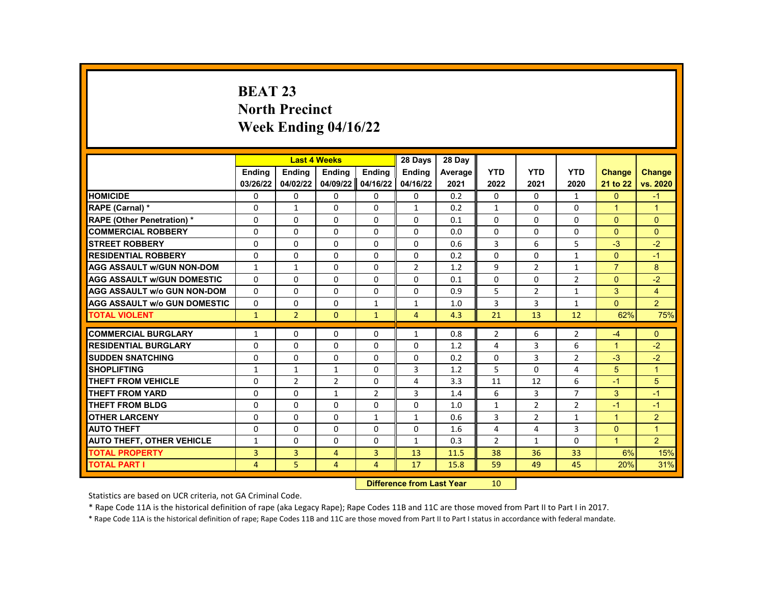# BEAT 23
# North Precinct
# Week Ending 04/16/22

| | Last 4 Weeks | | | | 28 Days | 28 Day | | | | | |
|---|---|---|---|---|---|---|---|---|---|---|---|
| | Ending 03/26/22 | Ending 04/02/22 | Ending 04/09/22 | Ending 04/16/22 | Ending 04/16/22 | Average 2021 | YTD 2022 | YTD 2021 | YTD 2020 | Change 21 to 22 | Change vs. 2020 |
| HOMICIDE | 0 | 0 | 0 | 0 | 0 | 0.2 | 0 | 0 | 1 | 0 | -1 |
| RAPE (Carnal) * | 0 | 1 | 0 | 0 | 1 | 0.2 | 1 | 0 | 0 | 1 | 1 |
| RAPE (Other Penetration) * | 0 | 0 | 0 | 0 | 0 | 0.1 | 0 | 0 | 0 | 0 | 0 |
| COMMERCIAL ROBBERY | 0 | 0 | 0 | 0 | 0 | 0.0 | 0 | 0 | 0 | 0 | 0 |
| STREET ROBBERY | 0 | 0 | 0 | 0 | 0 | 0.6 | 3 | 6 | 5 | -3 | -2 |
| RESIDENTIAL ROBBERY | 0 | 0 | 0 | 0 | 0 | 0.2 | 0 | 0 | 1 | 0 | -1 |
| AGG ASSAULT w/GUN NON-DOM | 1 | 1 | 0 | 0 | 2 | 1.2 | 9 | 2 | 1 | 7 | 8 |
| AGG ASSAULT w/GUN DOMESTIC | 0 | 0 | 0 | 0 | 0 | 0.1 | 0 | 0 | 2 | 0 | -2 |
| AGG ASSAULT w/o GUN NON-DOM | 0 | 0 | 0 | 0 | 0 | 0.9 | 5 | 2 | 1 | 3 | 4 |
| AGG ASSAULT w/o GUN DOMESTIC | 0 | 0 | 0 | 1 | 1 | 1.0 | 3 | 3 | 1 | 0 | 2 |
| TOTAL VIOLENT | 1 | 2 | 0 | 1 | 4 | 4.3 | 21 | 13 | 12 | 62% | 75% |
| COMMERCIAL BURGLARY | 1 | 0 | 0 | 0 | 1 | 0.8 | 2 | 6 | 2 | -4 | 0 |
| RESIDENTIAL BURGLARY | 0 | 0 | 0 | 0 | 0 | 1.2 | 4 | 3 | 6 | 1 | -2 |
| SUDDEN SNATCHING | 0 | 0 | 0 | 0 | 0 | 0.2 | 0 | 3 | 2 | -3 | -2 |
| SHOPLIFTING | 1 | 1 | 1 | 0 | 3 | 1.2 | 5 | 0 | 4 | 5 | 1 |
| THEFT FROM VEHICLE | 0 | 2 | 2 | 0 | 4 | 3.3 | 11 | 12 | 6 | -1 | 5 |
| THEFT FROM YARD | 0 | 0 | 1 | 2 | 3 | 1.4 | 6 | 3 | 7 | 3 | -1 |
| THEFT FROM BLDG | 0 | 0 | 0 | 0 | 0 | 1.0 | 1 | 2 | 2 | -1 | -1 |
| OTHER LARCENY | 0 | 0 | 0 | 1 | 1 | 0.6 | 3 | 2 | 1 | 1 | 2 |
| AUTO THEFT | 0 | 0 | 0 | 0 | 0 | 1.6 | 4 | 4 | 3 | 0 | 1 |
| AUTO THEFT, OTHER VEHICLE | 1 | 0 | 0 | 0 | 1 | 0.3 | 2 | 1 | 0 | 1 | 2 |
| TOTAL PROPERTY | 3 | 3 | 4 | 3 | 13 | 11.5 | 38 | 36 | 33 | 6% | 15% |
| TOTAL PART I | 4 | 5 | 4 | 4 | 17 | 15.8 | 59 | 49 | 45 | 20% | 31% |

**Difference from Last Year** 10

Statistics are based on UCR criteria, not GA Criminal Code.

* Rape Code 11A is the historical definition of rape (aka Legacy Rape); Rape Codes 11B and 11C are those moved from Part II to Part I in 2017.

* Rape Code 11A is the historical definition of rape; Rape Codes 11B and 11C are those moved from Part II to Part I status in accordance with federal mandate.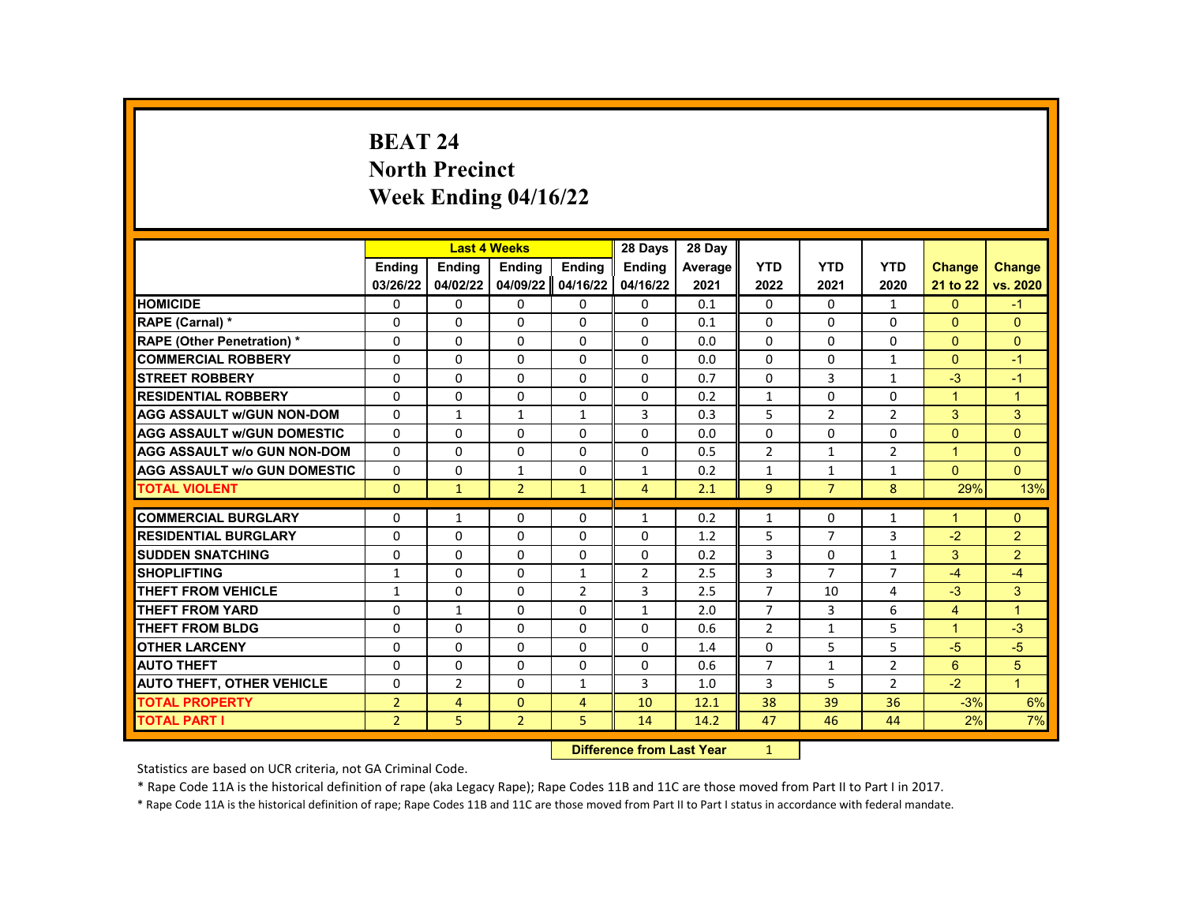# BEAT 24
# North Precinct
# Week Ending 04/16/22

| | Last 4 Weeks | | | | 28 Days | 28 Day | | | | | |
|---|---|---|---|---|---|---|---|---|---|---|---|
| | Ending 03/26/22 | Ending 04/02/22 | Ending 04/09/22 | Ending 04/16/22 | Ending 04/16/22 | Average 2021 | YTD 2022 | YTD 2021 | YTD 2020 | Change 21 to 22 | Change vs. 2020 |
| **HOMICIDE** | 0 | 0 | 0 | 0 | 0 | 0.1 | 0 | 0 | 1 | 0 | -1 |
| **RAPE (Carnal) *** | 0 | 0 | 0 | 0 | 0 | 0.1 | 0 | 0 | 0 | 0 | 0 |
| **RAPE (Other Penetration) *** | 0 | 0 | 0 | 0 | 0 | 0.0 | 0 | 0 | 0 | 0 | 0 |
| **COMMERCIAL ROBBERY** | 0 | 0 | 0 | 0 | 0 | 0.0 | 0 | 0 | 1 | 0 | -1 |
| **STREET ROBBERY** | 0 | 0 | 0 | 0 | 0 | 0.7 | 0 | 3 | 1 | -3 | -1 |
| **RESIDENTIAL ROBBERY** | 0 | 0 | 0 | 0 | 0 | 0.2 | 1 | 0 | 0 | 1 | 1 |
| **AGG ASSAULT w/GUN NON-DOM** | 0 | 1 | 1 | 1 | 3 | 0.3 | 5 | 2 | 2 | 3 | 3 |
| **AGG ASSAULT w/GUN DOMESTIC** | 0 | 0 | 0 | 0 | 0 | 0.0 | 0 | 0 | 0 | 0 | 0 |
| **AGG ASSAULT w/o GUN NON-DOM** | 0 | 0 | 0 | 0 | 0 | 0.5 | 2 | 1 | 2 | 1 | 0 |
| **AGG ASSAULT w/o GUN DOMESTIC** | 0 | 0 | 1 | 0 | 1 | 0.2 | 1 | 1 | 1 | 0 | 0 |
| **TOTAL VIOLENT** | 0 | 1 | 2 | 1 | 4 | 2.1 | 9 | 7 | 8 | 29% | 13% |
| **COMMERCIAL BURGLARY** | 0 | 1 | 0 | 0 | 1 | 0.2 | 1 | 0 | 1 | 1 | 0 |
| **RESIDENTIAL BURGLARY** | 0 | 0 | 0 | 0 | 0 | 1.2 | 5 | 7 | 3 | -2 | 2 |
| **SUDDEN SNATCHING** | 0 | 0 | 0 | 0 | 0 | 0.2 | 3 | 0 | 1 | 3 | 2 |
| **SHOPLIFTING** | 1 | 0 | 0 | 1 | 2 | 2.5 | 3 | 7 | 7 | -4 | -4 |
| **THEFT FROM VEHICLE** | 1 | 0 | 0 | 2 | 3 | 2.5 | 7 | 10 | 4 | -3 | 3 |
| **THEFT FROM YARD** | 0 | 1 | 0 | 0 | 1 | 2.0 | 7 | 3 | 6 | 4 | 1 |
| **THEFT FROM BLDG** | 0 | 0 | 0 | 0 | 0 | 0.6 | 2 | 1 | 5 | 1 | -3 |
| **OTHER LARCENY** | 0 | 0 | 0 | 0 | 0 | 1.4 | 0 | 5 | 5 | -5 | -5 |
| **AUTO THEFT** | 0 | 0 | 0 | 0 | 0 | 0.6 | 7 | 1 | 2 | 6 | 5 |
| **AUTO THEFT, OTHER VEHICLE** | 0 | 2 | 0 | 1 | 3 | 1.0 | 3 | 5 | 2 | -2 | 1 |
| **TOTAL PROPERTY** | 2 | 4 | 0 | 4 | 10 | 12.1 | 38 | 39 | 36 | -3% | 6% |
| **TOTAL PART I** | 2 | 5 | 2 | 5 | 14 | 14.2 | 47 | 46 | 44 | 2% | 7% |

**Difference from Last Year** 1

Statistics are based on UCR criteria, not GA Criminal Code.

* Rape Code 11A is the historical definition of rape (aka Legacy Rape); Rape Codes 11B and 11C are those moved from Part II to Part I in 2017.

* Rape Code 11A is the historical definition of rape; Rape Codes 11B and 11C are those moved from Part II to Part I status in accordance with federal mandate.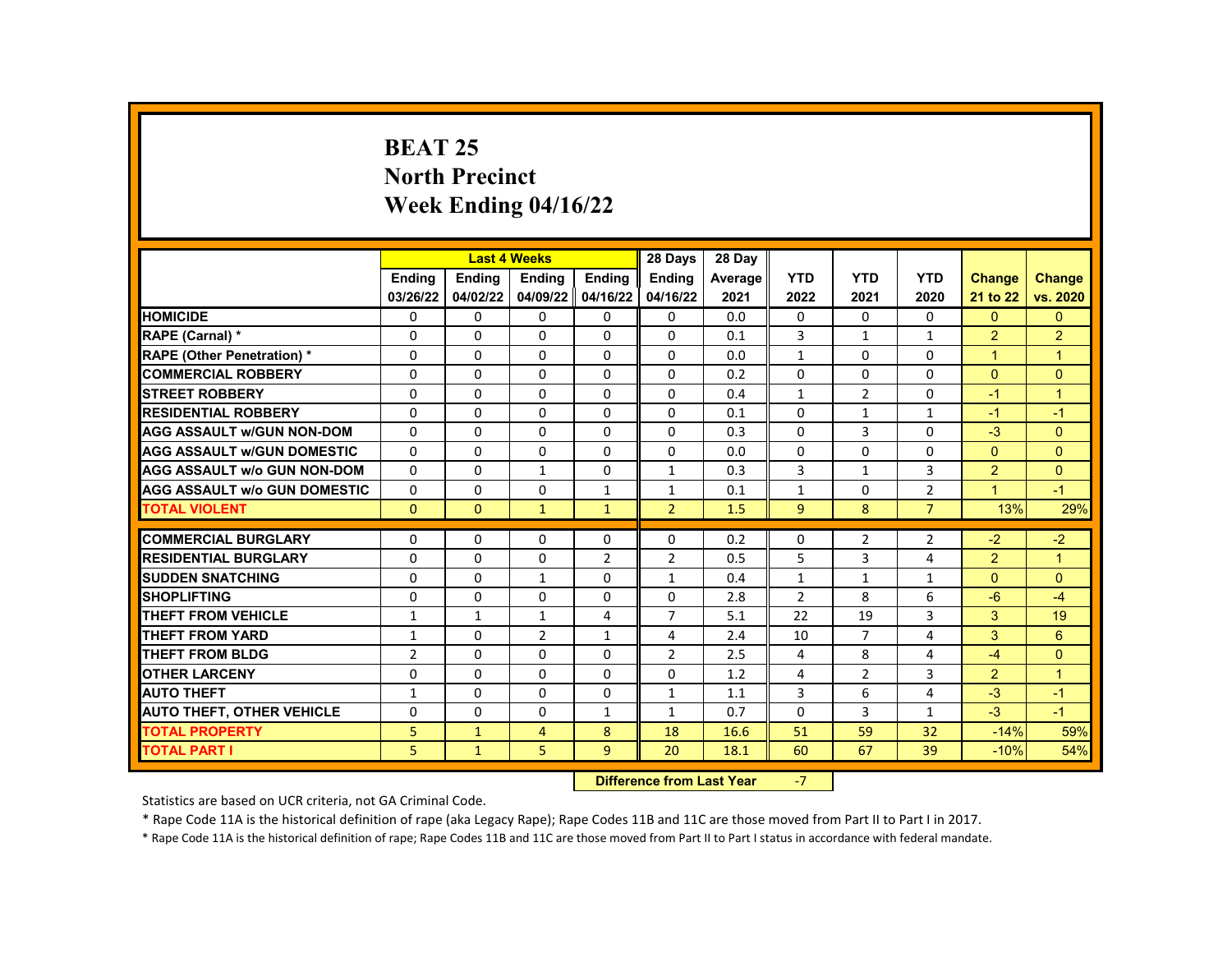# BEAT 25
# North Precinct
# Week Ending 04/16/22

| | Last 4 Weeks | | | | 28 Days | 28 Day | | | | | |
|---|---|---|---|---|---|---|---|---|---|---|---|
| | Ending 03/26/22 | Ending 04/02/22 | Ending 04/09/22 | Ending 04/16/22 | Ending 04/16/22 | Average 2021 | YTD 2022 | YTD 2021 | YTD 2020 | Change 21 to 22 | Change vs. 2020 |
| HOMICIDE | 0 | 0 | 0 | 0 | 0 | 0.0 | 0 | 0 | 0 | 0 | 0 |
| RAPE (Carnal) * | 0 | 0 | 0 | 0 | 0 | 0.1 | 3 | 1 | 1 | 2 | 2 |
| RAPE (Other Penetration) * | 0 | 0 | 0 | 0 | 0 | 0.0 | 1 | 0 | 0 | 1 | 1 |
| COMMERCIAL ROBBERY | 0 | 0 | 0 | 0 | 0 | 0.2 | 0 | 0 | 0 | 0 | 0 |
| STREET ROBBERY | 0 | 0 | 0 | 0 | 0 | 0.4 | 1 | 2 | 0 | -1 | 1 |
| RESIDENTIAL ROBBERY | 0 | 0 | 0 | 0 | 0 | 0.1 | 0 | 1 | 1 | -1 | -1 |
| AGG ASSAULT w/GUN NON-DOM | 0 | 0 | 0 | 0 | 0 | 0.3 | 0 | 3 | 0 | -3 | 0 |
| AGG ASSAULT w/GUN DOMESTIC | 0 | 0 | 0 | 0 | 0 | 0.0 | 0 | 0 | 0 | 0 | 0 |
| AGG ASSAULT w/o GUN NON-DOM | 0 | 0 | 1 | 0 | 1 | 0.3 | 3 | 1 | 3 | 2 | 0 |
| AGG ASSAULT w/o GUN DOMESTIC | 0 | 0 | 0 | 1 | 1 | 0.1 | 1 | 0 | 2 | 1 | -1 |
| TOTAL VIOLENT | 0 | 0 | 1 | 1 | 2 | 1.5 | 9 | 8 | 7 | 13% | 29% |
| COMMERCIAL BURGLARY | 0 | 0 | 0 | 0 | 0 | 0.2 | 0 | 2 | 2 | -2 | -2 |
| RESIDENTIAL BURGLARY | 0 | 0 | 0 | 2 | 2 | 0.5 | 5 | 3 | 4 | 2 | 1 |
| SUDDEN SNATCHING | 0 | 0 | 1 | 0 | 1 | 0.4 | 1 | 1 | 1 | 0 | 0 |
| SHOPLIFTING | 0 | 0 | 0 | 0 | 0 | 2.8 | 2 | 8 | 6 | -6 | -4 |
| THEFT FROM VEHICLE | 1 | 1 | 1 | 4 | 7 | 5.1 | 22 | 19 | 3 | 3 | 19 |
| THEFT FROM YARD | 1 | 0 | 2 | 1 | 4 | 2.4 | 10 | 7 | 4 | 3 | 6 |
| THEFT FROM BLDG | 2 | 0 | 0 | 0 | 2 | 2.5 | 4 | 8 | 4 | -4 | 0 |
| OTHER LARCENY | 0 | 0 | 0 | 0 | 0 | 1.2 | 4 | 2 | 3 | 2 | 1 |
| AUTO THEFT | 1 | 0 | 0 | 0 | 1 | 1.1 | 3 | 6 | 4 | -3 | -1 |
| AUTO THEFT, OTHER VEHICLE | 0 | 0 | 0 | 1 | 1 | 0.7 | 0 | 3 | 1 | -3 | -1 |
| TOTAL PROPERTY | 5 | 1 | 4 | 8 | 18 | 16.6 | 51 | 59 | 32 | -14% | 59% |
| TOTAL PART I | 5 | 1 | 5 | 9 | 20 | 18.1 | 60 | 67 | 39 | -10% | 54% |

**Difference from Last Year** -7

Statistics are based on UCR criteria, not GA Criminal Code.

* Rape Code 11A is the historical definition of rape (aka Legacy Rape); Rape Codes 11B and 11C are those moved from Part II to Part I in 2017.

* Rape Code 11A is the historical definition of rape; Rape Codes 11B and 11C are those moved from Part II to Part I status in accordance with federal mandate.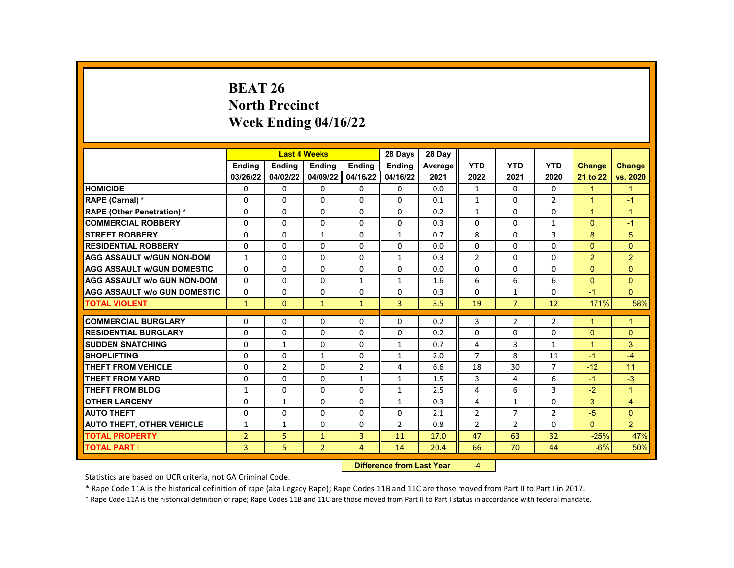# BEAT 26
## North Precinct
## Week Ending 04/16/22

| | Last 4 Weeks | | | | 28 Days | 28 Day | | | | | |
|---|---|---|---|---|---|---|---|---|---|---|---|
| | Ending 03/26/22 | Ending 04/02/22 | Ending 04/09/22 | Ending 04/16/22 | Ending 04/16/22 | Average 2021 | YTD 2022 | YTD 2021 | YTD 2020 | Change 21 to 22 | Change vs. 2020 |
| HOMICIDE | 0 | 0 | 0 | 0 | 0 | 0.0 | 1 | 0 | 0 | 1 | 1 |
| RAPE (Carnal) * | 0 | 0 | 0 | 0 | 0 | 0.1 | 1 | 0 | 2 | 1 | -1 |
| RAPE (Other Penetration) * | 0 | 0 | 0 | 0 | 0 | 0.2 | 1 | 0 | 0 | 1 | 1 |
| COMMERCIAL ROBBERY | 0 | 0 | 0 | 0 | 0 | 0.3 | 0 | 0 | 1 | 0 | -1 |
| STREET ROBBERY | 0 | 0 | 1 | 0 | 1 | 0.7 | 8 | 0 | 3 | 8 | 5 |
| RESIDENTIAL ROBBERY | 0 | 0 | 0 | 0 | 0 | 0.0 | 0 | 0 | 0 | 0 | 0 |
| AGG ASSAULT w/GUN NON-DOM | 1 | 0 | 0 | 0 | 1 | 0.3 | 2 | 0 | 0 | 2 | 2 |
| AGG ASSAULT w/GUN DOMESTIC | 0 | 0 | 0 | 0 | 0 | 0.0 | 0 | 0 | 0 | 0 | 0 |
| AGG ASSAULT w/o GUN NON-DOM | 0 | 0 | 0 | 1 | 1 | 1.6 | 6 | 6 | 6 | 0 | 0 |
| AGG ASSAULT w/o GUN DOMESTIC | 0 | 0 | 0 | 0 | 0 | 0.3 | 0 | 1 | 0 | -1 | 0 |
| TOTAL VIOLENT | 1 | 0 | 1 | 1 | 3 | 3.5 | 19 | 7 | 12 | 171% | 58% |
| COMMERCIAL BURGLARY | 0 | 0 | 0 | 0 | 0 | 0.2 | 3 | 2 | 2 | 1 | 1 |
| RESIDENTIAL BURGLARY | 0 | 0 | 0 | 0 | 0 | 0.2 | 0 | 0 | 0 | 0 | 0 |
| SUDDEN SNATCHING | 0 | 1 | 0 | 0 | 1 | 0.7 | 4 | 3 | 1 | 1 | 3 |
| SHOPLIFTING | 0 | 0 | 1 | 0 | 1 | 2.0 | 7 | 8 | 11 | -1 | -4 |
| THEFT FROM VEHICLE | 0 | 2 | 0 | 2 | 4 | 6.6 | 18 | 30 | 7 | -12 | 11 |
| THEFT FROM YARD | 0 | 0 | 0 | 1 | 1 | 1.5 | 3 | 4 | 6 | -1 | -3 |
| THEFT FROM BLDG | 1 | 0 | 0 | 0 | 1 | 2.5 | 4 | 6 | 3 | -2 | 1 |
| OTHER LARCENY | 0 | 1 | 0 | 0 | 1 | 0.3 | 4 | 1 | 0 | 3 | 4 |
| AUTO THEFT | 0 | 0 | 0 | 0 | 0 | 2.1 | 2 | 7 | 2 | -5 | 0 |
| AUTO THEFT, OTHER VEHICLE | 1 | 1 | 0 | 0 | 2 | 0.8 | 2 | 2 | 0 | 0 | 2 |
| TOTAL PROPERTY | 2 | 5 | 1 | 3 | 11 | 17.0 | 47 | 63 | 32 | -25% | 47% |
| TOTAL PART I | 3 | 5 | 2 | 4 | 14 | 20.4 | 66 | 70 | 44 | -6% | 50% |

**Difference from Last Year** -4

Statistics are based on UCR criteria, not GA Criminal Code.

* Rape Code 11A is the historical definition of rape (aka Legacy Rape); Rape Codes 11B and 11C are those moved from Part II to Part I in 2017.

* Rape Code 11A is the historical definition of rape; Rape Codes 11B and 11C are those moved from Part II to Part I status in accordance with federal mandate.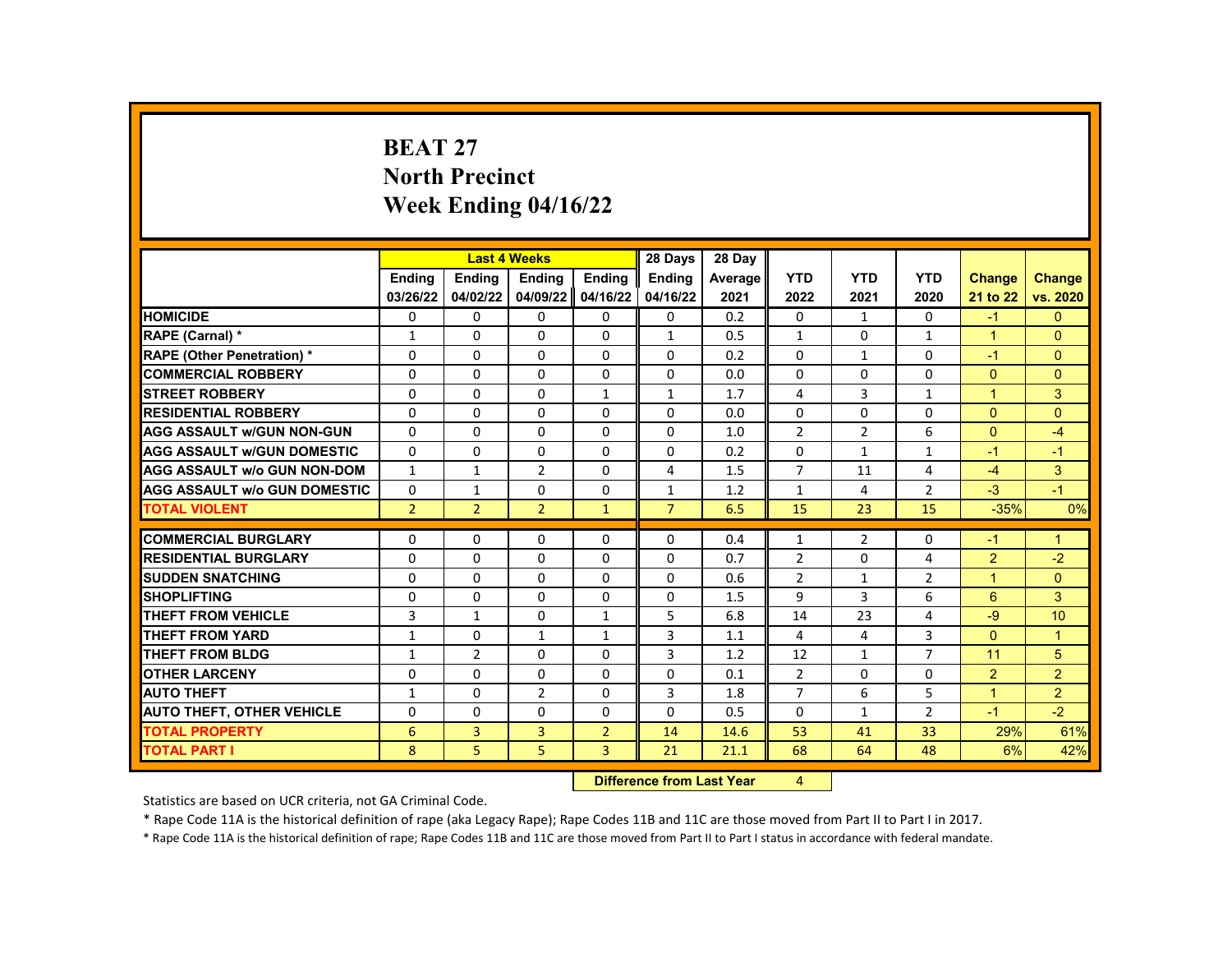# BEAT 27
## North Precinct
## Week Ending 04/16/22

| | Last 4 Weeks | | | | 28 Days | 28 Day | | | | | |
|---|---|---|---|---|---|---|---|---|---|---|---|
| | Ending 03/26/22 | Ending 04/02/22 | Ending 04/09/22 | Ending 04/16/22 | Ending 04/16/22 | Average 2021 | YTD 2022 | YTD 2021 | YTD 2020 | Change 21 to 22 | Change vs. 2020 |
| HOMICIDE | 0 | 0 | 0 | 0 | 0 | 0.2 | 0 | 1 | 0 | -1 | 0 |
| RAPE (Carnal) * | 1 | 0 | 0 | 0 | 1 | 0.5 | 1 | 0 | 1 | 1 | 0 |
| RAPE (Other Penetration) * | 0 | 0 | 0 | 0 | 0 | 0.2 | 0 | 1 | 0 | -1 | 0 |
| COMMERCIAL ROBBERY | 0 | 0 | 0 | 0 | 0 | 0.0 | 0 | 0 | 0 | 0 | 0 |
| STREET ROBBERY | 0 | 0 | 0 | 1 | 1 | 1.7 | 4 | 3 | 1 | 1 | 3 |
| RESIDENTIAL ROBBERY | 0 | 0 | 0 | 0 | 0 | 0.0 | 0 | 0 | 0 | 0 | 0 |
| AGG ASSAULT w/GUN NON-GUN | 0 | 0 | 0 | 0 | 0 | 1.0 | 2 | 2 | 6 | 0 | -4 |
| AGG ASSAULT w/GUN DOMESTIC | 0 | 0 | 0 | 0 | 0 | 0.2 | 0 | 1 | 1 | -1 | -1 |
| AGG ASSAULT w/o GUN NON-DOM | 1 | 1 | 2 | 0 | 4 | 1.5 | 7 | 11 | 4 | -4 | 3 |
| AGG ASSAULT w/o GUN DOMESTIC | 0 | 1 | 0 | 0 | 1 | 1.2 | 1 | 4 | 2 | -3 | -1 |
| TOTAL VIOLENT | 2 | 2 | 2 | 1 | 7 | 6.5 | 15 | 23 | 15 | -35% | 0% |
| COMMERCIAL BURGLARY | 0 | 0 | 0 | 0 | 0 | 0.4 | 1 | 2 | 0 | -1 | 1 |
| RESIDENTIAL BURGLARY | 0 | 0 | 0 | 0 | 0 | 0.7 | 2 | 0 | 4 | 2 | -2 |
| SUDDEN SNATCHING | 0 | 0 | 0 | 0 | 0 | 0.6 | 2 | 1 | 2 | 1 | 0 |
| SHOPLIFTING | 0 | 0 | 0 | 0 | 0 | 1.5 | 9 | 3 | 6 | 6 | 3 |
| THEFT FROM VEHICLE | 3 | 1 | 0 | 1 | 5 | 6.8 | 14 | 23 | 4 | -9 | 10 |
| THEFT FROM YARD | 1 | 0 | 1 | 1 | 3 | 1.1 | 4 | 4 | 3 | 0 | 1 |
| THEFT FROM BLDG | 1 | 2 | 0 | 0 | 3 | 1.2 | 12 | 1 | 7 | 11 | 5 |
| OTHER LARCENY | 0 | 0 | 0 | 0 | 0 | 0.1 | 2 | 0 | 0 | 2 | 2 |
| AUTO THEFT | 1 | 0 | 2 | 0 | 3 | 1.8 | 7 | 6 | 5 | 1 | 2 |
| AUTO THEFT, OTHER VEHICLE | 0 | 0 | 0 | 0 | 0 | 0.5 | 0 | 1 | 2 | -1 | -2 |
| TOTAL PROPERTY | 6 | 3 | 3 | 2 | 14 | 14.6 | 53 | 41 | 33 | 29% | 61% |
| TOTAL PART I | 8 | 5 | 5 | 3 | 21 | 21.1 | 68 | 64 | 48 | 6% | 42% |

**Difference from Last Year** 4

Statistics are based on UCR criteria, not GA Criminal Code.

* Rape Code 11A is the historical definition of rape (aka Legacy Rape); Rape Codes 11B and 11C are those moved from Part II to Part I in 2017.

* Rape Code 11A is the historical definition of rape; Rape Codes 11B and 11C are those moved from Part II to Part I status in accordance with federal mandate.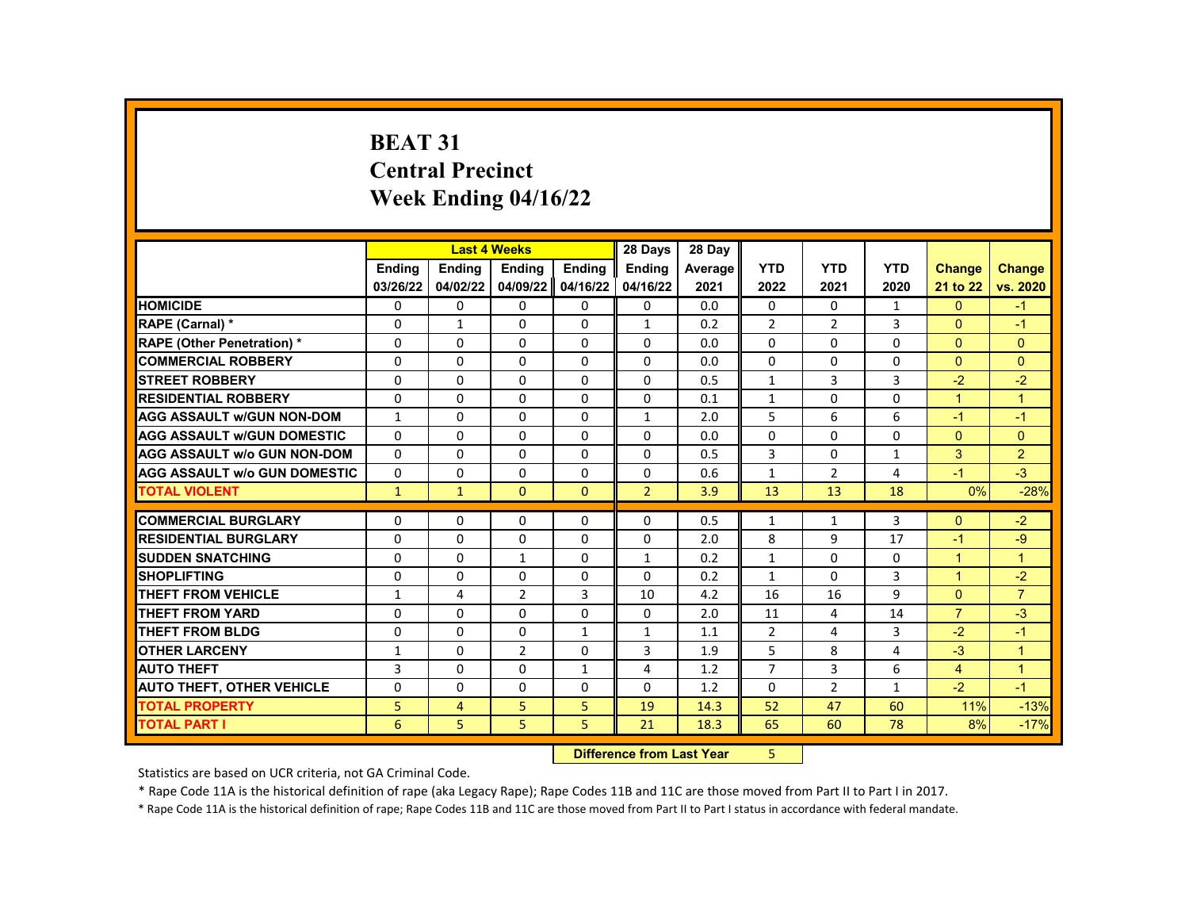# BEAT 31
# Central Precinct
# Week Ending 04/16/22

| | Last 4 Weeks | | | | 28 Days | 28 Day | | | | | |
|---|---|---|---|---|---|---|---|---|---|---|---|
| | Ending 03/26/22 | Ending 04/02/22 | Ending 04/09/22 | Ending 04/16/22 | Ending 04/16/22 | Average 2021 | YTD 2022 | YTD 2021 | YTD 2020 | Change 21 to 22 | Change vs. 2020 |
| HOMICIDE | 0 | 0 | 0 | 0 | 0 | 0.0 | 0 | 0 | 1 | 0 | -1 |
| RAPE (Carnal) * | 0 | 1 | 0 | 0 | 1 | 0.2 | 2 | 2 | 3 | 0 | -1 |
| RAPE (Other Penetration) * | 0 | 0 | 0 | 0 | 0 | 0.0 | 0 | 0 | 0 | 0 | 0 |
| COMMERCIAL ROBBERY | 0 | 0 | 0 | 0 | 0 | 0.0 | 0 | 0 | 0 | 0 | 0 |
| STREET ROBBERY | 0 | 0 | 0 | 0 | 0 | 0.5 | 1 | 3 | 3 | -2 | -2 |
| RESIDENTIAL ROBBERY | 0 | 0 | 0 | 0 | 0 | 0.1 | 1 | 0 | 0 | 1 | 1 |
| AGG ASSAULT w/GUN NON-DOM | 1 | 0 | 0 | 0 | 1 | 2.0 | 5 | 6 | 6 | -1 | -1 |
| AGG ASSAULT w/GUN DOMESTIC | 0 | 0 | 0 | 0 | 0 | 0.0 | 0 | 0 | 0 | 0 | 0 |
| AGG ASSAULT w/o GUN NON-DOM | 0 | 0 | 0 | 0 | 0 | 0.5 | 3 | 0 | 1 | 3 | 2 |
| AGG ASSAULT w/o GUN DOMESTIC | 0 | 0 | 0 | 0 | 0 | 0.6 | 1 | 2 | 4 | -1 | -3 |
| TOTAL VIOLENT | 1 | 1 | 0 | 0 | 2 | 3.9 | 13 | 13 | 18 | 0% | -28% |
| COMMERCIAL BURGLARY | 0 | 0 | 0 | 0 | 0 | 0.5 | 1 | 1 | 3 | 0 | -2 |
| RESIDENTIAL BURGLARY | 0 | 0 | 0 | 0 | 0 | 2.0 | 8 | 9 | 17 | -1 | -9 |
| SUDDEN SNATCHING | 0 | 0 | 1 | 0 | 1 | 0.2 | 1 | 0 | 0 | 1 | 1 |
| SHOPLIFTING | 0 | 0 | 0 | 0 | 0 | 0.2 | 1 | 0 | 3 | 1 | -2 |
| THEFT FROM VEHICLE | 1 | 4 | 2 | 3 | 10 | 4.2 | 16 | 16 | 9 | 0 | 7 |
| THEFT FROM YARD | 0 | 0 | 0 | 0 | 0 | 2.0 | 11 | 4 | 14 | 7 | -3 |
| THEFT FROM BLDG | 0 | 0 | 0 | 1 | 1 | 1.1 | 2 | 4 | 3 | -2 | -1 |
| OTHER LARCENY | 1 | 0 | 2 | 0 | 3 | 1.9 | 5 | 8 | 4 | -3 | 1 |
| AUTO THEFT | 3 | 0 | 0 | 1 | 4 | 1.2 | 7 | 3 | 6 | 4 | 1 |
| AUTO THEFT, OTHER VEHICLE | 0 | 0 | 0 | 0 | 0 | 1.2 | 0 | 2 | 1 | -2 | -1 |
| TOTAL PROPERTY | 5 | 4 | 5 | 5 | 19 | 14.3 | 52 | 47 | 60 | 11% | -13% |
| TOTAL PART I | 6 | 5 | 5 | 5 | 21 | 18.3 | 65 | 60 | 78 | 8% | -17% |

**Difference from Last Year** 5

Statistics are based on UCR criteria, not GA Criminal Code.

* Rape Code 11A is the historical definition of rape (aka Legacy Rape); Rape Codes 11B and 11C are those moved from Part II to Part I in 2017.

* Rape Code 11A is the historical definition of rape; Rape Codes 11B and 11C are those moved from Part II to Part I status in accordance with federal mandate.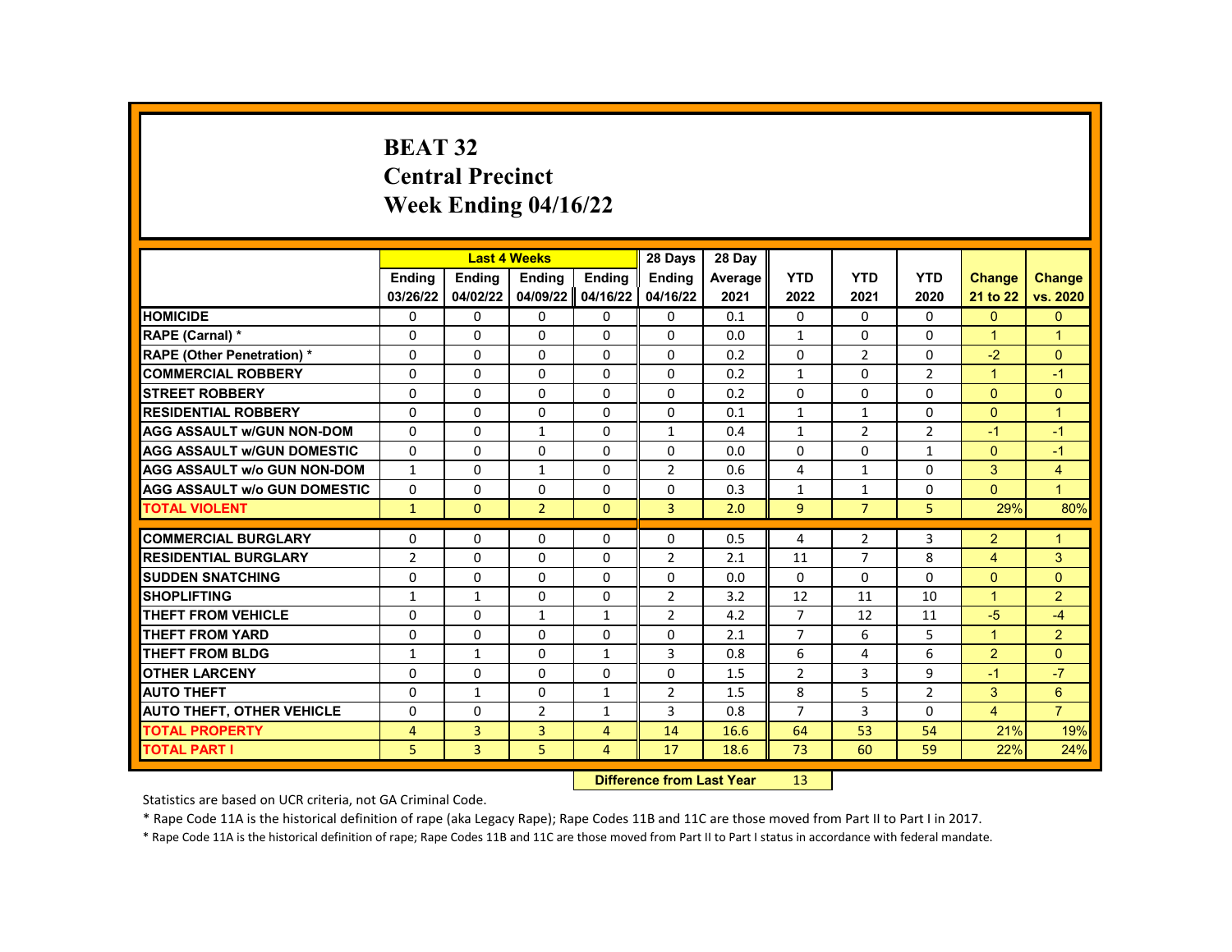# BEAT 32
## Central Precinct
## Week Ending 04/16/22

| | Last 4 Weeks | | | | 28 Days | 28 Day | | | | | |
|---|---|---|---|---|---|---|---|---|---|---|---|
| | Ending 03/26/22 | Ending 04/02/22 | Ending 04/09/22 | Ending 04/16/22 | Ending 04/16/22 | Average 2021 | YTD 2022 | YTD 2021 | YTD 2020 | Change 21 to 22 | Change vs. 2020 |
| HOMICIDE | 0 | 0 | 0 | 0 | 0 | 0.1 | 0 | 0 | 0 | 0 | 0 |
| RAPE (Carnal) * | 0 | 0 | 0 | 0 | 0 | 0.0 | 1 | 0 | 0 | 1 | 1 |
| RAPE (Other Penetration) * | 0 | 0 | 0 | 0 | 0 | 0.2 | 0 | 2 | 0 | -2 | 0 |
| COMMERCIAL ROBBERY | 0 | 0 | 0 | 0 | 0 | 0.2 | 1 | 0 | 2 | 1 | -1 |
| STREET ROBBERY | 0 | 0 | 0 | 0 | 0 | 0.2 | 0 | 0 | 0 | 0 | 0 |
| RESIDENTIAL ROBBERY | 0 | 0 | 0 | 0 | 0 | 0.1 | 1 | 1 | 0 | 0 | 1 |
| AGG ASSAULT w/GUN NON-DOM | 0 | 0 | 1 | 0 | 1 | 0.4 | 1 | 2 | 2 | -1 | -1 |
| AGG ASSAULT w/GUN DOMESTIC | 0 | 0 | 0 | 0 | 0 | 0.0 | 0 | 0 | 1 | 0 | -1 |
| AGG ASSAULT w/o GUN NON-DOM | 1 | 0 | 1 | 0 | 2 | 0.6 | 4 | 1 | 0 | 3 | 4 |
| AGG ASSAULT w/o GUN DOMESTIC | 0 | 0 | 0 | 0 | 0 | 0.3 | 1 | 1 | 0 | 0 | 1 |
| TOTAL VIOLENT | 1 | 0 | 2 | 0 | 3 | 2.0 | 9 | 7 | 5 | 29% | 80% |
| COMMERCIAL BURGLARY | 0 | 0 | 0 | 0 | 0 | 0.5 | 4 | 2 | 3 | 2 | 1 |
| RESIDENTIAL BURGLARY | 2 | 0 | 0 | 0 | 2 | 2.1 | 11 | 7 | 8 | 4 | 3 |
| SUDDEN SNATCHING | 0 | 0 | 0 | 0 | 0 | 0.0 | 0 | 0 | 0 | 0 | 0 |
| SHOPLIFTING | 1 | 1 | 0 | 0 | 2 | 3.2 | 12 | 11 | 10 | 1 | 2 |
| THEFT FROM VEHICLE | 0 | 0 | 1 | 1 | 2 | 4.2 | 7 | 12 | 11 | -5 | -4 |
| THEFT FROM YARD | 0 | 0 | 0 | 0 | 0 | 2.1 | 7 | 6 | 5 | 1 | 2 |
| THEFT FROM BLDG | 1 | 1 | 0 | 1 | 3 | 0.8 | 6 | 4 | 6 | 2 | 0 |
| OTHER LARCENY | 0 | 0 | 0 | 0 | 0 | 1.5 | 2 | 3 | 9 | -1 | -7 |
| AUTO THEFT | 0 | 1 | 0 | 1 | 2 | 1.5 | 8 | 5 | 2 | 3 | 6 |
| AUTO THEFT, OTHER VEHICLE | 0 | 0 | 2 | 1 | 3 | 0.8 | 7 | 3 | 0 | 4 | 7 |
| TOTAL PROPERTY | 4 | 3 | 3 | 4 | 14 | 16.6 | 64 | 53 | 54 | 21% | 19% |
| TOTAL PART I | 5 | 3 | 5 | 4 | 17 | 18.6 | 73 | 60 | 59 | 22% | 24% |

**Difference from Last Year** 13

Statistics are based on UCR criteria, not GA Criminal Code.

* Rape Code 11A is the historical definition of rape (aka Legacy Rape); Rape Codes 11B and 11C are those moved from Part II to Part I in 2017.

* Rape Code 11A is the historical definition of rape; Rape Codes 11B and 11C are those moved from Part II to Part I status in accordance with federal mandate.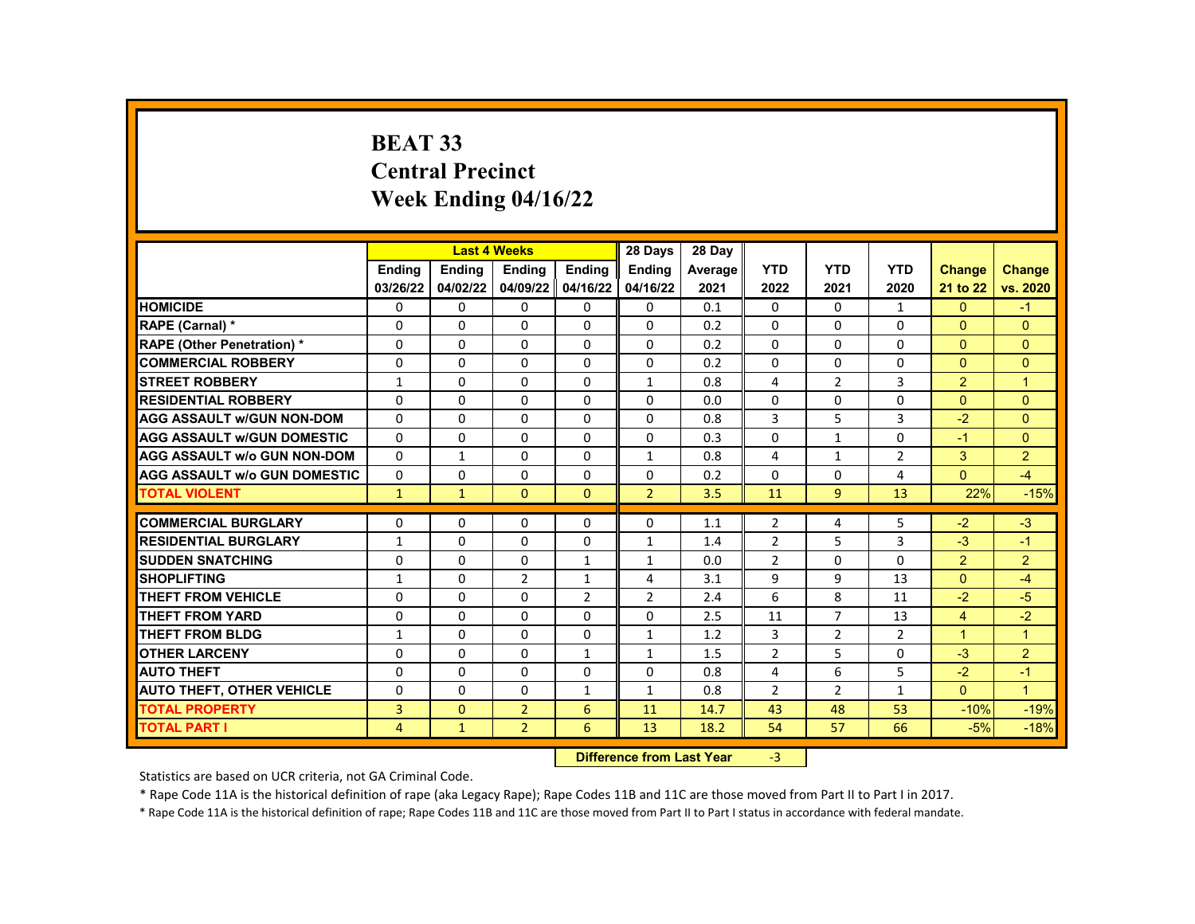# BEAT 33
## Central Precinct
## Week Ending 04/16/22

| | Last 4 Weeks | | | | 28 Days | 28 Day | | | | | |
|---|---|---|---|---|---|---|---|---|---|---|---|
| | Ending 03/26/22 | Ending 04/02/22 | Ending 04/09/22 | Ending 04/16/22 | Ending 04/16/22 | Average 2021 | YTD 2022 | YTD 2021 | YTD 2020 | Change 21 to 22 | Change vs. 2020 |
| HOMICIDE | 0 | 0 | 0 | 0 | 0 | 0.1 | 0 | 0 | 1 | 0 | -1 |
| RAPE (Carnal) * | 0 | 0 | 0 | 0 | 0 | 0.2 | 0 | 0 | 0 | 0 | 0 |
| RAPE (Other Penetration) * | 0 | 0 | 0 | 0 | 0 | 0.2 | 0 | 0 | 0 | 0 | 0 |
| COMMERCIAL ROBBERY | 0 | 0 | 0 | 0 | 0 | 0.2 | 0 | 0 | 0 | 0 | 0 |
| STREET ROBBERY | 1 | 0 | 0 | 0 | 1 | 0.8 | 4 | 2 | 3 | 2 | 1 |
| RESIDENTIAL ROBBERY | 0 | 0 | 0 | 0 | 0 | 0.0 | 0 | 0 | 0 | 0 | 0 |
| AGG ASSAULT w/GUN NON-DOM | 0 | 0 | 0 | 0 | 0 | 0.8 | 3 | 5 | 3 | -2 | 0 |
| AGG ASSAULT w/GUN DOMESTIC | 0 | 0 | 0 | 0 | 0 | 0.3 | 0 | 1 | 0 | -1 | 0 |
| AGG ASSAULT w/o GUN NON-DOM | 0 | 1 | 0 | 0 | 1 | 0.8 | 4 | 1 | 2 | 3 | 2 |
| AGG ASSAULT w/o GUN DOMESTIC | 0 | 0 | 0 | 0 | 0 | 0.2 | 0 | 0 | 4 | 0 | -4 |
| TOTAL VIOLENT | 1 | 1 | 0 | 0 | 2 | 3.5 | 11 | 9 | 13 | 22% | -15% |
| COMMERCIAL BURGLARY | 0 | 0 | 0 | 0 | 0 | 1.1 | 2 | 4 | 5 | -2 | -3 |
| RESIDENTIAL BURGLARY | 1 | 0 | 0 | 0 | 1 | 1.4 | 2 | 5 | 3 | -3 | -1 |
| SUDDEN SNATCHING | 0 | 0 | 0 | 1 | 1 | 0.0 | 2 | 0 | 0 | 2 | 2 |
| SHOPLIFTING | 1 | 0 | 2 | 1 | 4 | 3.1 | 9 | 9 | 13 | 0 | -4 |
| THEFT FROM VEHICLE | 0 | 0 | 0 | 2 | 2 | 2.4 | 6 | 8 | 11 | -2 | -5 |
| THEFT FROM YARD | 0 | 0 | 0 | 0 | 0 | 2.5 | 11 | 7 | 13 | 4 | -2 |
| THEFT FROM BLDG | 1 | 0 | 0 | 0 | 1 | 1.2 | 3 | 2 | 2 | 1 | 1 |
| OTHER LARCENY | 0 | 0 | 0 | 1 | 1 | 1.5 | 2 | 5 | 0 | -3 | 2 |
| AUTO THEFT | 0 | 0 | 0 | 0 | 0 | 0.8 | 4 | 6 | 5 | -2 | -1 |
| AUTO THEFT, OTHER VEHICLE | 0 | 0 | 0 | 1 | 1 | 0.8 | 2 | 2 | 1 | 0 | 1 |
| TOTAL PROPERTY | 3 | 0 | 2 | 6 | 11 | 14.7 | 43 | 48 | 53 | -10% | -19% |
| TOTAL PART I | 4 | 1 | 2 | 6 | 13 | 18.2 | 54 | 57 | 66 | -5% | -18% |

**Difference from Last Year** -3

Statistics are based on UCR criteria, not GA Criminal Code.

* Rape Code 11A is the historical definition of rape (aka Legacy Rape); Rape Codes 11B and 11C are those moved from Part II to Part I in 2017.

* Rape Code 11A is the historical definition of rape; Rape Codes 11B and 11C are those moved from Part II to Part I status in accordance with federal mandate.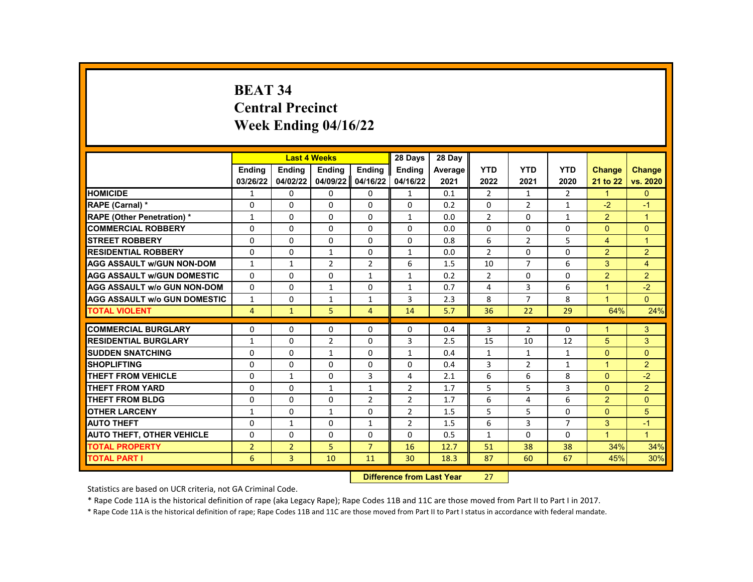# BEAT 34
## Central Precinct
## Week Ending 04/16/22

| | Last 4 Weeks | | | | 28 Days | 28 Day | | | | | |
|---|---|---|---|---|---|---|---|---|---|---|---|
| | Ending 03/26/22 | Ending 04/02/22 | Ending 04/09/22 | Ending 04/16/22 | Ending 04/16/22 | Average 2021 | YTD 2022 | YTD 2021 | YTD 2020 | Change 21 to 22 | Change vs. 2020 |
| HOMICIDE | 1 | 0 | 0 | 0 | 1 | 0.1 | 2 | 1 | 2 | 1 | 0 |
| RAPE (Carnal) * | 0 | 0 | 0 | 0 | 0 | 0.2 | 0 | 2 | 1 | -2 | -1 |
| RAPE (Other Penetration) * | 1 | 0 | 0 | 0 | 1 | 0.0 | 2 | 0 | 1 | 2 | 1 |
| COMMERCIAL ROBBERY | 0 | 0 | 0 | 0 | 0 | 0.0 | 0 | 0 | 0 | 0 | 0 |
| STREET ROBBERY | 0 | 0 | 0 | 0 | 0 | 0.8 | 6 | 2 | 5 | 4 | 1 |
| RESIDENTIAL ROBBERY | 0 | 0 | 1 | 0 | 1 | 0.0 | 2 | 0 | 0 | 2 | 2 |
| AGG ASSAULT w/GUN NON-DOM | 1 | 1 | 2 | 2 | 6 | 1.5 | 10 | 7 | 6 | 3 | 4 |
| AGG ASSAULT w/GUN DOMESTIC | 0 | 0 | 0 | 1 | 1 | 0.2 | 2 | 0 | 0 | 2 | 2 |
| AGG ASSAULT w/o GUN NON-DOM | 0 | 0 | 1 | 0 | 1 | 0.7 | 4 | 3 | 6 | 1 | -2 |
| AGG ASSAULT w/o GUN DOMESTIC | 1 | 0 | 1 | 1 | 3 | 2.3 | 8 | 7 | 8 | 1 | 0 |
| TOTAL VIOLENT | 4 | 1 | 5 | 4 | 14 | 5.7 | 36 | 22 | 29 | 64% | 24% |
| COMMERCIAL BURGLARY | 0 | 0 | 0 | 0 | 0 | 0.4 | 3 | 2 | 0 | 1 | 3 |
| RESIDENTIAL BURGLARY | 1 | 0 | 2 | 0 | 3 | 2.5 | 15 | 10 | 12 | 5 | 3 |
| SUDDEN SNATCHING | 0 | 0 | 1 | 0 | 1 | 0.4 | 1 | 1 | 1 | 0 | 0 |
| SHOPLIFTING | 0 | 0 | 0 | 0 | 0 | 0.4 | 3 | 2 | 1 | 1 | 2 |
| THEFT FROM VEHICLE | 0 | 1 | 0 | 3 | 4 | 2.1 | 6 | 6 | 8 | 0 | -2 |
| THEFT FROM YARD | 0 | 0 | 1 | 1 | 2 | 1.7 | 5 | 5 | 3 | 0 | 2 |
| THEFT FROM BLDG | 0 | 0 | 0 | 2 | 2 | 1.7 | 6 | 4 | 6 | 2 | 0 |
| OTHER LARCENY | 1 | 0 | 1 | 0 | 2 | 1.5 | 5 | 5 | 0 | 0 | 5 |
| AUTO THEFT | 0 | 1 | 0 | 1 | 2 | 1.5 | 6 | 3 | 7 | 3 | -1 |
| AUTO THEFT, OTHER VEHICLE | 0 | 0 | 0 | 0 | 0 | 0.5 | 1 | 0 | 0 | 1 | 1 |
| TOTAL PROPERTY | 2 | 2 | 5 | 7 | 16 | 12.7 | 51 | 38 | 38 | 34% | 34% |
| TOTAL PART I | 6 | 3 | 10 | 11 | 30 | 18.3 | 87 | 60 | 67 | 45% | 30% |

**Difference from Last Year** 27

Statistics are based on UCR criteria, not GA Criminal Code.

* Rape Code 11A is the historical definition of rape (aka Legacy Rape); Rape Codes 11B and 11C are those moved from Part II to Part I in 2017.

* Rape Code 11A is the historical definition of rape; Rape Codes 11B and 11C are those moved from Part II to Part I status in accordance with federal mandate.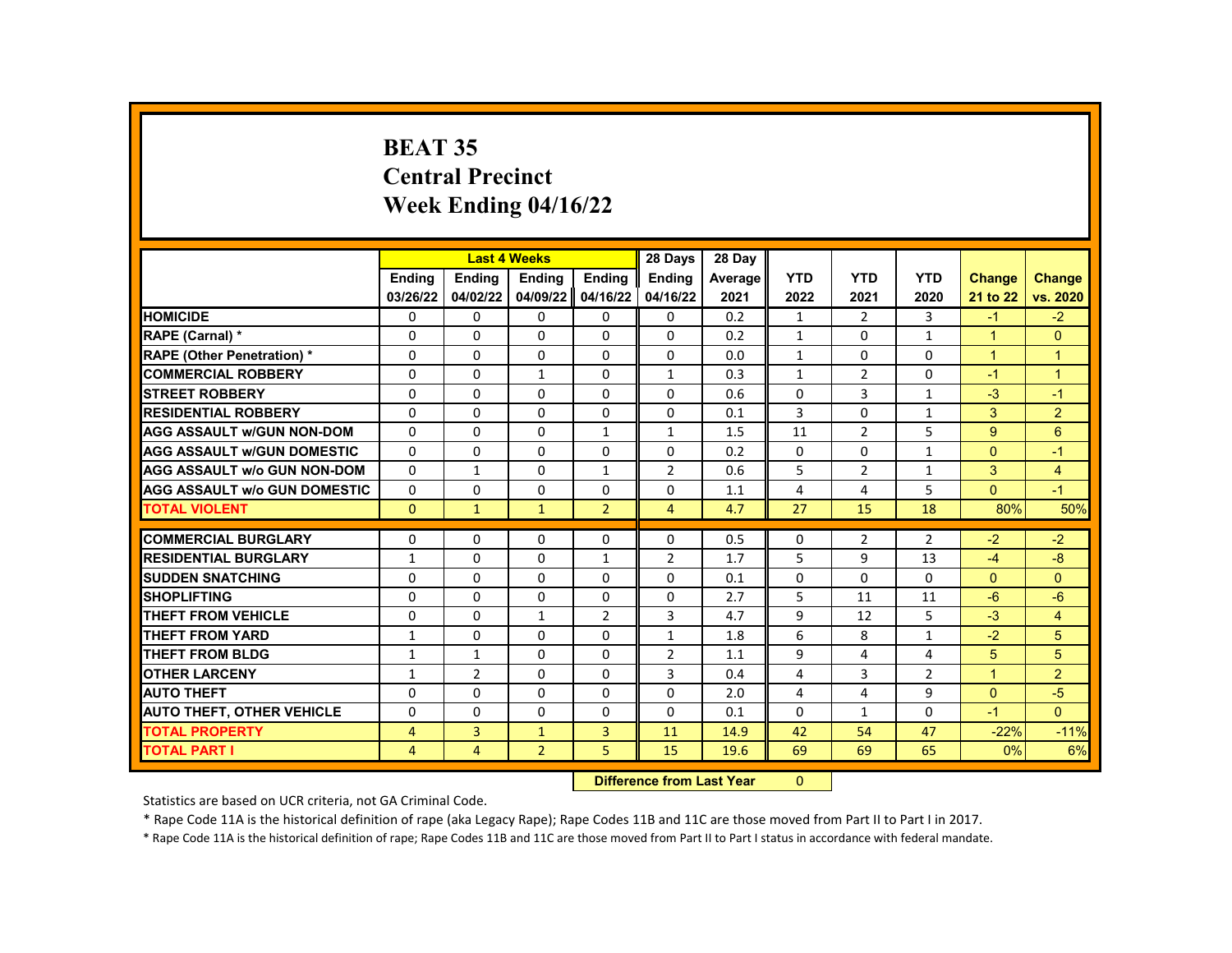# BEAT 35
# Central Precinct
# Week Ending 04/16/22

| | Last 4 Weeks | | | | 28 Days | 28 Day | | | | | |
|---|---|---|---|---|---|---|---|---|---|---|---|
| | Ending 03/26/22 | Ending 04/02/22 | Ending 04/09/22 | Ending 04/16/22 | Ending 04/16/22 | Average 2021 | YTD 2022 | YTD 2021 | YTD 2020 | Change 21 to 22 | Change vs. 2020 |
| **HOMICIDE** | 0 | 0 | 0 | 0 | 0 | 0.2 | 1 | 2 | 3 | -1 | -2 |
| **RAPE (Carnal) *** | 0 | 0 | 0 | 0 | 0 | 0.2 | 1 | 0 | 1 | 1 | 0 |
| **RAPE (Other Penetration) *** | 0 | 0 | 0 | 0 | 0 | 0.0 | 1 | 0 | 0 | 1 | 1 |
| **COMMERCIAL ROBBERY** | 0 | 0 | 1 | 0 | 1 | 0.3 | 1 | 2 | 0 | -1 | 1 |
| **STREET ROBBERY** | 0 | 0 | 0 | 0 | 0 | 0.6 | 0 | 3 | 1 | -3 | -1 |
| **RESIDENTIAL ROBBERY** | 0 | 0 | 0 | 0 | 0 | 0.1 | 3 | 0 | 1 | 3 | 2 |
| **AGG ASSAULT w/GUN NON-DOM** | 0 | 0 | 0 | 1 | 1 | 1.5 | 11 | 2 | 5 | 9 | 6 |
| **AGG ASSAULT w/GUN DOMESTIC** | 0 | 0 | 0 | 0 | 0 | 0.2 | 0 | 0 | 1 | 0 | -1 |
| **AGG ASSAULT w/o GUN NON-DOM** | 0 | 1 | 0 | 1 | 2 | 0.6 | 5 | 2 | 1 | 3 | 4 |
| **AGG ASSAULT w/o GUN DOMESTIC** | 0 | 0 | 0 | 0 | 0 | 1.1 | 4 | 4 | 5 | 0 | -1 |
| **TOTAL VIOLENT** | 0 | 1 | 1 | 2 | 4 | 4.7 | 27 | 15 | 18 | 80% | 50% |
| **COMMERCIAL BURGLARY** | 0 | 0 | 0 | 0 | 0 | 0.5 | 0 | 2 | 2 | -2 | -2 |
| **RESIDENTIAL BURGLARY** | 1 | 0 | 0 | 1 | 2 | 1.7 | 5 | 9 | 13 | -4 | -8 |
| **SUDDEN SNATCHING** | 0 | 0 | 0 | 0 | 0 | 0.1 | 0 | 0 | 0 | 0 | 0 |
| **SHOPLIFTING** | 0 | 0 | 0 | 0 | 0 | 2.7 | 5 | 11 | 11 | -6 | -6 |
| **THEFT FROM VEHICLE** | 0 | 0 | 1 | 2 | 3 | 4.7 | 9 | 12 | 5 | -3 | 4 |
| **THEFT FROM YARD** | 1 | 0 | 0 | 0 | 1 | 1.8 | 6 | 8 | 1 | -2 | 5 |
| **THEFT FROM BLDG** | 1 | 1 | 0 | 0 | 2 | 1.1 | 9 | 4 | 4 | 5 | 5 |
| **OTHER LARCENY** | 1 | 2 | 0 | 0 | 3 | 0.4 | 4 | 3 | 2 | 1 | 2 |
| **AUTO THEFT** | 0 | 0 | 0 | 0 | 0 | 2.0 | 4 | 4 | 9 | 0 | -5 |
| **AUTO THEFT, OTHER VEHICLE** | 0 | 0 | 0 | 0 | 0 | 0.1 | 0 | 1 | 0 | -1 | 0 |
| **TOTAL PROPERTY** | 4 | 3 | 1 | 3 | 11 | 14.9 | 42 | 54 | 47 | -22% | -11% |
| **TOTAL PART I** | 4 | 4 | 2 | 5 | 15 | 19.6 | 69 | 69 | 65 | 0% | 6% |

**Difference from Last Year** 0

Statistics are based on UCR criteria, not GA Criminal Code.

* Rape Code 11A is the historical definition of rape (aka Legacy Rape); Rape Codes 11B and 11C are those moved from Part II to Part I in 2017.

* Rape Code 11A is the historical definition of rape; Rape Codes 11B and 11C are those moved from Part II to Part I status in accordance with federal mandate.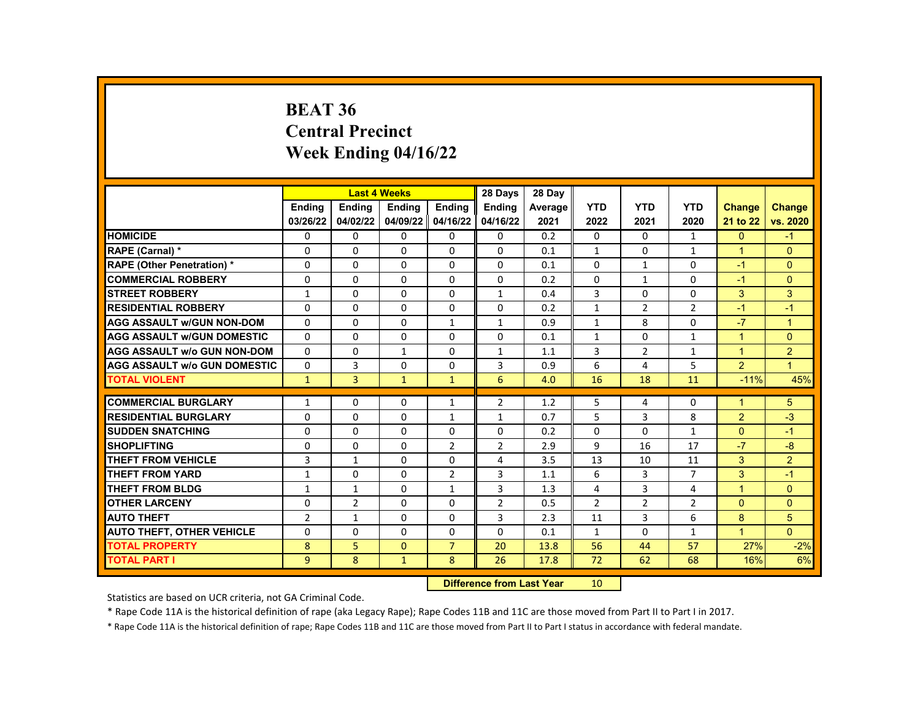# BEAT 36
# Central Precinct
# Week Ending 04/16/22

| | Last 4 Weeks | | | | 28 Days | 28 Day | | | | | |
|---|---|---|---|---|---|---|---|---|---|---|---|
| | Ending 03/26/22 | Ending 04/02/22 | Ending 04/09/22 | Ending 04/16/22 | Ending 04/16/22 | Average 2021 | YTD 2022 | YTD 2021 | YTD 2020 | Change 21 to 22 | Change vs. 2020 |
| HOMICIDE | 0 | 0 | 0 | 0 | 0 | 0.2 | 0 | 0 | 1 | 0 | -1 |
| RAPE (Carnal) * | 0 | 0 | 0 | 0 | 0 | 0.1 | 1 | 0 | 1 | 1 | 0 |
| RAPE (Other Penetration) * | 0 | 0 | 0 | 0 | 0 | 0.1 | 0 | 1 | 0 | -1 | 0 |
| COMMERCIAL ROBBERY | 0 | 0 | 0 | 0 | 0 | 0.2 | 0 | 1 | 0 | -1 | 0 |
| STREET ROBBERY | 1 | 0 | 0 | 0 | 1 | 0.4 | 3 | 0 | 0 | 3 | 3 |
| RESIDENTIAL ROBBERY | 0 | 0 | 0 | 0 | 0 | 0.2 | 1 | 2 | 2 | -1 | -1 |
| AGG ASSAULT w/GUN NON-DOM | 0 | 0 | 0 | 1 | 1 | 0.9 | 1 | 8 | 0 | -7 | 1 |
| AGG ASSAULT w/GUN DOMESTIC | 0 | 0 | 0 | 0 | 0 | 0.1 | 1 | 0 | 1 | 1 | 0 |
| AGG ASSAULT w/o GUN NON-DOM | 0 | 0 | 1 | 0 | 1 | 1.1 | 3 | 2 | 1 | 1 | 2 |
| AGG ASSAULT w/o GUN DOMESTIC | 0 | 3 | 0 | 0 | 3 | 0.9 | 6 | 4 | 5 | 2 | 1 |
| TOTAL VIOLENT | 1 | 3 | 1 | 1 | 6 | 4.0 | 16 | 18 | 11 | -11% | 45% |
| COMMERCIAL BURGLARY | 1 | 0 | 0 | 1 | 2 | 1.2 | 5 | 4 | 0 | 1 | 5 |
| RESIDENTIAL BURGLARY | 0 | 0 | 0 | 1 | 1 | 0.7 | 5 | 3 | 8 | 2 | -3 |
| SUDDEN SNATCHING | 0 | 0 | 0 | 0 | 0 | 0.2 | 0 | 0 | 1 | 0 | -1 |
| SHOPLIFTING | 0 | 0 | 0 | 2 | 2 | 2.9 | 9 | 16 | 17 | -7 | -8 |
| THEFT FROM VEHICLE | 3 | 1 | 0 | 0 | 4 | 3.5 | 13 | 10 | 11 | 3 | 2 |
| THEFT FROM YARD | 1 | 0 | 0 | 2 | 3 | 1.1 | 6 | 3 | 7 | 3 | -1 |
| THEFT FROM BLDG | 1 | 1 | 0 | 1 | 3 | 1.3 | 4 | 3 | 4 | 1 | 0 |
| OTHER LARCENY | 0 | 2 | 0 | 0 | 2 | 0.5 | 2 | 2 | 2 | 0 | 0 |
| AUTO THEFT | 2 | 1 | 0 | 0 | 3 | 2.3 | 11 | 3 | 6 | 8 | 5 |
| AUTO THEFT, OTHER VEHICLE | 0 | 0 | 0 | 0 | 0 | 0.1 | 1 | 0 | 1 | 1 | 0 |
| TOTAL PROPERTY | 8 | 5 | 0 | 7 | 20 | 13.8 | 56 | 44 | 57 | 27% | -2% |
| TOTAL PART I | 9 | 8 | 1 | 8 | 26 | 17.8 | 72 | 62 | 68 | 16% | 6% |

**Difference from Last Year** 10

Statistics are based on UCR criteria, not GA Criminal Code.

* Rape Code 11A is the historical definition of rape (aka Legacy Rape); Rape Codes 11B and 11C are those moved from Part II to Part I in 2017.

* Rape Code 11A is the historical definition of rape; Rape Codes 11B and 11C are those moved from Part II to Part I status in accordance with federal mandate.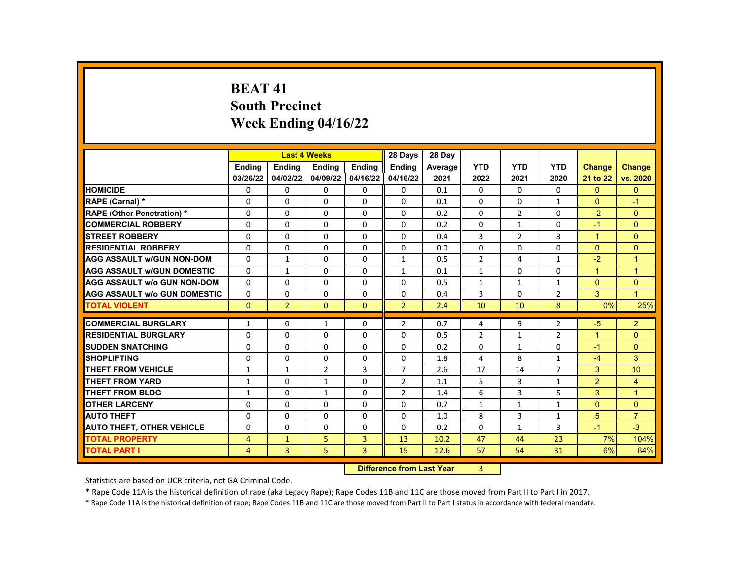# BEAT 41
## South Precinct
## Week Ending 04/16/22

| | Last 4 Weeks | | | | 28 Days | 28 Day | | | | | |
|---|---|---|---|---|---|---|---|---|---|---|---|
| | Ending 03/26/22 | Ending 04/02/22 | Ending 04/09/22 | Ending 04/16/22 | Ending 04/16/22 | Average 2021 | YTD 2022 | YTD 2021 | YTD 2020 | Change 21 to 22 | Change vs. 2020 |
| HOMICIDE | 0 | 0 | 0 | 0 | 0 | 0.1 | 0 | 0 | 0 | 0 | 0 |
| RAPE (Carnal) * | 0 | 0 | 0 | 0 | 0 | 0.1 | 0 | 0 | 1 | 0 | -1 |
| RAPE (Other Penetration) * | 0 | 0 | 0 | 0 | 0 | 0.2 | 0 | 2 | 0 | -2 | 0 |
| COMMERCIAL ROBBERY | 0 | 0 | 0 | 0 | 0 | 0.2 | 0 | 1 | 0 | -1 | 0 |
| STREET ROBBERY | 0 | 0 | 0 | 0 | 0 | 0.4 | 3 | 2 | 3 | 1 | 0 |
| RESIDENTIAL ROBBERY | 0 | 0 | 0 | 0 | 0 | 0.0 | 0 | 0 | 0 | 0 | 0 |
| AGG ASSAULT w/GUN NON-DOM | 0 | 1 | 0 | 0 | 1 | 0.5 | 2 | 4 | 1 | -2 | 1 |
| AGG ASSAULT w/GUN DOMESTIC | 0 | 1 | 0 | 0 | 1 | 0.1 | 1 | 0 | 0 | 1 | 1 |
| AGG ASSAULT w/o GUN NON-DOM | 0 | 0 | 0 | 0 | 0 | 0.5 | 1 | 1 | 1 | 0 | 0 |
| AGG ASSAULT w/o GUN DOMESTIC | 0 | 0 | 0 | 0 | 0 | 0.4 | 3 | 0 | 2 | 3 | 1 |
| TOTAL VIOLENT | 0 | 2 | 0 | 0 | 2 | 2.4 | 10 | 10 | 8 | 0% | 25% |
| COMMERCIAL BURGLARY | 1 | 0 | 1 | 0 | 2 | 0.7 | 4 | 9 | 2 | -5 | 2 |
| RESIDENTIAL BURGLARY | 0 | 0 | 0 | 0 | 0 | 0.5 | 2 | 1 | 2 | 1 | 0 |
| SUDDEN SNATCHING | 0 | 0 | 0 | 0 | 0 | 0.2 | 0 | 1 | 0 | -1 | 0 |
| SHOPLIFTING | 0 | 0 | 0 | 0 | 0 | 1.8 | 4 | 8 | 1 | -4 | 3 |
| THEFT FROM VEHICLE | 1 | 1 | 2 | 3 | 7 | 2.6 | 17 | 14 | 7 | 3 | 10 |
| THEFT FROM YARD | 1 | 0 | 1 | 0 | 2 | 1.1 | 5 | 3 | 1 | 2 | 4 |
| THEFT FROM BLDG | 1 | 0 | 1 | 0 | 2 | 1.4 | 6 | 3 | 5 | 3 | 1 |
| OTHER LARCENY | 0 | 0 | 0 | 0 | 0 | 0.7 | 1 | 1 | 1 | 0 | 0 |
| AUTO THEFT | 0 | 0 | 0 | 0 | 0 | 1.0 | 8 | 3 | 1 | 5 | 7 |
| AUTO THEFT, OTHER VEHICLE | 0 | 0 | 0 | 0 | 0 | 0.2 | 0 | 1 | 3 | -1 | -3 |
| TOTAL PROPERTY | 4 | 1 | 5 | 3 | 13 | 10.2 | 47 | 44 | 23 | 7% | 104% |
| TOTAL PART I | 4 | 3 | 5 | 3 | 15 | 12.6 | 57 | 54 | 31 | 6% | 84% |

**Difference from Last Year** 3

Statistics are based on UCR criteria, not GA Criminal Code.

* Rape Code 11A is the historical definition of rape (aka Legacy Rape); Rape Codes 11B and 11C are those moved from Part II to Part I in 2017.

* Rape Code 11A is the historical definition of rape; Rape Codes 11B and 11C are those moved from Part II to Part I status in accordance with federal mandate.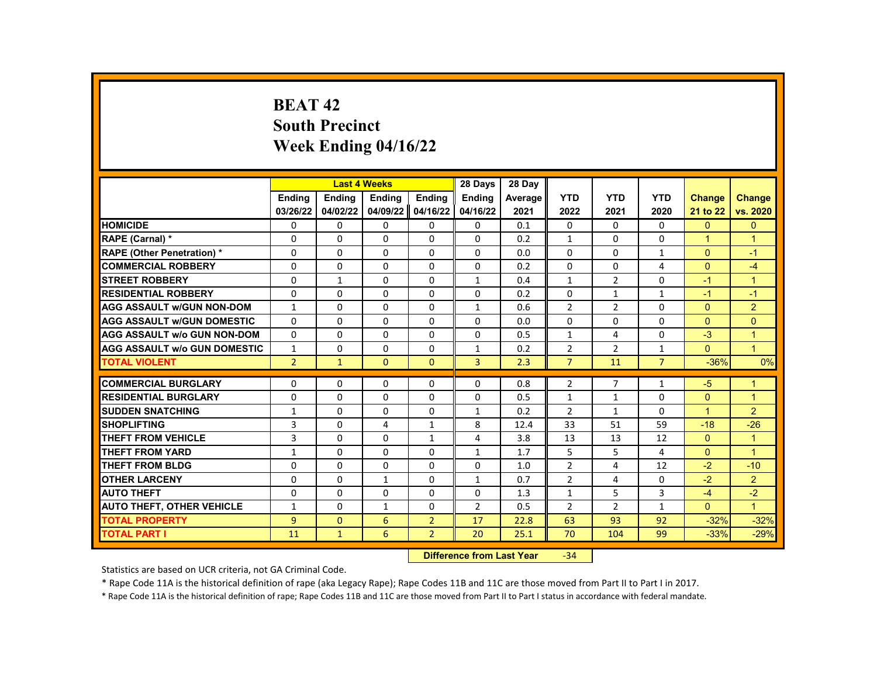# BEAT 42
## South Precinct
## Week Ending 04/16/22

| | Last 4 Weeks | | | | 28 Days | 28 Day | | | | | |
|---|---|---|---|---|---|---|---|---|---|---|---|
| | Ending 03/26/22 | Ending 04/02/22 | Ending 04/09/22 | Ending 04/16/22 | Ending 04/16/22 | Average 2021 | YTD 2022 | YTD 2021 | YTD 2020 | Change 21 to 22 | Change vs. 2020 |
| HOMICIDE | 0 | 0 | 0 | 0 | 0 | 0.1 | 0 | 0 | 0 | 0 | 0 |
| RAPE (Carnal) * | 0 | 0 | 0 | 0 | 0 | 0.2 | 1 | 0 | 0 | 1 | 1 |
| RAPE (Other Penetration) * | 0 | 0 | 0 | 0 | 0 | 0.0 | 0 | 0 | 1 | 0 | -1 |
| COMMERCIAL ROBBERY | 0 | 0 | 0 | 0 | 0 | 0.2 | 0 | 0 | 4 | 0 | -4 |
| STREET ROBBERY | 0 | 1 | 0 | 0 | 1 | 0.4 | 1 | 2 | 0 | -1 | 1 |
| RESIDENTIAL ROBBERY | 0 | 0 | 0 | 0 | 0 | 0.2 | 0 | 1 | 1 | -1 | -1 |
| AGG ASSAULT w/GUN NON-DOM | 1 | 0 | 0 | 0 | 1 | 0.6 | 2 | 2 | 0 | 0 | 2 |
| AGG ASSAULT w/GUN DOMESTIC | 0 | 0 | 0 | 0 | 0 | 0.0 | 0 | 0 | 0 | 0 | 0 |
| AGG ASSAULT w/o GUN NON-DOM | 0 | 0 | 0 | 0 | 0 | 0.5 | 1 | 4 | 0 | -3 | 1 |
| AGG ASSAULT w/o GUN DOMESTIC | 1 | 0 | 0 | 0 | 1 | 0.2 | 2 | 2 | 1 | 0 | 1 |
| TOTAL VIOLENT | 2 | 1 | 0 | 0 | 3 | 2.3 | 7 | 11 | 7 | -36% | 0% |
| COMMERCIAL BURGLARY | 0 | 0 | 0 | 0 | 0 | 0.8 | 2 | 7 | 1 | -5 | 1 |
| RESIDENTIAL BURGLARY | 0 | 0 | 0 | 0 | 0 | 0.5 | 1 | 1 | 0 | 0 | 1 |
| SUDDEN SNATCHING | 1 | 0 | 0 | 0 | 1 | 0.2 | 2 | 1 | 0 | 1 | 2 |
| SHOPLIFTING | 3 | 0 | 4 | 1 | 8 | 12.4 | 33 | 51 | 59 | -18 | -26 |
| THEFT FROM VEHICLE | 3 | 0 | 0 | 1 | 4 | 3.8 | 13 | 13 | 12 | 0 | 1 |
| THEFT FROM YARD | 1 | 0 | 0 | 0 | 1 | 1.7 | 5 | 5 | 4 | 0 | 1 |
| THEFT FROM BLDG | 0 | 0 | 0 | 0 | 0 | 1.0 | 2 | 4 | 12 | -2 | -10 |
| OTHER LARCENY | 0 | 0 | 1 | 0 | 1 | 0.7 | 2 | 4 | 0 | -2 | 2 |
| AUTO THEFT | 0 | 0 | 0 | 0 | 0 | 1.3 | 1 | 5 | 3 | -4 | -2 |
| AUTO THEFT, OTHER VEHICLE | 1 | 0 | 1 | 0 | 2 | 0.5 | 2 | 2 | 1 | 0 | 1 |
| TOTAL PROPERTY | 9 | 0 | 6 | 2 | 17 | 22.8 | 63 | 93 | 92 | -32% | -32% |
| TOTAL PART I | 11 | 1 | 6 | 2 | 20 | 25.1 | 70 | 104 | 99 | -33% | -29% |

**Difference from Last Year** -34

Statistics are based on UCR criteria, not GA Criminal Code.

* Rape Code 11A is the historical definition of rape (aka Legacy Rape); Rape Codes 11B and 11C are those moved from Part II to Part I in 2017.

* Rape Code 11A is the historical definition of rape; Rape Codes 11B and 11C are those moved from Part II to Part I status in accordance with federal mandate.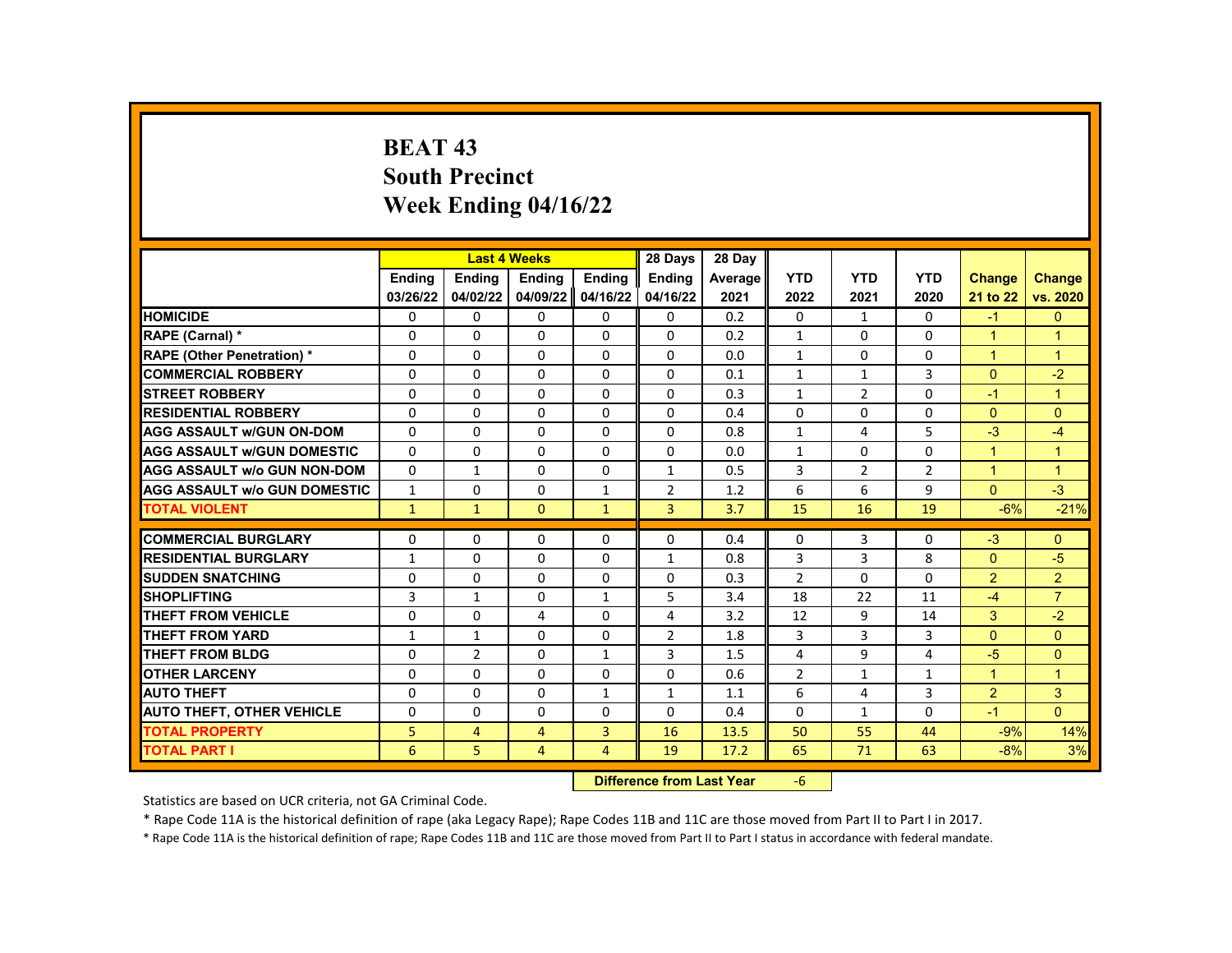# BEAT 43
## South Precinct
## Week Ending 04/16/22

| | Last 4 Weeks | | | | 28 Days | 28 Day | | | | | |
|---|---|---|---|---|---|---|---|---|---|---|---|
| | Ending 03/26/22 | Ending 04/02/22 | Ending 04/09/22 | Ending 04/16/22 | Ending 04/16/22 | Average 2021 | YTD 2022 | YTD 2021 | YTD 2020 | Change 21 to 22 | Change vs. 2020 |
| HOMICIDE | 0 | 0 | 0 | 0 | 0 | 0.2 | 0 | 1 | 0 | -1 | 0 |
| RAPE (Carnal) * | 0 | 0 | 0 | 0 | 0 | 0.2 | 1 | 0 | 0 | 1 | 1 |
| RAPE (Other Penetration) * | 0 | 0 | 0 | 0 | 0 | 0.0 | 1 | 0 | 0 | 1 | 1 |
| COMMERCIAL ROBBERY | 0 | 0 | 0 | 0 | 0 | 0.1 | 1 | 1 | 3 | 0 | -2 |
| STREET ROBBERY | 0 | 0 | 0 | 0 | 0 | 0.3 | 1 | 2 | 0 | -1 | 1 |
| RESIDENTIAL ROBBERY | 0 | 0 | 0 | 0 | 0 | 0.4 | 0 | 0 | 0 | 0 | 0 |
| AGG ASSAULT w/GUN ON-DOM | 0 | 0 | 0 | 0 | 0 | 0.8 | 1 | 4 | 5 | -3 | -4 |
| AGG ASSAULT w/GUN DOMESTIC | 0 | 0 | 0 | 0 | 0 | 0.0 | 1 | 0 | 0 | 1 | 1 |
| AGG ASSAULT w/o GUN NON-DOM | 0 | 1 | 0 | 0 | 1 | 0.5 | 3 | 2 | 2 | 1 | 1 |
| AGG ASSAULT w/o GUN DOMESTIC | 1 | 0 | 0 | 1 | 2 | 1.2 | 6 | 6 | 9 | 0 | -3 |
| TOTAL VIOLENT | 1 | 1 | 0 | 1 | 3 | 3.7 | 15 | 16 | 19 | -6% | -21% |
| COMMERCIAL BURGLARY | 0 | 0 | 0 | 0 | 0 | 0.4 | 0 | 3 | 0 | -3 | 0 |
| RESIDENTIAL BURGLARY | 1 | 0 | 0 | 0 | 1 | 0.8 | 3 | 3 | 8 | 0 | -5 |
| SUDDEN SNATCHING | 0 | 0 | 0 | 0 | 0 | 0.3 | 2 | 0 | 0 | 2 | 2 |
| SHOPLIFTING | 3 | 1 | 0 | 1 | 5 | 3.4 | 18 | 22 | 11 | -4 | 7 |
| THEFT FROM VEHICLE | 0 | 0 | 4 | 0 | 4 | 3.2 | 12 | 9 | 14 | 3 | -2 |
| THEFT FROM YARD | 1 | 1 | 0 | 0 | 2 | 1.8 | 3 | 3 | 3 | 0 | 0 |
| THEFT FROM BLDG | 0 | 2 | 0 | 1 | 3 | 1.5 | 4 | 9 | 4 | -5 | 0 |
| OTHER LARCENY | 0 | 0 | 0 | 0 | 0 | 0.6 | 2 | 1 | 1 | 1 | 1 |
| AUTO THEFT | 0 | 0 | 0 | 1 | 1 | 1.1 | 6 | 4 | 3 | 2 | 3 |
| AUTO THEFT, OTHER VEHICLE | 0 | 0 | 0 | 0 | 0 | 0.4 | 0 | 1 | 0 | -1 | 0 |
| TOTAL PROPERTY | 5 | 4 | 4 | 3 | 16 | 13.5 | 50 | 55 | 44 | -9% | 14% |
| TOTAL PART I | 6 | 5 | 4 | 4 | 19 | 17.2 | 65 | 71 | 63 | -8% | 3% |

**Difference from Last Year** -6

Statistics are based on UCR criteria, not GA Criminal Code.

* Rape Code 11A is the historical definition of rape (aka Legacy Rape); Rape Codes 11B and 11C are those moved from Part II to Part I in 2017.

* Rape Code 11A is the historical definition of rape; Rape Codes 11B and 11C are those moved from Part II to Part I status in accordance with federal mandate.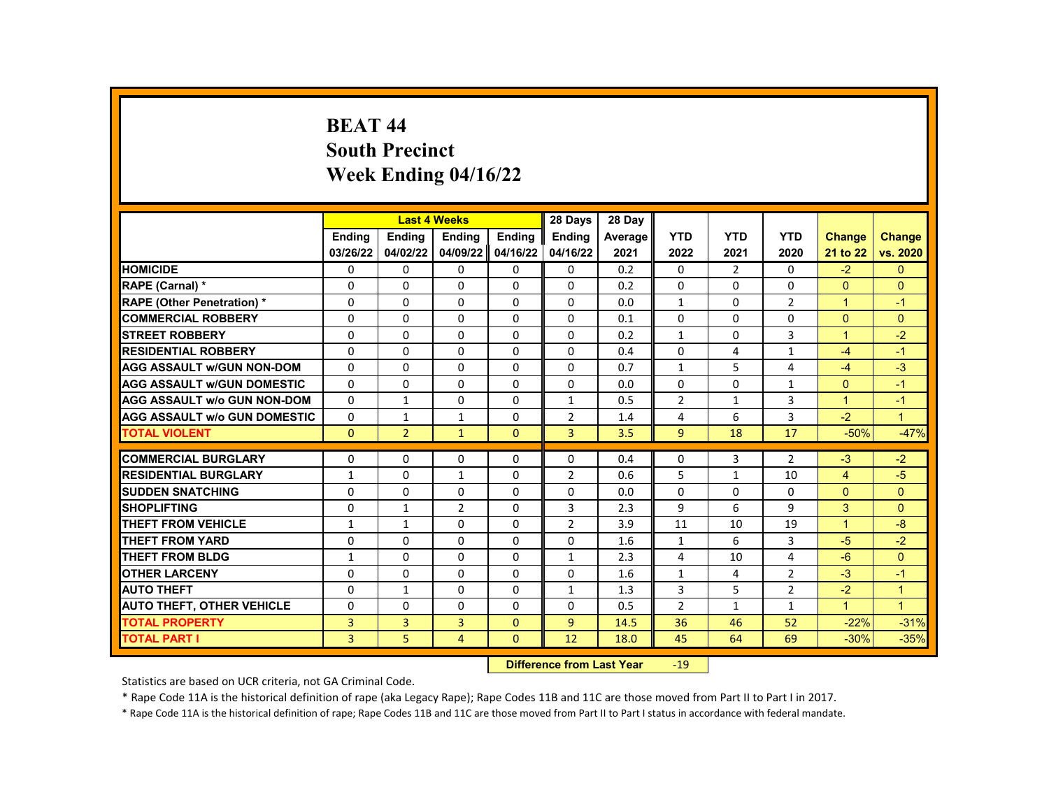# BEAT 44
# South Precinct
# Week Ending 04/16/22

| | Last 4 Weeks | | | | 28 Days | 28 Day | | | | | |
|---|---|---|---|---|---|---|---|---|---|---|---|
| | Ending 03/26/22 | Ending 04/02/22 | Ending 04/09/22 | Ending 04/16/22 | Ending 04/16/22 | Average 2021 | YTD 2022 | YTD 2021 | YTD 2020 | Change 21 to 22 | Change vs. 2020 |
| **HOMICIDE** | 0 | 0 | 0 | 0 | 0 | 0.2 | 0 | 2 | 0 | -2 | 0 |
| **RAPE (Carnal) *** | 0 | 0 | 0 | 0 | 0 | 0.2 | 0 | 0 | 0 | 0 | 0 |
| **RAPE (Other Penetration) *** | 0 | 0 | 0 | 0 | 0 | 0.0 | 1 | 0 | 2 | 1 | -1 |
| **COMMERCIAL ROBBERY** | 0 | 0 | 0 | 0 | 0 | 0.1 | 0 | 0 | 0 | 0 | 0 |
| **STREET ROBBERY** | 0 | 0 | 0 | 0 | 0 | 0.2 | 1 | 0 | 3 | 1 | -2 |
| **RESIDENTIAL ROBBERY** | 0 | 0 | 0 | 0 | 0 | 0.4 | 0 | 4 | 1 | -4 | -1 |
| **AGG ASSAULT w/GUN NON-DOM** | 0 | 0 | 0 | 0 | 0 | 0.7 | 1 | 5 | 4 | -4 | -3 |
| **AGG ASSAULT w/GUN DOMESTIC** | 0 | 0 | 0 | 0 | 0 | 0.0 | 0 | 0 | 1 | 0 | -1 |
| **AGG ASSAULT w/o GUN NON-DOM** | 0 | 1 | 0 | 0 | 1 | 0.5 | 2 | 1 | 3 | 1 | -1 |
| **AGG ASSAULT w/o GUN DOMESTIC** | 0 | 1 | 1 | 0 | 2 | 1.4 | 4 | 6 | 3 | -2 | 1 |
| **TOTAL VIOLENT** | 0 | 2 | 1 | 0 | 3 | 3.5 | 9 | 18 | 17 | -50% | -47% |
| **COMMERCIAL BURGLARY** | 0 | 0 | 0 | 0 | 0 | 0.4 | 0 | 3 | 2 | -3 | -2 |
| **RESIDENTIAL BURGLARY** | 1 | 0 | 1 | 0 | 2 | 0.6 | 5 | 1 | 10 | 4 | -5 |
| **SUDDEN SNATCHING** | 0 | 0 | 0 | 0 | 0 | 0.0 | 0 | 0 | 0 | 0 | 0 |
| **SHOPLIFTING** | 0 | 1 | 2 | 0 | 3 | 2.3 | 9 | 6 | 9 | 3 | 0 |
| **THEFT FROM VEHICLE** | 1 | 1 | 0 | 0 | 2 | 3.9 | 11 | 10 | 19 | 1 | -8 |
| **THEFT FROM YARD** | 0 | 0 | 0 | 0 | 0 | 1.6 | 1 | 6 | 3 | -5 | -2 |
| **THEFT FROM BLDG** | 1 | 0 | 0 | 0 | 1 | 2.3 | 4 | 10 | 4 | -6 | 0 |
| **OTHER LARCENY** | 0 | 0 | 0 | 0 | 0 | 1.6 | 1 | 4 | 2 | -3 | -1 |
| **AUTO THEFT** | 0 | 1 | 0 | 0 | 1 | 1.3 | 3 | 5 | 2 | -2 | 1 |
| **AUTO THEFT, OTHER VEHICLE** | 0 | 0 | 0 | 0 | 0 | 0.5 | 2 | 1 | 1 | 1 | 1 |
| **TOTAL PROPERTY** | 3 | 3 | 3 | 0 | 9 | 14.5 | 36 | 46 | 52 | -22% | -31% |
| **TOTAL PART I** | 3 | 5 | 4 | 0 | 12 | 18.0 | 45 | 64 | 69 | -30% | -35% |

**Difference from Last Year** -19

Statistics are based on UCR criteria, not GA Criminal Code.

* Rape Code 11A is the historical definition of rape (aka Legacy Rape); Rape Codes 11B and 11C are those moved from Part II to Part I in 2017.

* Rape Code 11A is the historical definition of rape; Rape Codes 11B and 11C are those moved from Part II to Part I status in accordance with federal mandate.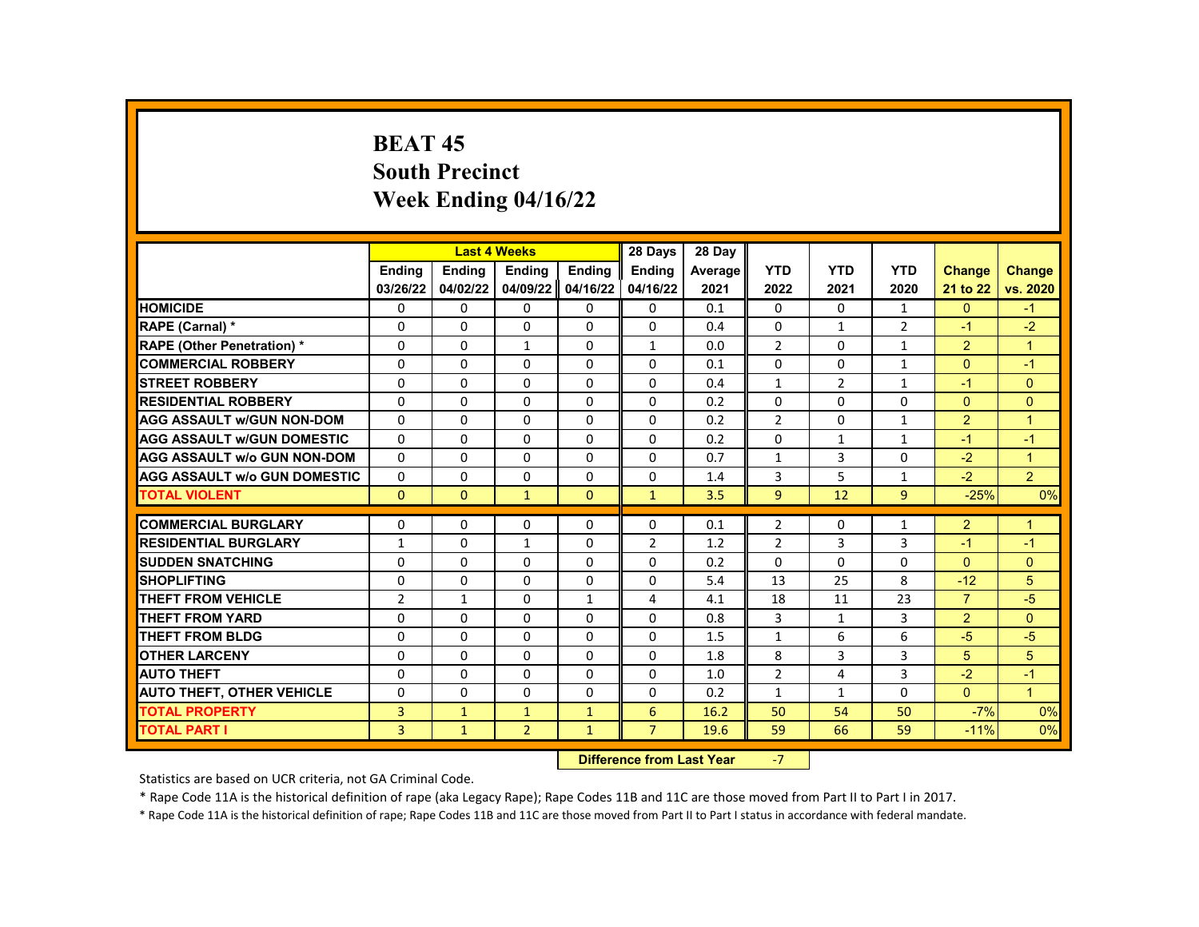# BEAT 45
## South Precinct
## Week Ending 04/16/22

| | Last 4 Weeks | | | | 28 Days | 28 Day | | | | | |
|---|---|---|---|---|---|---|---|---|---|---|---|
| | Ending 03/26/22 | Ending 04/02/22 | Ending 04/09/22 | Ending 04/16/22 | Ending 04/16/22 | Average 2021 | YTD 2022 | YTD 2021 | YTD 2020 | Change 21 to 22 | Change vs. 2020 |
| **HOMICIDE** | 0 | 0 | 0 | 0 | 0 | 0.1 | 0 | 0 | 1 | 0 | -1 |
| **RAPE (Carnal) *** | 0 | 0 | 0 | 0 | 0 | 0.4 | 0 | 1 | 2 | -1 | -2 |
| **RAPE (Other Penetration) *** | 0 | 0 | 1 | 0 | 1 | 0.0 | 2 | 0 | 1 | 2 | 1 |
| **COMMERCIAL ROBBERY** | 0 | 0 | 0 | 0 | 0 | 0.1 | 0 | 0 | 1 | 0 | -1 |
| **STREET ROBBERY** | 0 | 0 | 0 | 0 | 0 | 0.4 | 1 | 2 | 1 | -1 | 0 |
| **RESIDENTIAL ROBBERY** | 0 | 0 | 0 | 0 | 0 | 0.2 | 0 | 0 | 0 | 0 | 0 |
| **AGG ASSAULT w/GUN NON-DOM** | 0 | 0 | 0 | 0 | 0 | 0.2 | 2 | 0 | 1 | 2 | 1 |
| **AGG ASSAULT w/GUN DOMESTIC** | 0 | 0 | 0 | 0 | 0 | 0.2 | 0 | 1 | 1 | -1 | -1 |
| **AGG ASSAULT w/o GUN NON-DOM** | 0 | 0 | 0 | 0 | 0 | 0.7 | 1 | 3 | 0 | -2 | 1 |
| **AGG ASSAULT w/o GUN DOMESTIC** | 0 | 0 | 0 | 0 | 0 | 1.4 | 3 | 5 | 1 | -2 | 2 |
| **TOTAL VIOLENT** | 0 | 0 | 1 | 0 | 1 | 3.5 | 9 | 12 | 9 | -25% | 0% |
| **COMMERCIAL BURGLARY** | 0 | 0 | 0 | 0 | 0 | 0.1 | 2 | 0 | 1 | 2 | 1 |
| **RESIDENTIAL BURGLARY** | 1 | 0 | 1 | 0 | 2 | 1.2 | 2 | 3 | 3 | -1 | -1 |
| **SUDDEN SNATCHING** | 0 | 0 | 0 | 0 | 0 | 0.2 | 0 | 0 | 0 | 0 | 0 |
| **SHOPLIFTING** | 0 | 0 | 0 | 0 | 0 | 5.4 | 13 | 25 | 8 | -12 | 5 |
| **THEFT FROM VEHICLE** | 2 | 1 | 0 | 1 | 4 | 4.1 | 18 | 11 | 23 | 7 | -5 |
| **THEFT FROM YARD** | 0 | 0 | 0 | 0 | 0 | 0.8 | 3 | 1 | 3 | 2 | 0 |
| **THEFT FROM BLDG** | 0 | 0 | 0 | 0 | 0 | 1.5 | 1 | 6 | 6 | -5 | -5 |
| **OTHER LARCENY** | 0 | 0 | 0 | 0 | 0 | 1.8 | 8 | 3 | 3 | 5 | 5 |
| **AUTO THEFT** | 0 | 0 | 0 | 0 | 0 | 1.0 | 2 | 4 | 3 | -2 | -1 |
| **AUTO THEFT, OTHER VEHICLE** | 0 | 0 | 0 | 0 | 0 | 0.2 | 1 | 1 | 0 | 0 | 1 |
| **TOTAL PROPERTY** | 3 | 1 | 1 | 1 | 6 | 16.2 | 50 | 54 | 50 | -7% | 0% |
| **TOTAL PART I** | 3 | 1 | 2 | 1 | 7 | 19.6 | 59 | 66 | 59 | -11% | 0% |

**Difference from Last Year** -7

Statistics are based on UCR criteria, not GA Criminal Code.

* Rape Code 11A is the historical definition of rape (aka Legacy Rape); Rape Codes 11B and 11C are those moved from Part II to Part I in 2017.

* Rape Code 11A is the historical definition of rape; Rape Codes 11B and 11C are those moved from Part II to Part I status in accordance with federal mandate.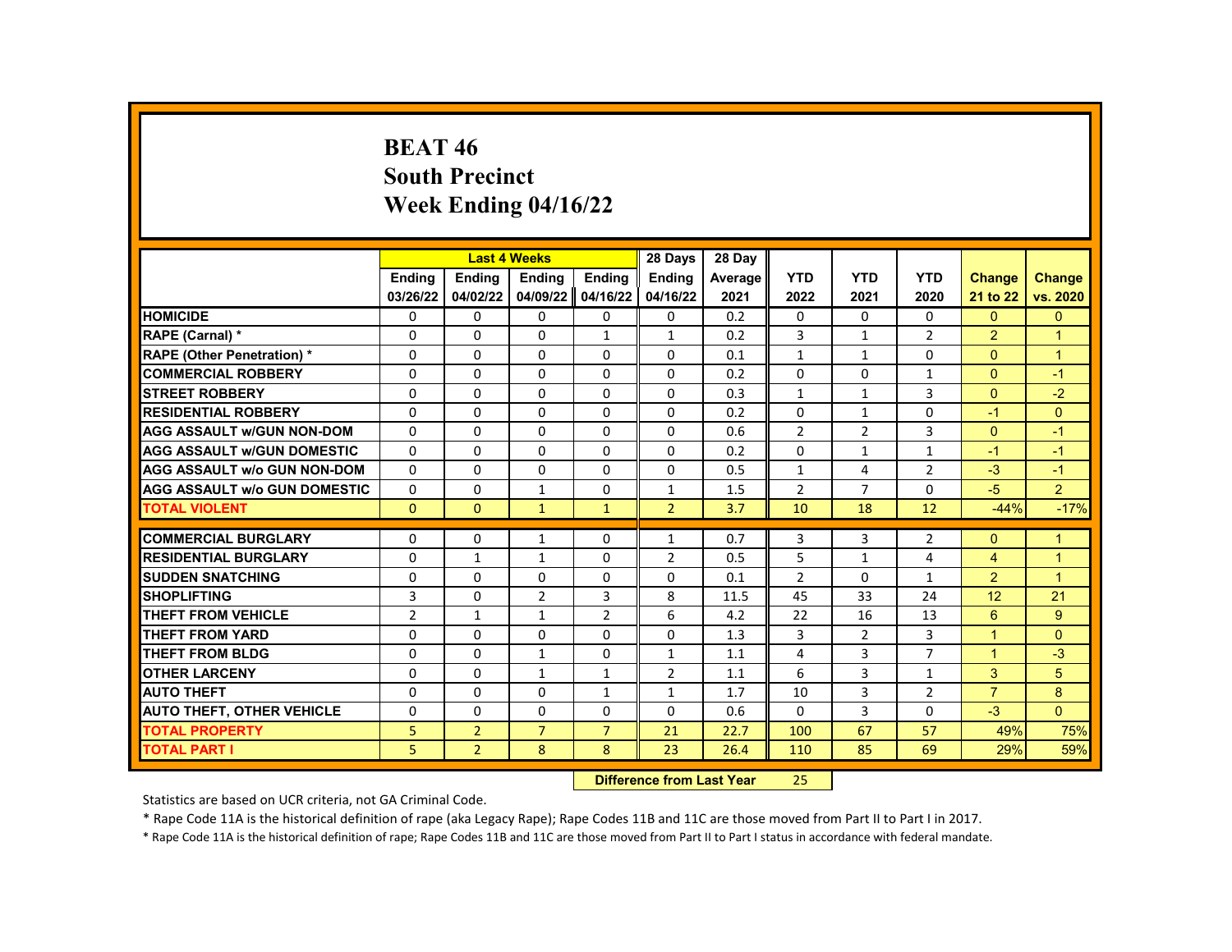# BEAT 46
# South Precinct
# Week Ending 04/16/22

| | Last 4 Weeks | | | | 28 Days | 28 Day | | | | | |
|---|---|---|---|---|---|---|---|---|---|---|---|
| | Ending 03/26/22 | Ending 04/02/22 | Ending 04/09/22 | Ending 04/16/22 | Ending 04/16/22 | Average 2021 | YTD 2022 | YTD 2021 | YTD 2020 | Change 21 to 22 | Change vs. 2020 |
| HOMICIDE | 0 | 0 | 0 | 0 | 0 | 0.2 | 0 | 0 | 0 | 0 | 0 |
| RAPE (Carnal) * | 0 | 0 | 0 | 1 | 1 | 0.2 | 3 | 1 | 2 | 2 | 1 |
| RAPE (Other Penetration) * | 0 | 0 | 0 | 0 | 0 | 0.1 | 1 | 1 | 0 | 0 | 1 |
| COMMERCIAL ROBBERY | 0 | 0 | 0 | 0 | 0 | 0.2 | 0 | 0 | 1 | 0 | -1 |
| STREET ROBBERY | 0 | 0 | 0 | 0 | 0 | 0.3 | 1 | 1 | 3 | 0 | -2 |
| RESIDENTIAL ROBBERY | 0 | 0 | 0 | 0 | 0 | 0.2 | 0 | 1 | 0 | -1 | 0 |
| AGG ASSAULT w/GUN NON-DOM | 0 | 0 | 0 | 0 | 0 | 0.6 | 2 | 2 | 3 | 0 | -1 |
| AGG ASSAULT w/GUN DOMESTIC | 0 | 0 | 0 | 0 | 0 | 0.2 | 0 | 1 | 1 | -1 | -1 |
| AGG ASSAULT w/o GUN NON-DOM | 0 | 0 | 0 | 0 | 0 | 0.5 | 1 | 4 | 2 | -3 | -1 |
| AGG ASSAULT w/o GUN DOMESTIC | 0 | 0 | 1 | 0 | 1 | 1.5 | 2 | 7 | 0 | -5 | 2 |
| TOTAL VIOLENT | 0 | 0 | 1 | 1 | 2 | 3.7 | 10 | 18 | 12 | -44% | -17% |
| COMMERCIAL BURGLARY | 0 | 0 | 1 | 0 | 1 | 0.7 | 3 | 3 | 2 | 0 | 1 |
| RESIDENTIAL BURGLARY | 0 | 1 | 1 | 0 | 2 | 0.5 | 5 | 1 | 4 | 4 | 1 |
| SUDDEN SNATCHING | 0 | 0 | 0 | 0 | 0 | 0.1 | 2 | 0 | 1 | 2 | 1 |
| SHOPLIFTING | 3 | 0 | 2 | 3 | 8 | 11.5 | 45 | 33 | 24 | 12 | 21 |
| THEFT FROM VEHICLE | 2 | 1 | 1 | 2 | 6 | 4.2 | 22 | 16 | 13 | 6 | 9 |
| THEFT FROM YARD | 0 | 0 | 0 | 0 | 0 | 1.3 | 3 | 2 | 3 | 1 | 0 |
| THEFT FROM BLDG | 0 | 0 | 1 | 0 | 1 | 1.1 | 4 | 3 | 7 | 1 | -3 |
| OTHER LARCENY | 0 | 0 | 1 | 1 | 2 | 1.1 | 6 | 3 | 1 | 3 | 5 |
| AUTO THEFT | 0 | 0 | 0 | 1 | 1 | 1.7 | 10 | 3 | 2 | 7 | 8 |
| AUTO THEFT, OTHER VEHICLE | 0 | 0 | 0 | 0 | 0 | 0.6 | 0 | 3 | 0 | -3 | 0 |
| TOTAL PROPERTY | 5 | 2 | 7 | 7 | 21 | 22.7 | 100 | 67 | 57 | 49% | 75% |
| TOTAL PART I | 5 | 2 | 8 | 8 | 23 | 26.4 | 110 | 85 | 69 | 29% | 59% |

| Difference from Last Year | 25 |
|---|---|

Statistics are based on UCR criteria, not GA Criminal Code.

* Rape Code 11A is the historical definition of rape (aka Legacy Rape); Rape Codes 11B and 11C are those moved from Part II to Part I in 2017.

* Rape Code 11A is the historical definition of rape; Rape Codes 11B and 11C are those moved from Part II to Part I status in accordance with federal mandate.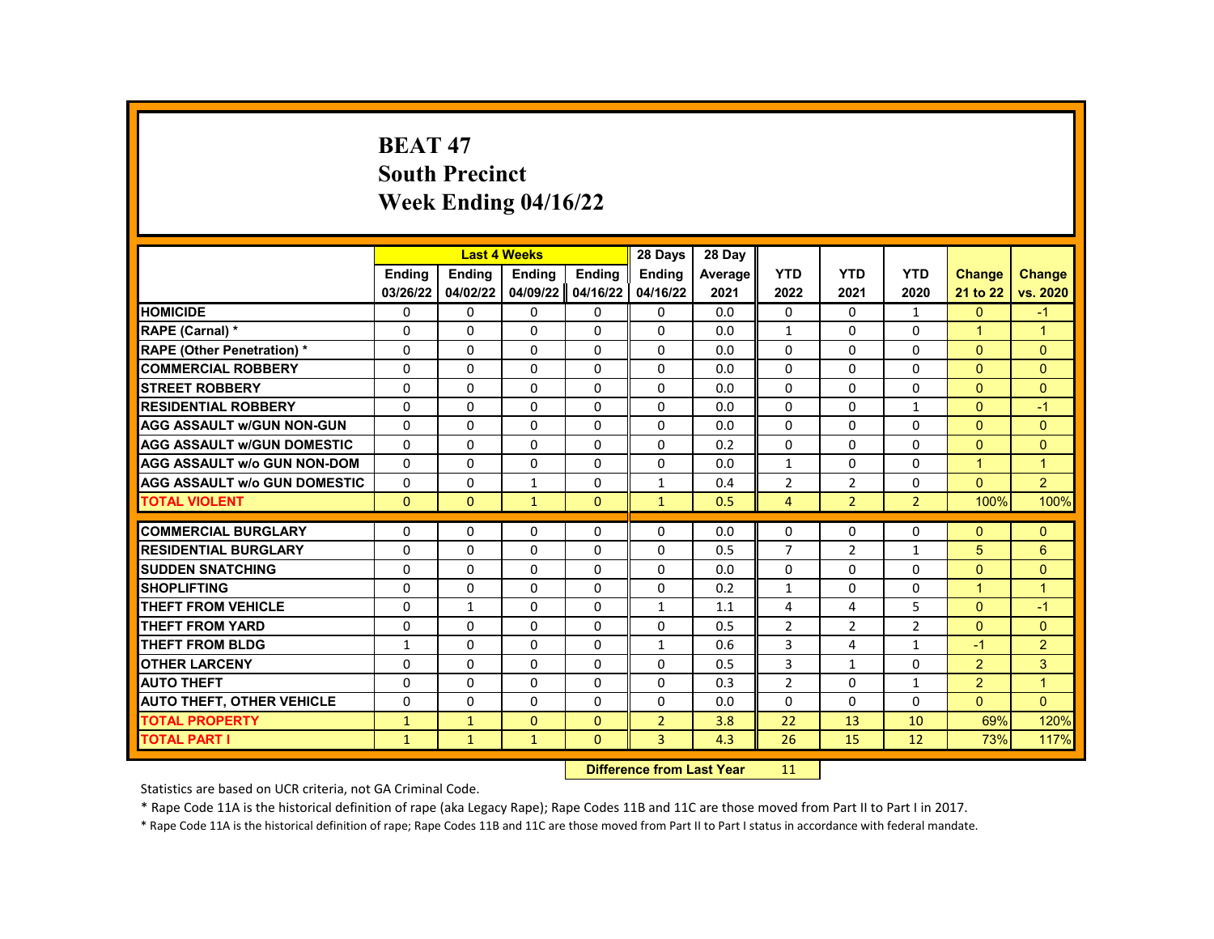# BEAT 47
# South Precinct
# Week Ending 04/16/22

| | Last 4 Weeks | | | | 28 Days | 28 Day | | | | | |
|---|---|---|---|---|---|---|---|---|---|---|---|
| | Ending 03/26/22 | Ending 04/02/22 | Ending 04/09/22 | Ending 04/16/22 | Ending 04/16/22 | Average 2021 | YTD 2022 | YTD 2021 | YTD 2020 | Change 21 to 22 | Change vs. 2020 |
| **HOMICIDE** | 0 | 0 | 0 | 0 | 0 | 0.0 | 0 | 0 | 1 | 0 | -1 |
| **RAPE (Carnal) *** | 0 | 0 | 0 | 0 | 0 | 0.0 | 1 | 0 | 0 | 1 | 1 |
| **RAPE (Other Penetration) *** | 0 | 0 | 0 | 0 | 0 | 0.0 | 0 | 0 | 0 | 0 | 0 |
| **COMMERCIAL ROBBERY** | 0 | 0 | 0 | 0 | 0 | 0.0 | 0 | 0 | 0 | 0 | 0 |
| **STREET ROBBERY** | 0 | 0 | 0 | 0 | 0 | 0.0 | 0 | 0 | 0 | 0 | 0 |
| **RESIDENTIAL ROBBERY** | 0 | 0 | 0 | 0 | 0 | 0.0 | 0 | 0 | 1 | 0 | -1 |
| **AGG ASSAULT w/GUN NON-GUN** | 0 | 0 | 0 | 0 | 0 | 0.0 | 0 | 0 | 0 | 0 | 0 |
| **AGG ASSAULT w/GUN DOMESTIC** | 0 | 0 | 0 | 0 | 0 | 0.2 | 0 | 0 | 0 | 0 | 0 |
| **AGG ASSAULT w/o GUN NON-DOM** | 0 | 0 | 0 | 0 | 0 | 0.0 | 1 | 0 | 0 | 1 | 1 |
| **AGG ASSAULT w/o GUN DOMESTIC** | 0 | 0 | 1 | 0 | 1 | 0.4 | 2 | 2 | 0 | 0 | 2 |
| **TOTAL VIOLENT** | 0 | 0 | 1 | 0 | 1 | 0.5 | 4 | 2 | 2 | 100% | 100% |
| **COMMERCIAL BURGLARY** | 0 | 0 | 0 | 0 | 0 | 0.0 | 0 | 0 | 0 | 0 | 0 |
| **RESIDENTIAL BURGLARY** | 0 | 0 | 0 | 0 | 0 | 0.5 | 7 | 2 | 1 | 5 | 6 |
| **SUDDEN SNATCHING** | 0 | 0 | 0 | 0 | 0 | 0.0 | 0 | 0 | 0 | 0 | 0 |
| **SHOPLIFTING** | 0 | 0 | 0 | 0 | 0 | 0.2 | 1 | 0 | 0 | 1 | 1 |
| **THEFT FROM VEHICLE** | 0 | 1 | 0 | 0 | 1 | 1.1 | 4 | 4 | 5 | 0 | -1 |
| **THEFT FROM YARD** | 0 | 0 | 0 | 0 | 0 | 0.5 | 2 | 2 | 2 | 0 | 0 |
| **THEFT FROM BLDG** | 1 | 0 | 0 | 0 | 1 | 0.6 | 3 | 4 | 1 | -1 | 2 |
| **OTHER LARCENY** | 0 | 0 | 0 | 0 | 0 | 0.5 | 3 | 1 | 0 | 2 | 3 |
| **AUTO THEFT** | 0 | 0 | 0 | 0 | 0 | 0.3 | 2 | 0 | 1 | 2 | 1 |
| **AUTO THEFT, OTHER VEHICLE** | 0 | 0 | 0 | 0 | 0 | 0.0 | 0 | 0 | 0 | 0 | 0 |
| **TOTAL PROPERTY** | 1 | 1 | 0 | 0 | 2 | 3.8 | 22 | 13 | 10 | 69% | 120% |
| **TOTAL PART I** | 1 | 1 | 1 | 0 | 3 | 4.3 | 26 | 15 | 12 | 73% | 117% |

**Difference from Last Year** 11

Statistics are based on UCR criteria, not GA Criminal Code.

\* Rape Code 11A is the historical definition of rape (aka Legacy Rape); Rape Codes 11B and 11C are those moved from Part II to Part I in 2017.

\* Rape Code 11A is the historical definition of rape; Rape Codes 11B and 11C are those moved from Part II to Part I status in accordance with federal mandate.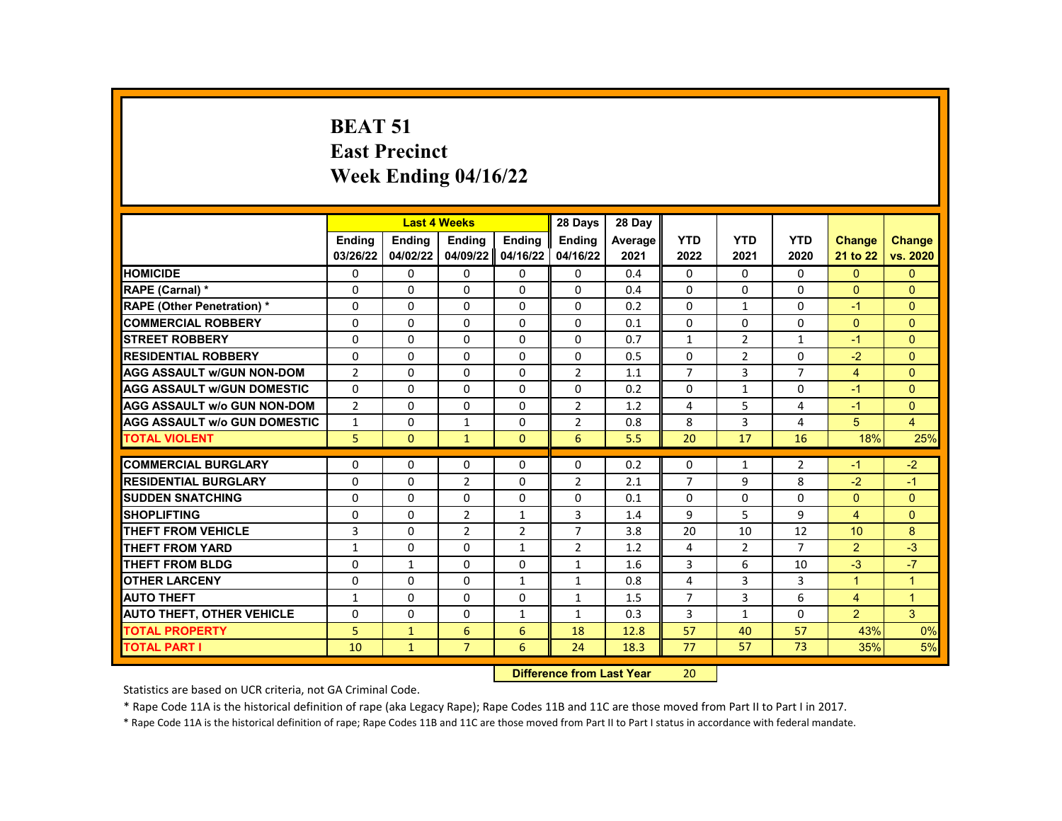# BEAT 51
# East Precinct
# Week Ending 04/16/22

| | Last 4 Weeks | | | | 28 Days | 28 Day | YTD | YTD | YTD | Change | Change |
|---|---|---|---|---|---|---|---|---|---|---|---|
| | Ending 03/26/22 | Ending 04/02/22 | Ending 04/09/22 | Ending 04/16/22 | Ending 04/16/22 | Average 2021 | 2022 | 2021 | 2020 | 21 to 22 | vs. 2020 |
| HOMICIDE | 0 | 0 | 0 | 0 | 0 | 0.4 | 0 | 0 | 0 | 0 | 0 |
| RAPE (Carnal) * | 0 | 0 | 0 | 0 | 0 | 0.4 | 0 | 0 | 0 | 0 | 0 |
| RAPE (Other Penetration) * | 0 | 0 | 0 | 0 | 0 | 0.2 | 0 | 1 | 0 | -1 | 0 |
| COMMERCIAL ROBBERY | 0 | 0 | 0 | 0 | 0 | 0.1 | 0 | 0 | 0 | 0 | 0 |
| STREET ROBBERY | 0 | 0 | 0 | 0 | 0 | 0.7 | 1 | 2 | 1 | -1 | 0 |
| RESIDENTIAL ROBBERY | 0 | 0 | 0 | 0 | 0 | 0.5 | 0 | 2 | 0 | -2 | 0 |
| AGG ASSAULT w/GUN NON-DOM | 2 | 0 | 0 | 0 | 2 | 1.1 | 7 | 3 | 7 | 4 | 0 |
| AGG ASSAULT w/GUN DOMESTIC | 0 | 0 | 0 | 0 | 0 | 0.2 | 0 | 1 | 0 | -1 | 0 |
| AGG ASSAULT w/o GUN NON-DOM | 2 | 0 | 0 | 0 | 2 | 1.2 | 4 | 5 | 4 | -1 | 0 |
| AGG ASSAULT w/o GUN DOMESTIC | 1 | 0 | 1 | 0 | 2 | 0.8 | 8 | 3 | 4 | 5 | 4 |
| TOTAL VIOLENT | 5 | 0 | 1 | 0 | 6 | 5.5 | 20 | 17 | 16 | 18% | 25% |
| COMMERCIAL BURGLARY | 0 | 0 | 0 | 0 | 0 | 0.2 | 0 | 1 | 2 | -1 | -2 |
| RESIDENTIAL BURGLARY | 0 | 0 | 2 | 0 | 2 | 2.1 | 7 | 9 | 8 | -2 | -1 |
| SUDDEN SNATCHING | 0 | 0 | 0 | 0 | 0 | 0.1 | 0 | 0 | 0 | 0 | 0 |
| SHOPLIFTING | 0 | 0 | 2 | 1 | 3 | 1.4 | 9 | 5 | 9 | 4 | 0 |
| THEFT FROM VEHICLE | 3 | 0 | 2 | 2 | 7 | 3.8 | 20 | 10 | 12 | 10 | 8 |
| THEFT FROM YARD | 1 | 0 | 0 | 1 | 2 | 1.2 | 4 | 2 | 7 | 2 | -3 |
| THEFT FROM BLDG | 0 | 1 | 0 | 0 | 1 | 1.6 | 3 | 6 | 10 | -3 | -7 |
| OTHER LARCENY | 0 | 0 | 0 | 1 | 1 | 0.8 | 4 | 3 | 3 | 1 | 1 |
| AUTO THEFT | 1 | 0 | 0 | 0 | 1 | 1.5 | 7 | 3 | 6 | 4 | 1 |
| AUTO THEFT, OTHER VEHICLE | 0 | 0 | 0 | 1 | 1 | 0.3 | 3 | 1 | 0 | 2 | 3 |
| TOTAL PROPERTY | 5 | 1 | 6 | 6 | 18 | 12.8 | 57 | 40 | 57 | 43% | 0% |
| TOTAL PART I | 10 | 1 | 7 | 6 | 24 | 18.3 | 77 | 57 | 73 | 35% | 5% |

**Difference from Last Year** 20

Statistics are based on UCR criteria, not GA Criminal Code.

* Rape Code 11A is the historical definition of rape (aka Legacy Rape); Rape Codes 11B and 11C are those moved from Part II to Part I in 2017.

* Rape Code 11A is the historical definition of rape; Rape Codes 11B and 11C are those moved from Part II to Part I status in accordance with federal mandate.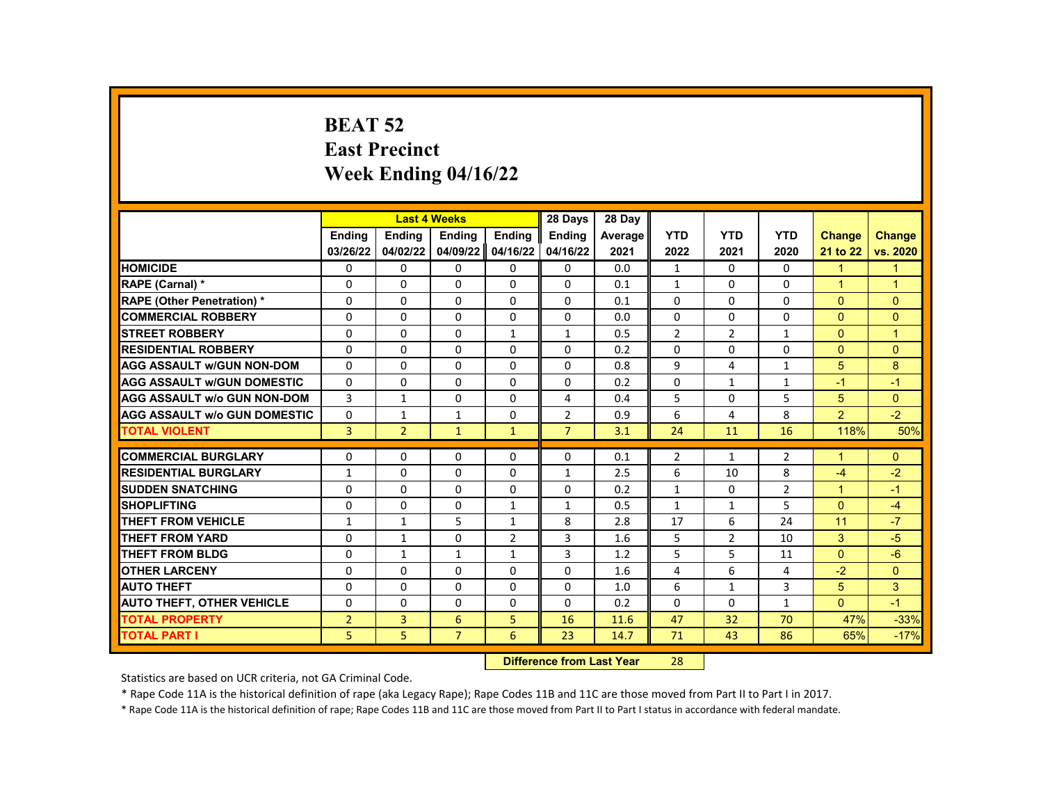# BEAT 52
# East Precinct
# Week Ending 04/16/22

| | Last 4 Weeks | | | | 28 Days | 28 Day | | | | | |
|---|---|---|---|---|---|---|---|---|---|---|---|
| | Ending 03/26/22 | Ending 04/02/22 | Ending 04/09/22 | Ending 04/16/22 | Ending 04/16/22 | Average 2021 | YTD 2022 | YTD 2021 | YTD 2020 | Change 21 to 22 | Change vs. 2020 |
| **HOMICIDE** | 0 | 0 | 0 | 0 | 0 | 0.0 | 1 | 0 | 0 | 1 | 1 |
| **RAPE (Carnal) *** | 0 | 0 | 0 | 0 | 0 | 0.1 | 1 | 0 | 0 | 1 | 1 |
| **RAPE (Other Penetration) *** | 0 | 0 | 0 | 0 | 0 | 0.1 | 0 | 0 | 0 | 0 | 0 |
| **COMMERCIAL ROBBERY** | 0 | 0 | 0 | 0 | 0 | 0.0 | 0 | 0 | 0 | 0 | 0 |
| **STREET ROBBERY** | 0 | 0 | 0 | 1 | 1 | 0.5 | 2 | 2 | 1 | 0 | 1 |
| **RESIDENTIAL ROBBERY** | 0 | 0 | 0 | 0 | 0 | 0.2 | 0 | 0 | 0 | 0 | 0 |
| **AGG ASSAULT w/GUN NON-DOM** | 0 | 0 | 0 | 0 | 0 | 0.8 | 9 | 4 | 1 | 5 | 8 |
| **AGG ASSAULT w/GUN DOMESTIC** | 0 | 0 | 0 | 0 | 0 | 0.2 | 0 | 1 | 1 | -1 | -1 |
| **AGG ASSAULT w/o GUN NON-DOM** | 3 | 1 | 0 | 0 | 4 | 0.4 | 5 | 0 | 5 | 5 | 0 |
| **AGG ASSAULT w/o GUN DOMESTIC** | 0 | 1 | 1 | 0 | 2 | 0.9 | 6 | 4 | 8 | 2 | -2 |
| **TOTAL VIOLENT** | 3 | 2 | 1 | 1 | 7 | 3.1 | 24 | 11 | 16 | 118% | 50% |
| **COMMERCIAL BURGLARY** | 0 | 0 | 0 | 0 | 0 | 0.1 | 2 | 1 | 2 | 1 | 0 |
| **RESIDENTIAL BURGLARY** | 1 | 0 | 0 | 0 | 1 | 2.5 | 6 | 10 | 8 | -4 | -2 |
| **SUDDEN SNATCHING** | 0 | 0 | 0 | 0 | 0 | 0.2 | 1 | 0 | 2 | 1 | -1 |
| **SHOPLIFTING** | 0 | 0 | 0 | 1 | 1 | 0.5 | 1 | 1 | 5 | 0 | -4 |
| **THEFT FROM VEHICLE** | 1 | 1 | 5 | 1 | 8 | 2.8 | 17 | 6 | 24 | 11 | -7 |
| **THEFT FROM YARD** | 0 | 1 | 0 | 2 | 3 | 1.6 | 5 | 2 | 10 | 3 | -5 |
| **THEFT FROM BLDG** | 0 | 1 | 1 | 1 | 3 | 1.2 | 5 | 5 | 11 | 0 | -6 |
| **OTHER LARCENY** | 0 | 0 | 0 | 0 | 0 | 1.6 | 4 | 6 | 4 | -2 | 0 |
| **AUTO THEFT** | 0 | 0 | 0 | 0 | 0 | 1.0 | 6 | 1 | 3 | 5 | 3 |
| **AUTO THEFT, OTHER VEHICLE** | 0 | 0 | 0 | 0 | 0 | 0.2 | 0 | 0 | 1 | 0 | -1 |
| **TOTAL PROPERTY** | 2 | 3 | 6 | 5 | 16 | 11.6 | 47 | 32 | 70 | 47% | -33% |
| **TOTAL PART I** | 5 | 5 | 7 | 6 | 23 | 14.7 | 71 | 43 | 86 | 65% | -17% |

**Difference from Last Year** 28

Statistics are based on UCR criteria, not GA Criminal Code.

* Rape Code 11A is the historical definition of rape (aka Legacy Rape); Rape Codes 11B and 11C are those moved from Part II to Part I in 2017.

* Rape Code 11A is the historical definition of rape; Rape Codes 11B and 11C are those moved from Part II to Part I status in accordance with federal mandate.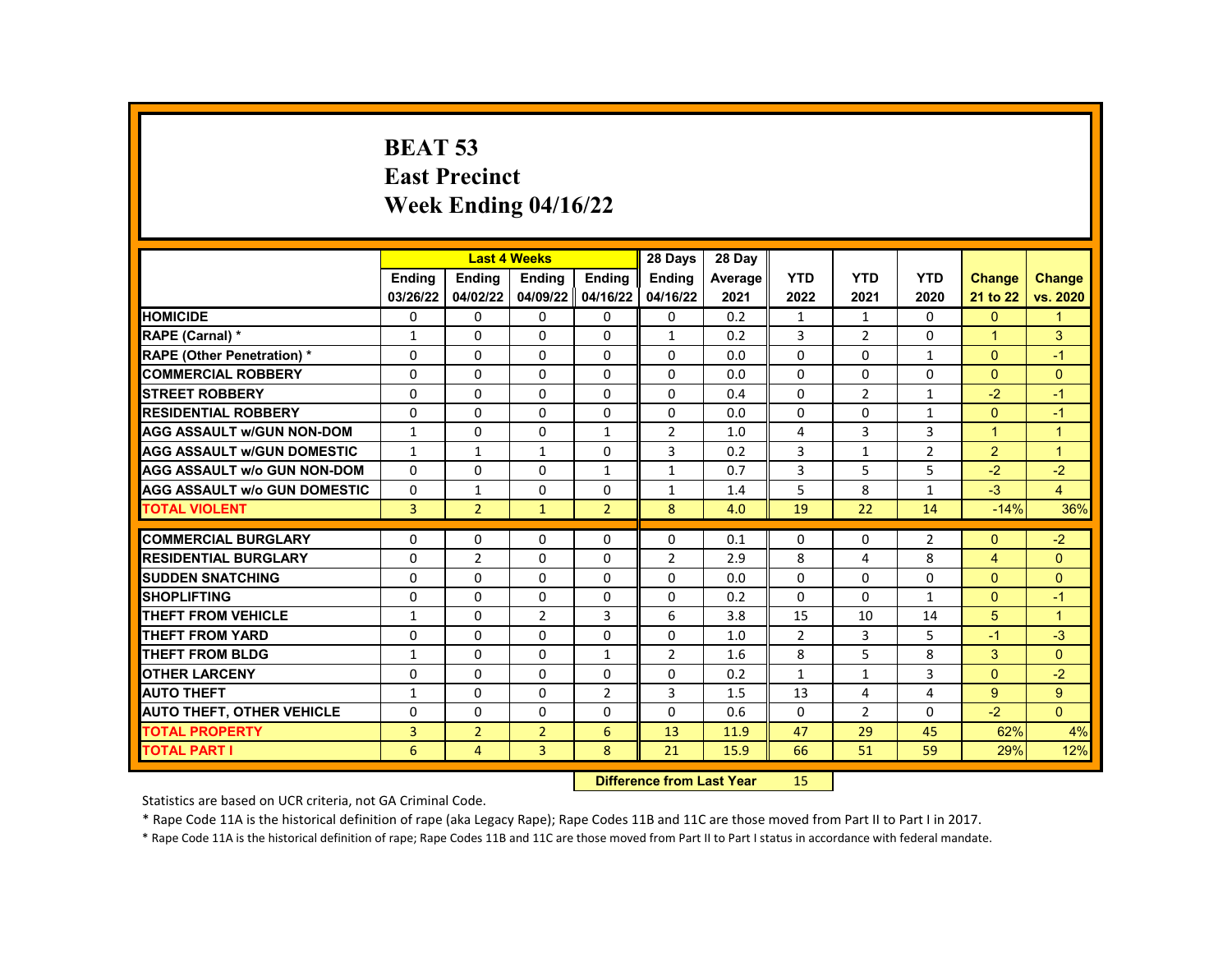# BEAT 53
# East Precinct
# Week Ending 04/16/22

| | Last 4 Weeks | | | | 28 Days | 28 Day | | | | | |
|---|---|---|---|---|---|---|---|---|---|---|---|
| | Ending 03/26/22 | Ending 04/02/22 | Ending 04/09/22 | Ending 04/16/22 | Ending 04/16/22 | Average 2021 | YTD 2022 | YTD 2021 | YTD 2020 | Change 21 to 22 | Change vs. 2020 |
| HOMICIDE | 0 | 0 | 0 | 0 | 0 | 0.2 | 1 | 1 | 0 | 0 | 1 |
| RAPE (Carnal) * | 1 | 0 | 0 | 0 | 1 | 0.2 | 3 | 2 | 0 | 1 | 3 |
| RAPE (Other Penetration) * | 0 | 0 | 0 | 0 | 0 | 0.0 | 0 | 0 | 1 | 0 | -1 |
| COMMERCIAL ROBBERY | 0 | 0 | 0 | 0 | 0 | 0.0 | 0 | 0 | 0 | 0 | 0 |
| STREET ROBBERY | 0 | 0 | 0 | 0 | 0 | 0.4 | 0 | 2 | 1 | -2 | -1 |
| RESIDENTIAL ROBBERY | 0 | 0 | 0 | 0 | 0 | 0.0 | 0 | 0 | 1 | 0 | -1 |
| AGG ASSAULT w/GUN NON-DOM | 1 | 0 | 0 | 1 | 2 | 1.0 | 4 | 3 | 3 | 1 | 1 |
| AGG ASSAULT w/GUN DOMESTIC | 1 | 1 | 1 | 0 | 3 | 0.2 | 3 | 1 | 2 | 2 | 1 |
| AGG ASSAULT w/o GUN NON-DOM | 0 | 0 | 0 | 1 | 1 | 0.7 | 3 | 5 | 5 | -2 | -2 |
| AGG ASSAULT w/o GUN DOMESTIC | 0 | 1 | 0 | 0 | 1 | 1.4 | 5 | 8 | 1 | -3 | 4 |
| TOTAL VIOLENT | 3 | 2 | 1 | 2 | 8 | 4.0 | 19 | 22 | 14 | -14% | 36% |
| COMMERCIAL BURGLARY | 0 | 0 | 0 | 0 | 0 | 0.1 | 0 | 0 | 2 | 0 | -2 |
| RESIDENTIAL BURGLARY | 0 | 2 | 0 | 0 | 2 | 2.9 | 8 | 4 | 8 | 4 | 0 |
| SUDDEN SNATCHING | 0 | 0 | 0 | 0 | 0 | 0.0 | 0 | 0 | 0 | 0 | 0 |
| SHOPLIFTING | 0 | 0 | 0 | 0 | 0 | 0.2 | 0 | 0 | 1 | 0 | -1 |
| THEFT FROM VEHICLE | 1 | 0 | 2 | 3 | 6 | 3.8 | 15 | 10 | 14 | 5 | 1 |
| THEFT FROM YARD | 0 | 0 | 0 | 0 | 0 | 1.0 | 2 | 3 | 5 | -1 | -3 |
| THEFT FROM BLDG | 1 | 0 | 0 | 1 | 2 | 1.6 | 8 | 5 | 8 | 3 | 0 |
| OTHER LARCENY | 0 | 0 | 0 | 0 | 0 | 0.2 | 1 | 1 | 3 | 0 | -2 |
| AUTO THEFT | 1 | 0 | 0 | 2 | 3 | 1.5 | 13 | 4 | 4 | 9 | 9 |
| AUTO THEFT, OTHER VEHICLE | 0 | 0 | 0 | 0 | 0 | 0.6 | 0 | 2 | 0 | -2 | 0 |
| TOTAL PROPERTY | 3 | 2 | 2 | 6 | 13 | 11.9 | 47 | 29 | 45 | 62% | 4% |
| TOTAL PART I | 6 | 4 | 3 | 8 | 21 | 15.9 | 66 | 51 | 59 | 29% | 12% |

**Difference from Last Year** 15

Statistics are based on UCR criteria, not GA Criminal Code.

* Rape Code 11A is the historical definition of rape (aka Legacy Rape); Rape Codes 11B and 11C are those moved from Part II to Part I in 2017.

* Rape Code 11A is the historical definition of rape; Rape Codes 11B and 11C are those moved from Part II to Part I status in accordance with federal mandate.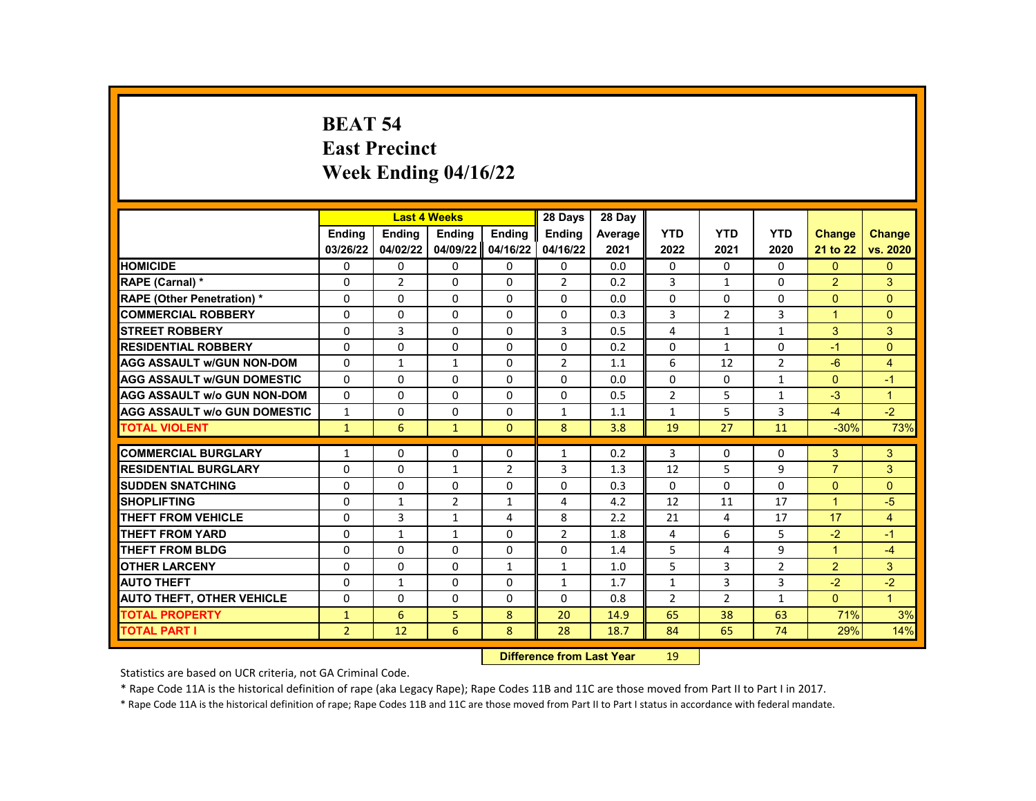# BEAT 54
# East Precinct
# Week Ending 04/16/22

| | Last 4 Weeks | | | | 28 Days | 28 Day | | | | | |
|---|---|---|---|---|---|---|---|---|---|---|---|
| | Ending 03/26/22 | Ending 04/02/22 | Ending 04/09/22 | Ending 04/16/22 | Ending 04/16/22 | Average 2021 | YTD 2022 | YTD 2021 | YTD 2020 | Change 21 to 22 | Change vs. 2020 |
| HOMICIDE | 0 | 0 | 0 | 0 | 0 | 0.0 | 0 | 0 | 0 | 0 | 0 |
| RAPE (Carnal) * | 0 | 2 | 0 | 0 | 2 | 0.2 | 3 | 1 | 0 | 2 | 3 |
| RAPE (Other Penetration) * | 0 | 0 | 0 | 0 | 0 | 0.0 | 0 | 0 | 0 | 0 | 0 |
| COMMERCIAL ROBBERY | 0 | 0 | 0 | 0 | 0 | 0.3 | 3 | 2 | 3 | 1 | 0 |
| STREET ROBBERY | 0 | 3 | 0 | 0 | 3 | 0.5 | 4 | 1 | 1 | 3 | 3 |
| RESIDENTIAL ROBBERY | 0 | 0 | 0 | 0 | 0 | 0.2 | 0 | 1 | 0 | -1 | 0 |
| AGG ASSAULT w/GUN NON-DOM | 0 | 1 | 1 | 0 | 2 | 1.1 | 6 | 12 | 2 | -6 | 4 |
| AGG ASSAULT w/GUN DOMESTIC | 0 | 0 | 0 | 0 | 0 | 0.0 | 0 | 0 | 1 | 0 | -1 |
| AGG ASSAULT w/o GUN NON-DOM | 0 | 0 | 0 | 0 | 0 | 0.5 | 2 | 5 | 1 | -3 | 1 |
| AGG ASSAULT w/o GUN DOMESTIC | 1 | 0 | 0 | 0 | 1 | 1.1 | 1 | 5 | 3 | -4 | -2 |
| TOTAL VIOLENT | 1 | 6 | 1 | 0 | 8 | 3.8 | 19 | 27 | 11 | -30% | 73% |
| COMMERCIAL BURGLARY | 1 | 0 | 0 | 0 | 1 | 0.2 | 3 | 0 | 0 | 3 | 3 |
| RESIDENTIAL BURGLARY | 0 | 0 | 1 | 2 | 3 | 1.3 | 12 | 5 | 9 | 7 | 3 |
| SUDDEN SNATCHING | 0 | 0 | 0 | 0 | 0 | 0.3 | 0 | 0 | 0 | 0 | 0 |
| SHOPLIFTING | 0 | 1 | 2 | 1 | 4 | 4.2 | 12 | 11 | 17 | 1 | -5 |
| THEFT FROM VEHICLE | 0 | 3 | 1 | 4 | 8 | 2.2 | 21 | 4 | 17 | 17 | 4 |
| THEFT FROM YARD | 0 | 1 | 1 | 0 | 2 | 1.8 | 4 | 6 | 5 | -2 | -1 |
| THEFT FROM BLDG | 0 | 0 | 0 | 0 | 0 | 1.4 | 5 | 4 | 9 | 1 | -4 |
| OTHER LARCENY | 0 | 0 | 0 | 1 | 1 | 1.0 | 5 | 3 | 2 | 2 | 3 |
| AUTO THEFT | 0 | 1 | 0 | 0 | 1 | 1.7 | 1 | 3 | 3 | -2 | -2 |
| AUTO THEFT, OTHER VEHICLE | 0 | 0 | 0 | 0 | 0 | 0.8 | 2 | 2 | 1 | 0 | 1 |
| TOTAL PROPERTY | 1 | 6 | 5 | 8 | 20 | 14.9 | 65 | 38 | 63 | 71% | 3% |
| TOTAL PART I | 2 | 12 | 6 | 8 | 28 | 18.7 | 84 | 65 | 74 | 29% | 14% |

**Difference from Last Year** 19

Statistics are based on UCR criteria, not GA Criminal Code.

* Rape Code 11A is the historical definition of rape (aka Legacy Rape); Rape Codes 11B and 11C are those moved from Part II to Part I in 2017.

* Rape Code 11A is the historical definition of rape; Rape Codes 11B and 11C are those moved from Part II to Part I status in accordance with federal mandate.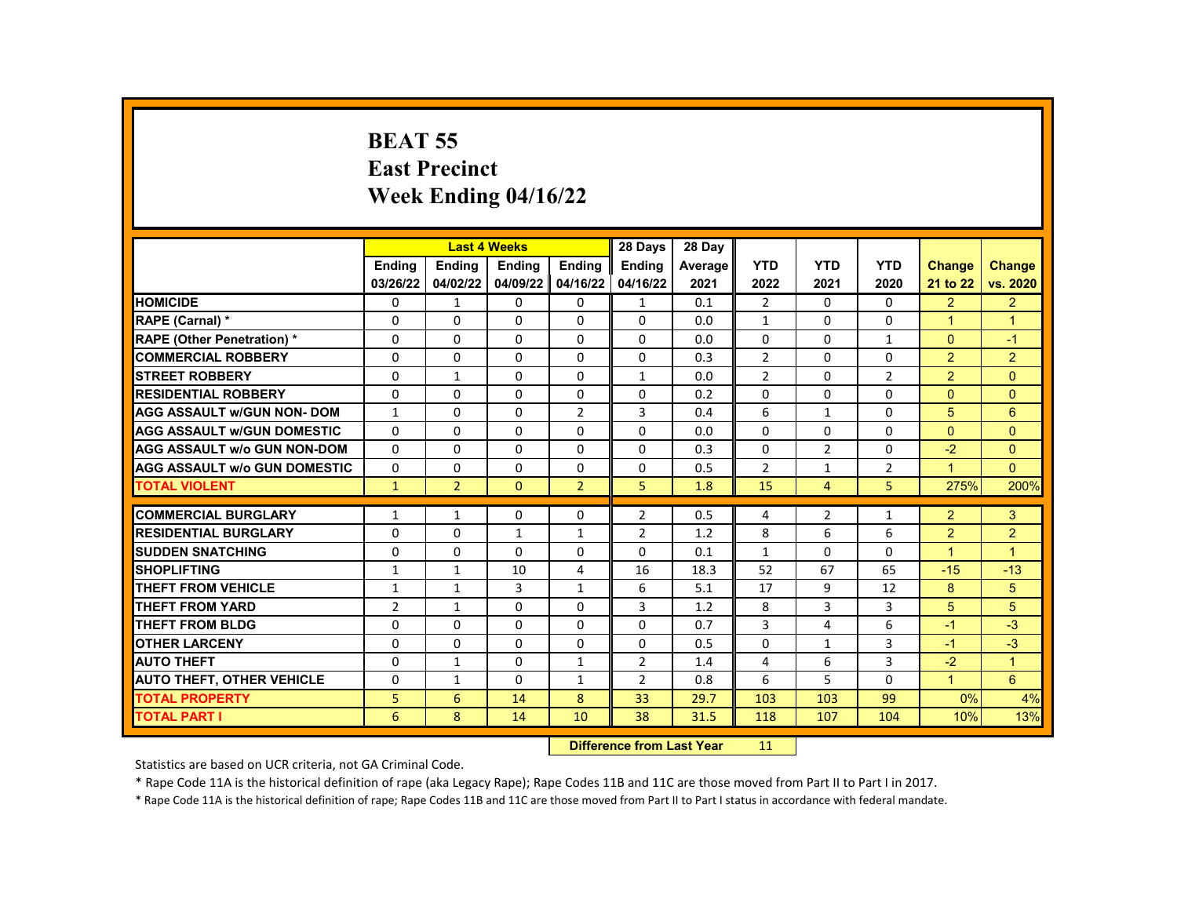# BEAT 55
## East Precinct
## Week Ending 04/16/22

| | Last 4 Weeks | | | | 28 Days | 28 Day | | | | | |
|---|---|---|---|---|---|---|---|---|---|---|---|
| | Ending 03/26/22 | Ending 04/02/22 | Ending 04/09/22 | Ending 04/16/22 | Ending 04/16/22 | Average 2021 | YTD 2022 | YTD 2021 | YTD 2020 | Change 21 to 22 | Change vs. 2020 |
| HOMICIDE | 0 | 1 | 0 | 0 | 1 | 0.1 | 2 | 0 | 0 | 2 | 2 |
| RAPE (Carnal) * | 0 | 0 | 0 | 0 | 0 | 0.0 | 1 | 0 | 0 | 1 | 1 |
| RAPE (Other Penetration) * | 0 | 0 | 0 | 0 | 0 | 0.0 | 0 | 0 | 1 | 0 | -1 |
| COMMERCIAL ROBBERY | 0 | 0 | 0 | 0 | 0 | 0.3 | 2 | 0 | 0 | 2 | 2 |
| STREET ROBBERY | 0 | 1 | 0 | 0 | 1 | 0.0 | 2 | 0 | 2 | 2 | 0 |
| RESIDENTIAL ROBBERY | 0 | 0 | 0 | 0 | 0 | 0.2 | 0 | 0 | 0 | 0 | 0 |
| AGG ASSAULT w/GUN NON- DOM | 1 | 0 | 0 | 2 | 3 | 0.4 | 6 | 1 | 0 | 5 | 6 |
| AGG ASSAULT w/GUN DOMESTIC | 0 | 0 | 0 | 0 | 0 | 0.0 | 0 | 0 | 0 | 0 | 0 |
| AGG ASSAULT w/o GUN NON-DOM | 0 | 0 | 0 | 0 | 0 | 0.3 | 0 | 2 | 0 | -2 | 0 |
| AGG ASSAULT w/o GUN DOMESTIC | 0 | 0 | 0 | 0 | 0 | 0.5 | 2 | 1 | 2 | 1 | 0 |
| TOTAL VIOLENT | 1 | 2 | 0 | 2 | 5 | 1.8 | 15 | 4 | 5 | 275% | 200% |
| COMMERCIAL BURGLARY | 1 | 1 | 0 | 0 | 2 | 0.5 | 4 | 2 | 1 | 2 | 3 |
| RESIDENTIAL BURGLARY | 0 | 0 | 1 | 1 | 2 | 1.2 | 8 | 6 | 6 | 2 | 2 |
| SUDDEN SNATCHING | 0 | 0 | 0 | 0 | 0 | 0.1 | 1 | 0 | 0 | 1 | 1 |
| SHOPLIFTING | 1 | 1 | 10 | 4 | 16 | 18.3 | 52 | 67 | 65 | -15 | -13 |
| THEFT FROM VEHICLE | 1 | 1 | 3 | 1 | 6 | 5.1 | 17 | 9 | 12 | 8 | 5 |
| THEFT FROM YARD | 2 | 1 | 0 | 0 | 3 | 1.2 | 8 | 3 | 3 | 5 | 5 |
| THEFT FROM BLDG | 0 | 0 | 0 | 0 | 0 | 0.7 | 3 | 4 | 6 | -1 | -3 |
| OTHER LARCENY | 0 | 0 | 0 | 0 | 0 | 0.5 | 0 | 1 | 3 | -1 | -3 |
| AUTO THEFT | 0 | 1 | 0 | 1 | 2 | 1.4 | 4 | 6 | 3 | -2 | 1 |
| AUTO THEFT, OTHER VEHICLE | 0 | 1 | 0 | 1 | 2 | 0.8 | 6 | 5 | 0 | 1 | 6 |
| TOTAL PROPERTY | 5 | 6 | 14 | 8 | 33 | 29.7 | 103 | 103 | 99 | 0% | 4% |
| TOTAL PART I | 6 | 8 | 14 | 10 | 38 | 31.5 | 118 | 107 | 104 | 10% | 13% |

**Difference from Last Year** 11

Statistics are based on UCR criteria, not GA Criminal Code.

* Rape Code 11A is the historical definition of rape (aka Legacy Rape); Rape Codes 11B and 11C are those moved from Part II to Part I in 2017.

* Rape Code 11A is the historical definition of rape; Rape Codes 11B and 11C are those moved from Part II to Part I status in accordance with federal mandate.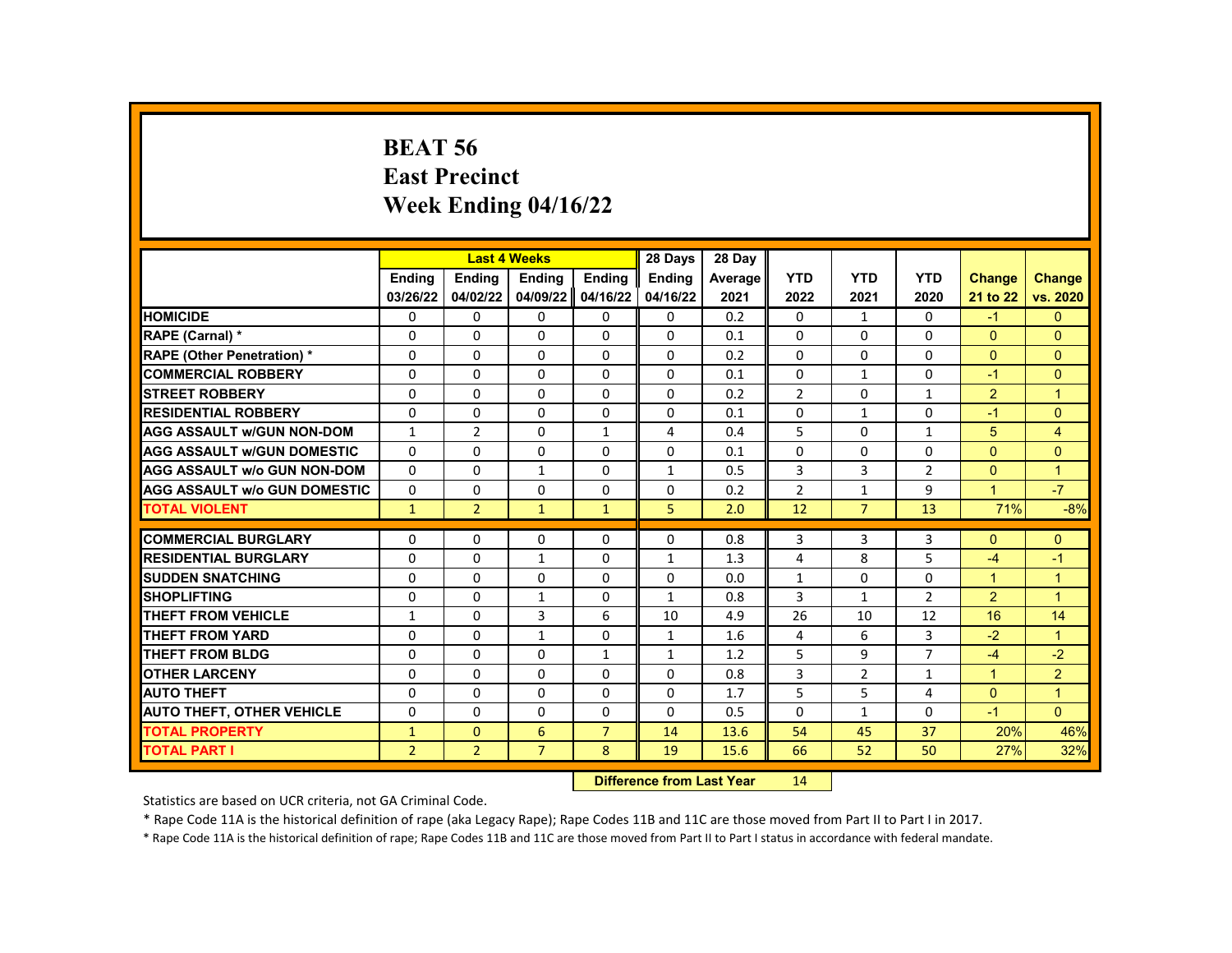# BEAT 56
# East Precinct
# Week Ending 04/16/22

| | Last 4 Weeks | | | | 28 Days | 28 Day | | | | | |
|---|---|---|---|---|---|---|---|---|---|---|---|
| | Ending 03/26/22 | Ending 04/02/22 | Ending 04/09/22 | Ending 04/16/22 | Ending 04/16/22 | Average 2021 | YTD 2022 | YTD 2021 | YTD 2020 | Change 21 to 22 | Change vs. 2020 |
| HOMICIDE | 0 | 0 | 0 | 0 | 0 | 0.2 | 0 | 1 | 0 | -1 | 0 |
| RAPE (Carnal) * | 0 | 0 | 0 | 0 | 0 | 0.1 | 0 | 0 | 0 | 0 | 0 |
| RAPE (Other Penetration) * | 0 | 0 | 0 | 0 | 0 | 0.2 | 0 | 0 | 0 | 0 | 0 |
| COMMERCIAL ROBBERY | 0 | 0 | 0 | 0 | 0 | 0.1 | 0 | 1 | 0 | -1 | 0 |
| STREET ROBBERY | 0 | 0 | 0 | 0 | 0 | 0.2 | 2 | 0 | 1 | 2 | 1 |
| RESIDENTIAL ROBBERY | 0 | 0 | 0 | 0 | 0 | 0.1 | 0 | 1 | 0 | -1 | 0 |
| AGG ASSAULT w/GUN NON-DOM | 1 | 2 | 0 | 1 | 4 | 0.4 | 5 | 0 | 1 | 5 | 4 |
| AGG ASSAULT w/GUN DOMESTIC | 0 | 0 | 0 | 0 | 0 | 0.1 | 0 | 0 | 0 | 0 | 0 |
| AGG ASSAULT w/o GUN NON-DOM | 0 | 0 | 1 | 0 | 1 | 0.5 | 3 | 3 | 2 | 0 | 1 |
| AGG ASSAULT w/o GUN DOMESTIC | 0 | 0 | 0 | 0 | 0 | 0.2 | 2 | 1 | 9 | 1 | -7 |
| TOTAL VIOLENT | 1 | 2 | 1 | 1 | 5 | 2.0 | 12 | 7 | 13 | 71% | -8% |
| COMMERCIAL BURGLARY | 0 | 0 | 0 | 0 | 0 | 0.8 | 3 | 3 | 3 | 0 | 0 |
| RESIDENTIAL BURGLARY | 0 | 0 | 1 | 0 | 1 | 1.3 | 4 | 8 | 5 | -4 | -1 |
| SUDDEN SNATCHING | 0 | 0 | 0 | 0 | 0 | 0.0 | 1 | 0 | 0 | 1 | 1 |
| SHOPLIFTING | 0 | 0 | 1 | 0 | 1 | 0.8 | 3 | 1 | 2 | 2 | 1 |
| THEFT FROM VEHICLE | 1 | 0 | 3 | 6 | 10 | 4.9 | 26 | 10 | 12 | 16 | 14 |
| THEFT FROM YARD | 0 | 0 | 1 | 0 | 1 | 1.6 | 4 | 6 | 3 | -2 | 1 |
| THEFT FROM BLDG | 0 | 0 | 0 | 1 | 1 | 1.2 | 5 | 9 | 7 | -4 | -2 |
| OTHER LARCENY | 0 | 0 | 0 | 0 | 0 | 0.8 | 3 | 2 | 1 | 1 | 2 |
| AUTO THEFT | 0 | 0 | 0 | 0 | 0 | 1.7 | 5 | 5 | 4 | 0 | 1 |
| AUTO THEFT, OTHER VEHICLE | 0 | 0 | 0 | 0 | 0 | 0.5 | 0 | 1 | 0 | -1 | 0 |
| TOTAL PROPERTY | 1 | 0 | 6 | 7 | 14 | 13.6 | 54 | 45 | 37 | 20% | 46% |
| TOTAL PART I | 2 | 2 | 7 | 8 | 19 | 15.6 | 66 | 52 | 50 | 27% | 32% |

**Difference from Last Year** 14

Statistics are based on UCR criteria, not GA Criminal Code.

* Rape Code 11A is the historical definition of rape (aka Legacy Rape); Rape Codes 11B and 11C are those moved from Part II to Part I in 2017.

* Rape Code 11A is the historical definition of rape; Rape Codes 11B and 11C are those moved from Part II to Part I status in accordance with federal mandate.